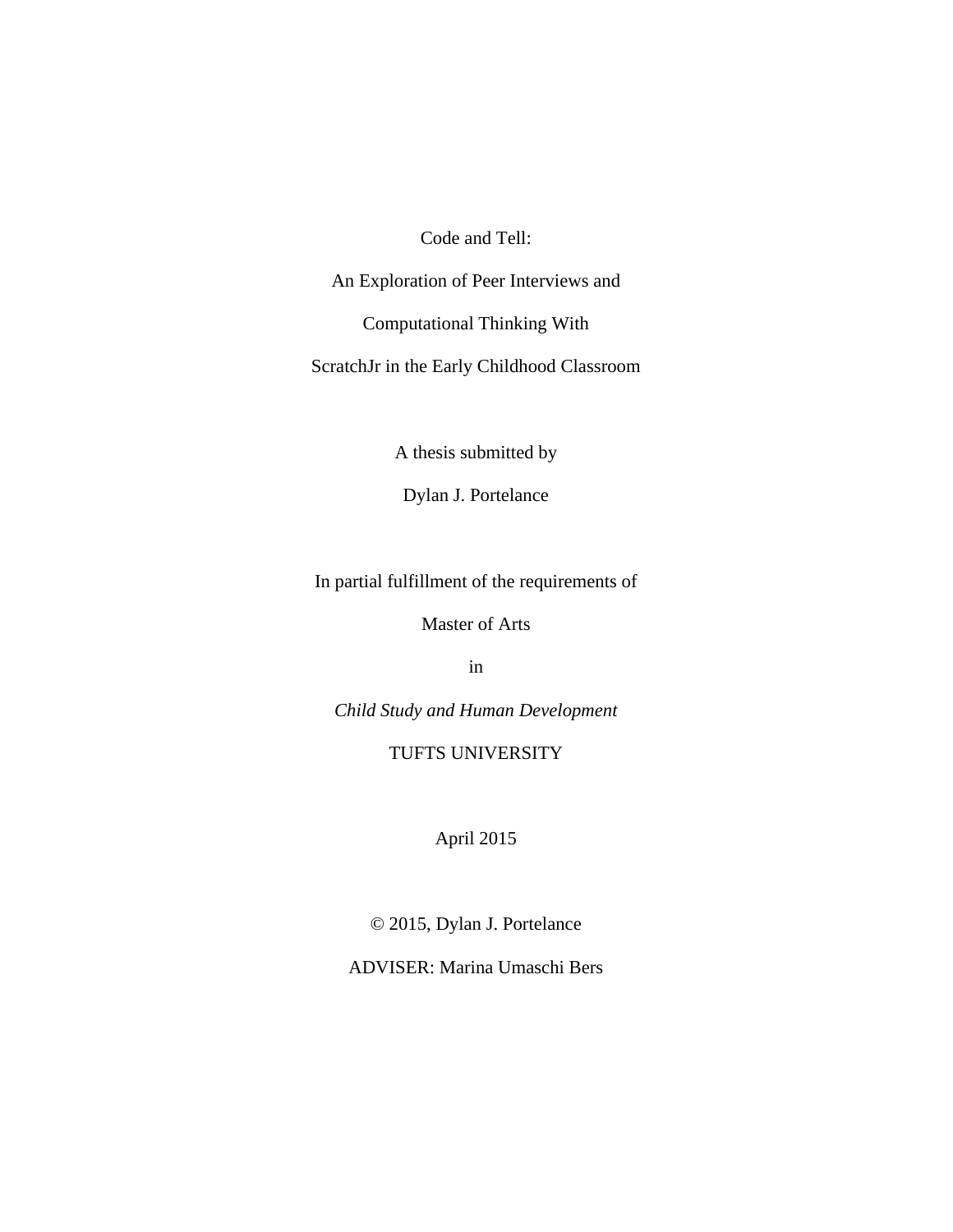# Code and Tell:

# An Exploration of Peer Interviews and Computational Thinking With ScratchJr in the Early Childhood Classroom

A thesis submitted by

Dylan J. Portelance

In partial fulfillment of the requirements of

Master of Arts

in

*Child Study and Human Development*

TUFTS UNIVERSITY

April 2015

© 2015, Dylan J. Portelance

ADVISER: Marina Umaschi Bers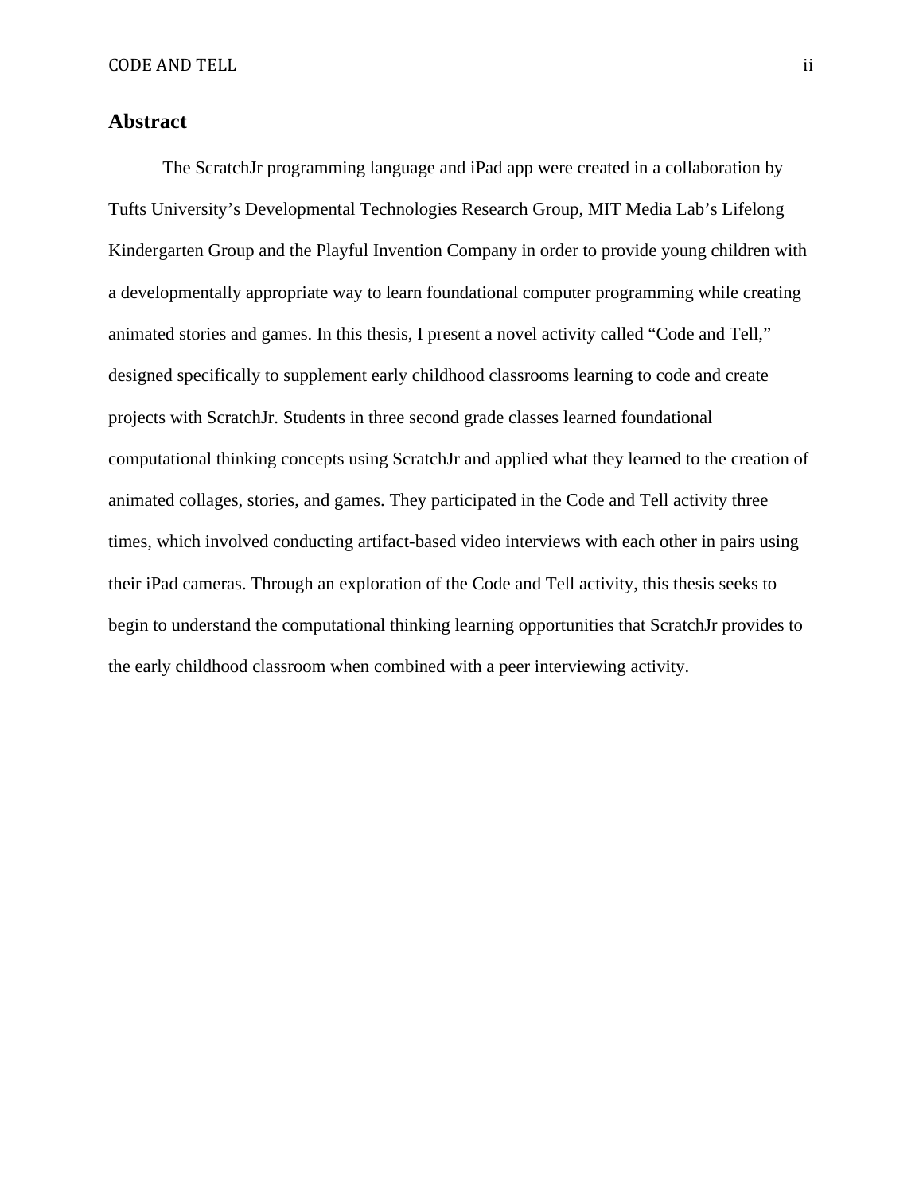## Abstract

The ScratchJr programming language and iPad app were created in a collaboration by Tufts University's Developmental Technologies Research Group, MIT Media Lab's Lifelong Kindergarten Group and the Playful Invention Company in order to provide young children with a developmentally appropriate way to learn foundational computer programming while creating animated stories and games. In this thesis, I present a novel activity called "Code and Tell," designed specifically to supplement early childhood classrooms learning to code and create projects with ScratchJr. Students in three second grade classes learned foundational computational thinking concepts using ScratchJr and applied what they learned to the creation of animated collages, stories, and games. They participated in the Code and Tell activity three times, which involved conducting artifact-based video interviews with each other in pairs using their iPad cameras. Through an exploration of the Code and Tell activity, this thesis seeks to begin to understand the computational thinking learning opportunities that ScratchJr provides to the early childhood classroom when combined with a peer interviewing activity.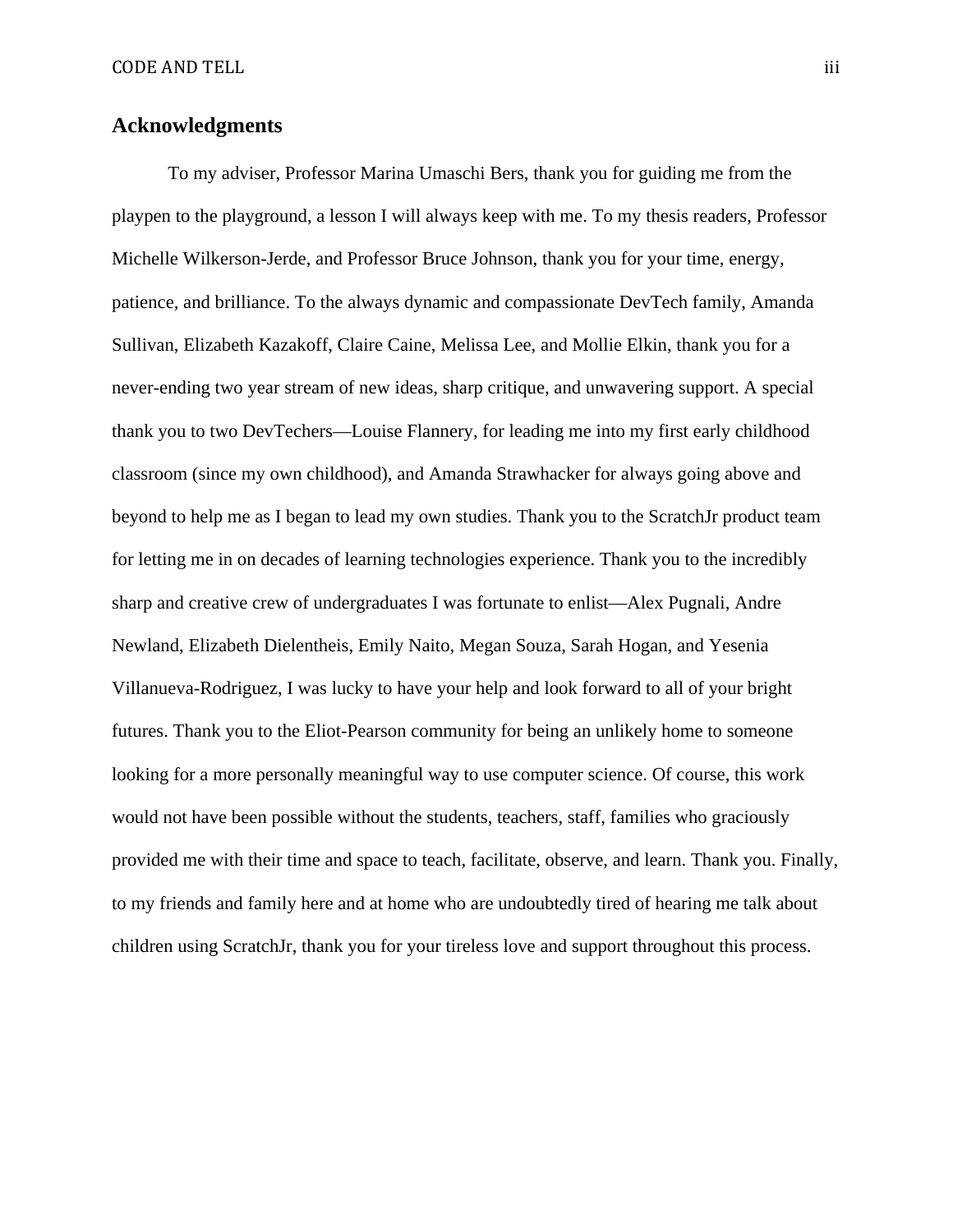## Acknowledgments

To my adviser, Professor Marina Umaschi Bers, thank you for guiding me from the playpen to the playground, a lesson I will always keep with me. To my thesis readers, Professor Michelle Wilkerson-Jerde, and Professor Bruce Johnson, thank you for your time, energy, patience, and brilliance. To the always dynamic and compassionate DevTech family, Amanda Sullivan, Elizabeth Kazakoff, Claire Caine, Melissa Lee, and Mollie Elkin, thank you for a never-ending two year stream of new ideas, sharp critique, and unwavering support. A special thank you to two DevTechers—Louise Flannery, for leading me into my first early childhood classroom (since my own childhood), and Amanda Strawhacker for always going above and beyond to help me as I began to lead my own studies. Thank you to the ScratchJr product team for letting me in on decades of learning technologies experience. Thank you to the incredibly sharp and creative crew of undergraduates I was fortunate to enlist—Alex Pugnali, Andre Newland, Elizabeth Dielentheis, Emily Naito, Megan Souza, Sarah Hogan, and Yesenia Villanueva-Rodriguez, I was lucky to have your help and look forward to all of your bright futures. Thank you to the Eliot-Pearson community for being an unlikely home to someone looking for a more personally meaningful way to use computer science. Of course, this work would not have been possible without the students, teachers, staff, families who graciously provided me with their time and space to teach, facilitate, observe, and learn. Thank you. Finally, to my friends and family here and at home who are undoubtedly tired of hearing me talk about children using ScratchJr, thank you for your tireless love and support throughout this process.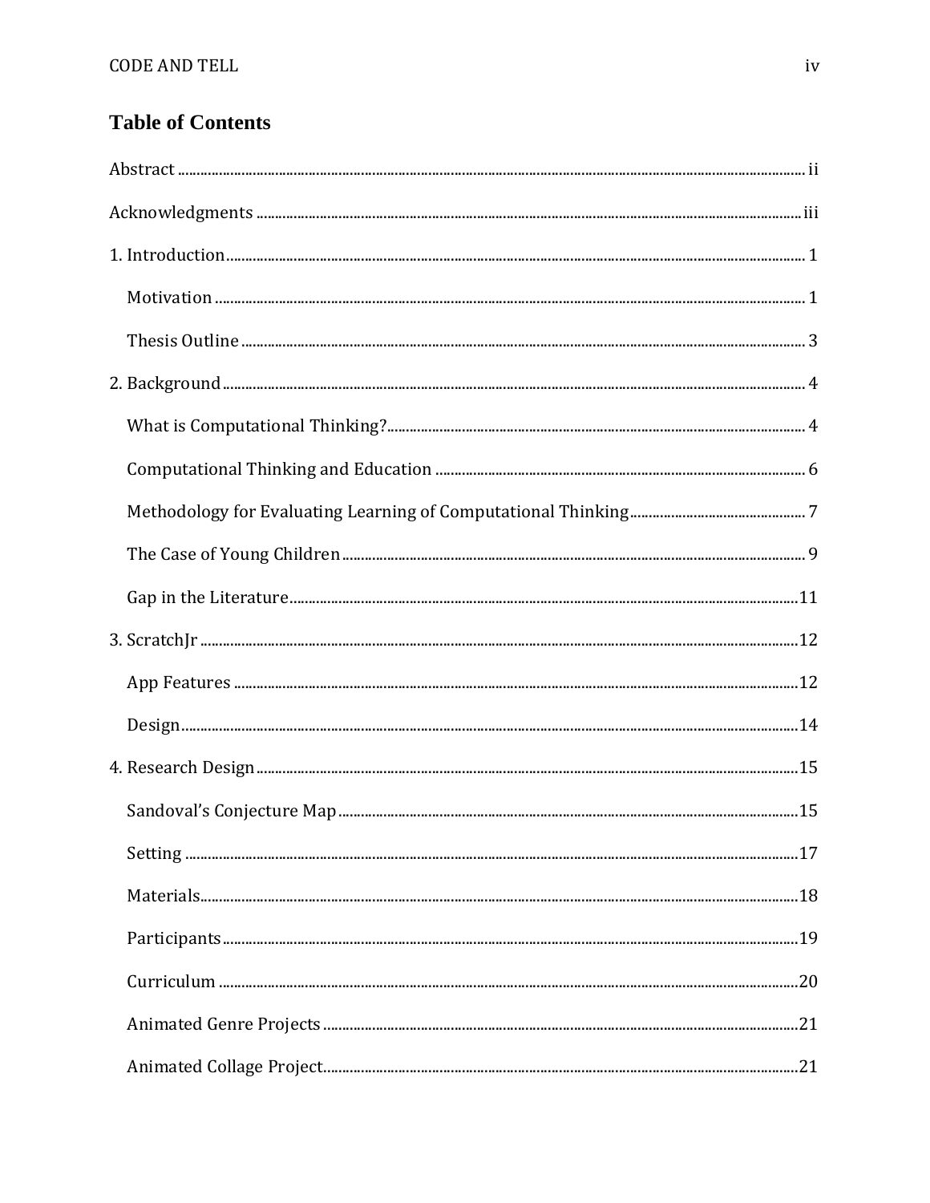# Table of Contents

Abstract ........ ii

Acknowledgments ........ iii

1. Introduction ........ 1

   Motivation ........ 1

   Thesis Outline ........ 3

2. Background ........ 4

   What is Computational Thinking? ........ 4

   Computational Thinking and Education ........ 6

   Methodology for Evaluating Learning of Computational Thinking ........ 7

   The Case of Young Children ........ 9

   Gap in the Literature ........ 11

3. ScratchJr ........ 12

   App Features ........ 12

   Design ........ 14

4. Research Design ........ 15

   Sandoval's Conjecture Map ........ 15

   Setting ........ 17

   Materials ........ 18

   Participants ........ 19

   Curriculum ........ 20

   Animated Genre Projects ........ 21

   Animated Collage Project ........ 21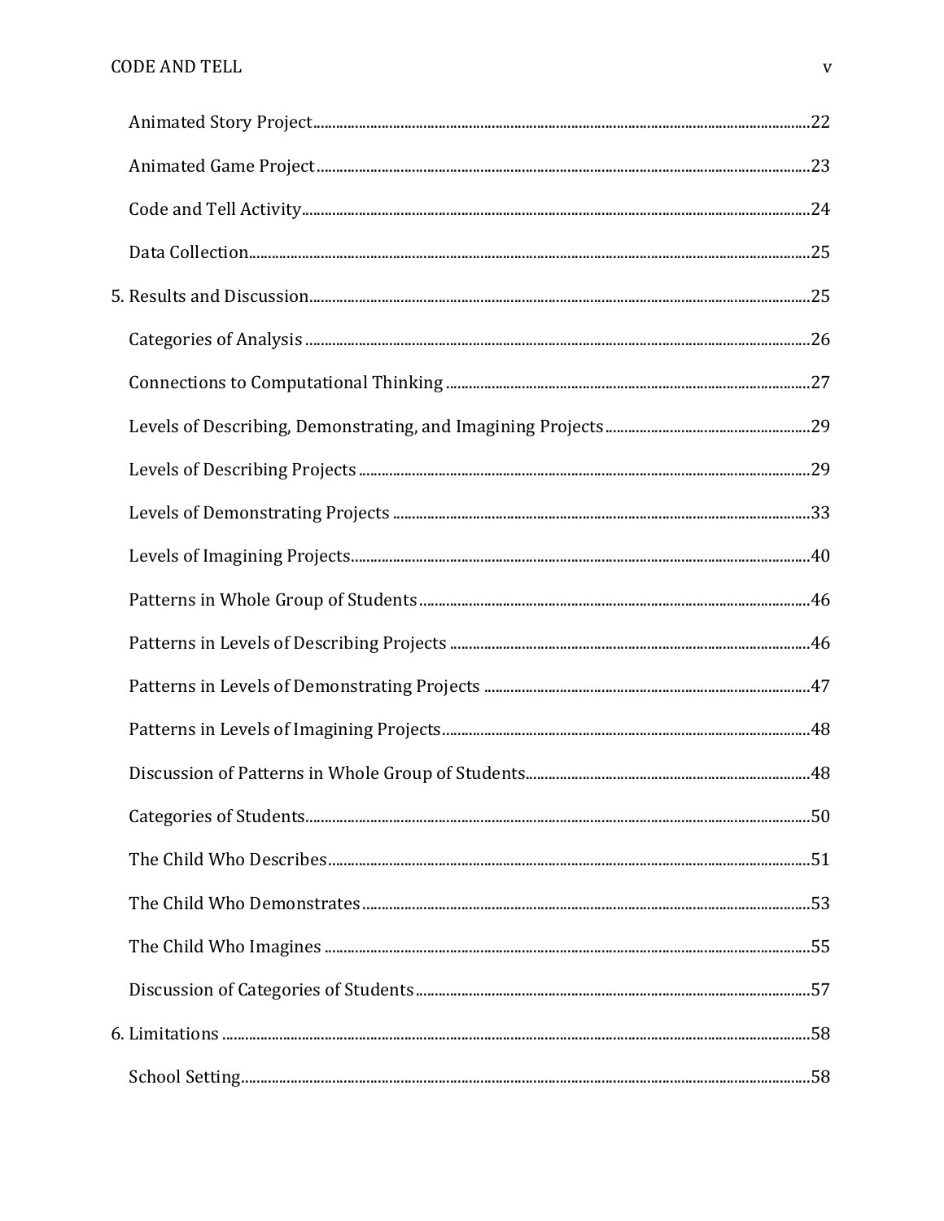Animated Story Project ........................................................................................................................22

Animated Game Project ........................................................................................................................23

Code and Tell Activity ........................................................................................................................24

Data Collection ........................................................................................................................25

5. Results and Discussion ........................................................................................................................25

Categories of Analysis ........................................................................................................................26

Connections to Computational Thinking ........................................................................................................................27

Levels of Describing, Demonstrating, and Imagining Projects ........................................................................................................................29

Levels of Describing Projects ........................................................................................................................29

Levels of Demonstrating Projects ........................................................................................................................33

Levels of Imagining Projects ........................................................................................................................40

Patterns in Whole Group of Students ........................................................................................................................46

Patterns in Levels of Describing Projects ........................................................................................................................46

Patterns in Levels of Demonstrating Projects ........................................................................................................................47

Patterns in Levels of Imagining Projects ........................................................................................................................48

Discussion of Patterns in Whole Group of Students ........................................................................................................................48

Categories of Students ........................................................................................................................50

The Child Who Describes ........................................................................................................................51

The Child Who Demonstrates ........................................................................................................................53

The Child Who Imagines ........................................................................................................................55

Discussion of Categories of Students ........................................................................................................................57

6. Limitations ........................................................................................................................58

School Setting ........................................................................................................................58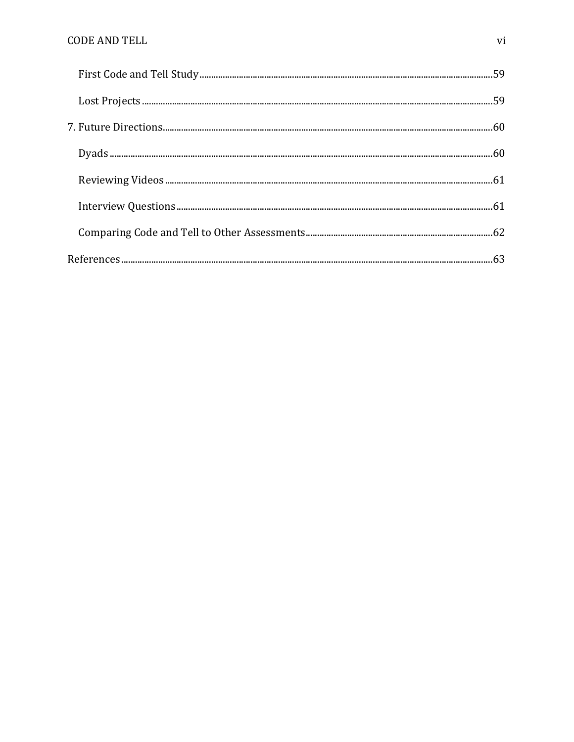First Code and Tell Study ........................................................................................................................59

Lost Projects ...................................................................................................................................................59

7. Future Directions...........................................................................................................................................60

Dyads .................................................................................................................................................................60

Reviewing Videos ..........................................................................................................................................61

Interview Questions.......................................................................................................................................61

Comparing Code and Tell to Other Assessments................................................................................62

References .............................................................................................................................................................63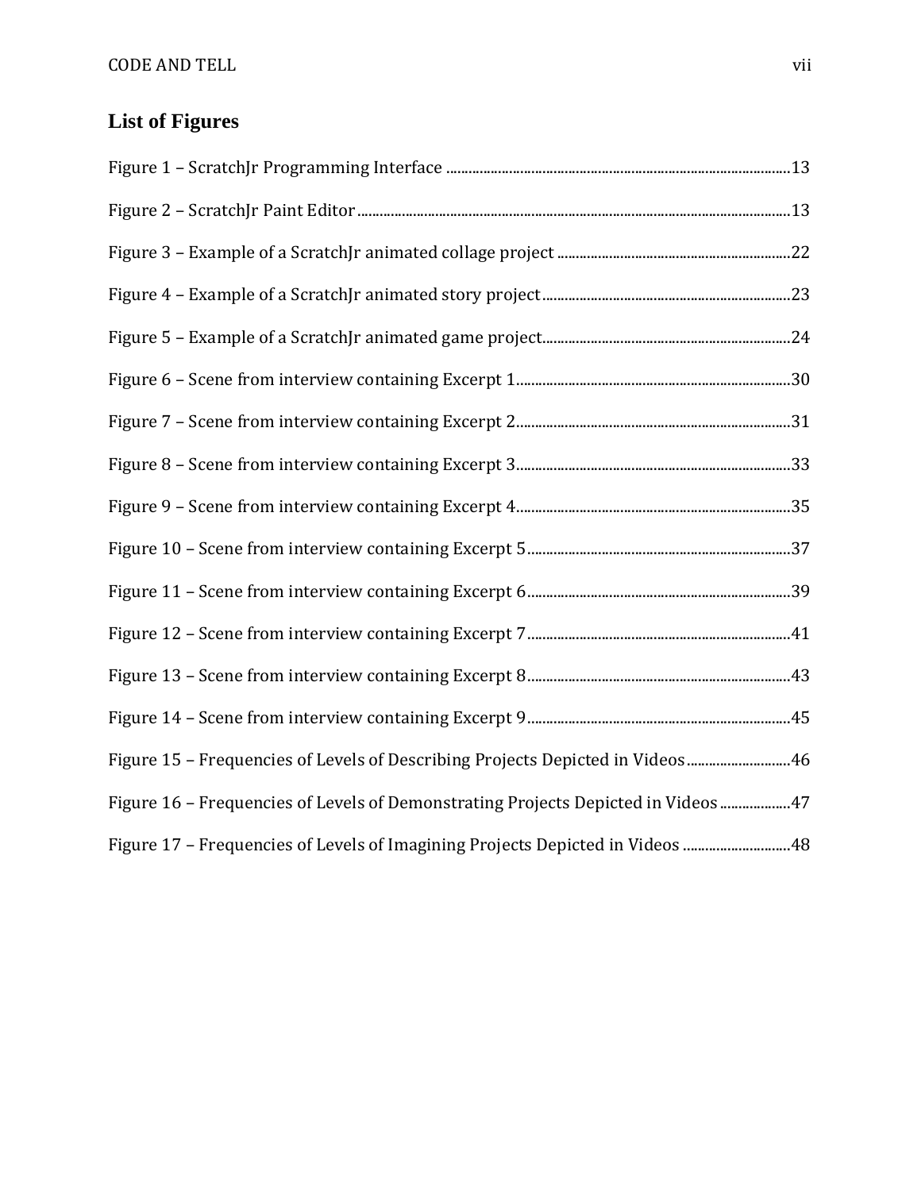## List of Figures

Figure 1 – ScratchJr Programming Interface ......13

Figure 2 – ScratchJr Paint Editor ......13

Figure 3 – Example of a ScratchJr animated collage project ......22

Figure 4 – Example of a ScratchJr animated story project ......23

Figure 5 – Example of a ScratchJr animated game project ......24

Figure 6 – Scene from interview containing Excerpt 1 ......30

Figure 7 – Scene from interview containing Excerpt 2 ......31

Figure 8 – Scene from interview containing Excerpt 3 ......33

Figure 9 – Scene from interview containing Excerpt 4 ......35

Figure 10 – Scene from interview containing Excerpt 5 ......37

Figure 11 – Scene from interview containing Excerpt 6 ......39

Figure 12 – Scene from interview containing Excerpt 7 ......41

Figure 13 – Scene from interview containing Excerpt 8 ......43

Figure 14 – Scene from interview containing Excerpt 9 ......45

Figure 15 – Frequencies of Levels of Describing Projects Depicted in Videos ......46

Figure 16 – Frequencies of Levels of Demonstrating Projects Depicted in Videos ......47

Figure 17 – Frequencies of Levels of Imagining Projects Depicted in Videos ......48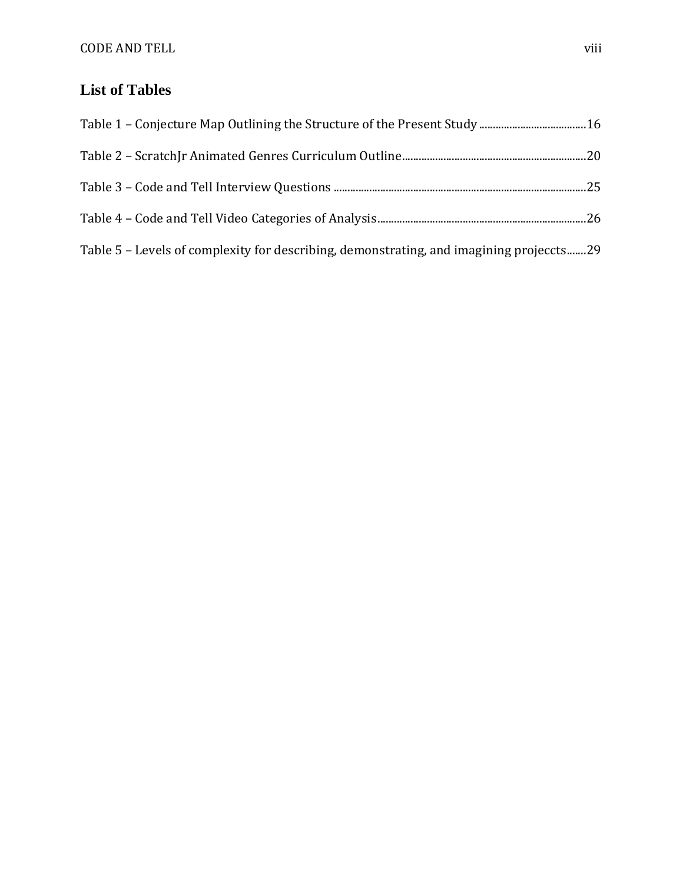## List of Tables

Table 1 – Conjecture Map Outlining the Structure of the Present Study ....................................16

Table 2 – ScratchJr Animated Genres Curriculum Outline.................................................................20

Table 3 – Code and Tell Interview Questions ..........................................................................................25

Table 4 – Code and Tell Video Categories of Analysis...........................................................................26

Table 5 – Levels of complexity for describing, demonstrating, and imagining projeccts.......29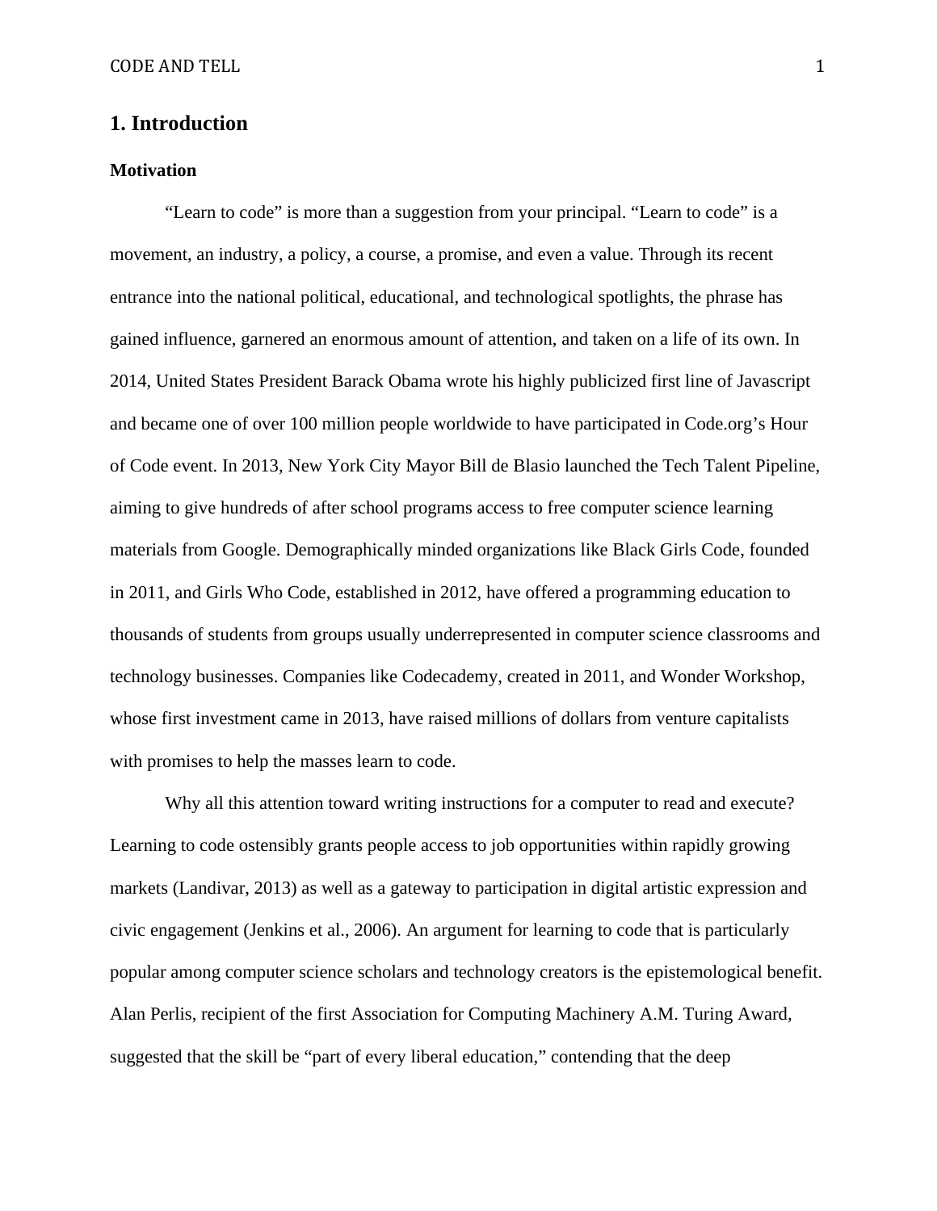# 1. Introduction

### Motivation

"Learn to code" is more than a suggestion from your principal. "Learn to code" is a movement, an industry, a policy, a course, a promise, and even a value. Through its recent entrance into the national political, educational, and technological spotlights, the phrase has gained influence, garnered an enormous amount of attention, and taken on a life of its own. In 2014, United States President Barack Obama wrote his highly publicized first line of Javascript and became one of over 100 million people worldwide to have participated in Code.org's Hour of Code event. In 2013, New York City Mayor Bill de Blasio launched the Tech Talent Pipeline, aiming to give hundreds of after school programs access to free computer science learning materials from Google. Demographically minded organizations like Black Girls Code, founded in 2011, and Girls Who Code, established in 2012, have offered a programming education to thousands of students from groups usually underrepresented in computer science classrooms and technology businesses. Companies like Codecademy, created in 2011, and Wonder Workshop, whose first investment came in 2013, have raised millions of dollars from venture capitalists with promises to help the masses learn to code.

Why all this attention toward writing instructions for a computer to read and execute? Learning to code ostensibly grants people access to job opportunities within rapidly growing markets (Landivar, 2013) as well as a gateway to participation in digital artistic expression and civic engagement (Jenkins et al., 2006). An argument for learning to code that is particularly popular among computer science scholars and technology creators is the epistemological benefit. Alan Perlis, recipient of the first Association for Computing Machinery A.M. Turing Award, suggested that the skill be "part of every liberal education," contending that the deep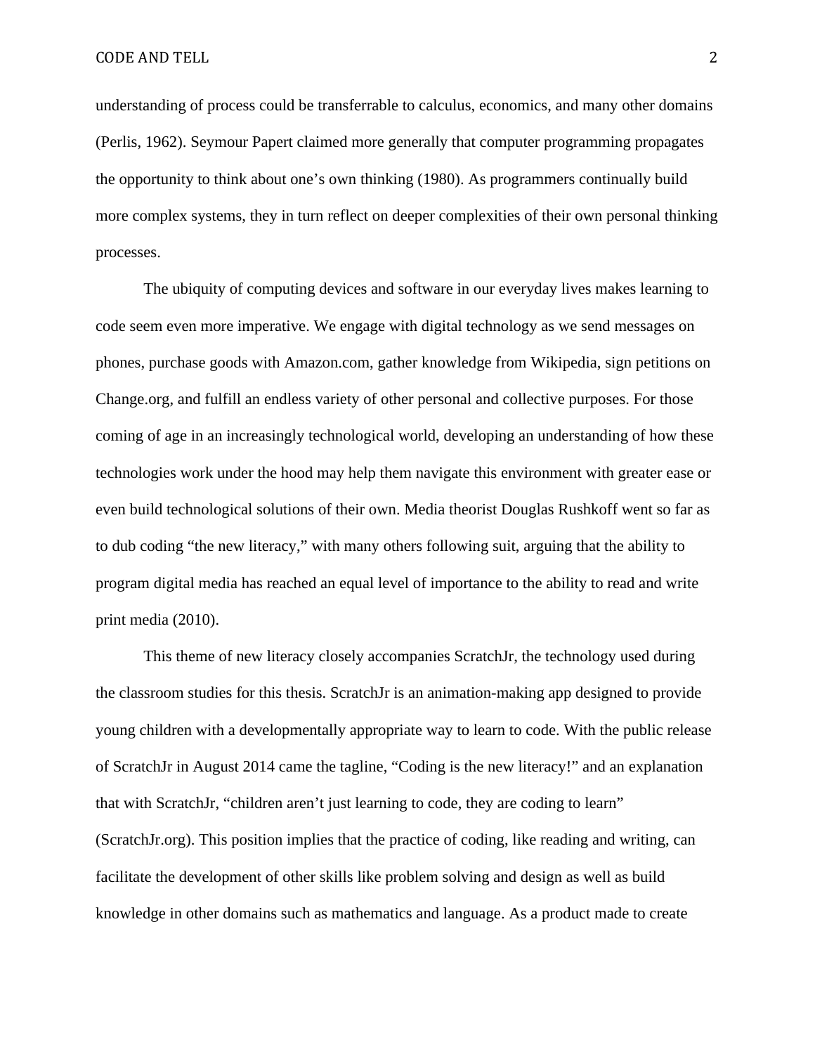understanding of process could be transferrable to calculus, economics, and many other domains (Perlis, 1962). Seymour Papert claimed more generally that computer programming propagates the opportunity to think about one's own thinking (1980). As programmers continually build more complex systems, they in turn reflect on deeper complexities of their own personal thinking processes.

The ubiquity of computing devices and software in our everyday lives makes learning to code seem even more imperative. We engage with digital technology as we send messages on phones, purchase goods with Amazon.com, gather knowledge from Wikipedia, sign petitions on Change.org, and fulfill an endless variety of other personal and collective purposes. For those coming of age in an increasingly technological world, developing an understanding of how these technologies work under the hood may help them navigate this environment with greater ease or even build technological solutions of their own. Media theorist Douglas Rushkoff went so far as to dub coding "the new literacy," with many others following suit, arguing that the ability to program digital media has reached an equal level of importance to the ability to read and write print media (2010).

This theme of new literacy closely accompanies ScratchJr, the technology used during the classroom studies for this thesis. ScratchJr is an animation-making app designed to provide young children with a developmentally appropriate way to learn to code. With the public release of ScratchJr in August 2014 came the tagline, "Coding is the new literacy!" and an explanation that with ScratchJr, "children aren't just learning to code, they are coding to learn" (ScratchJr.org). This position implies that the practice of coding, like reading and writing, can facilitate the development of other skills like problem solving and design as well as build knowledge in other domains such as mathematics and language. As a product made to create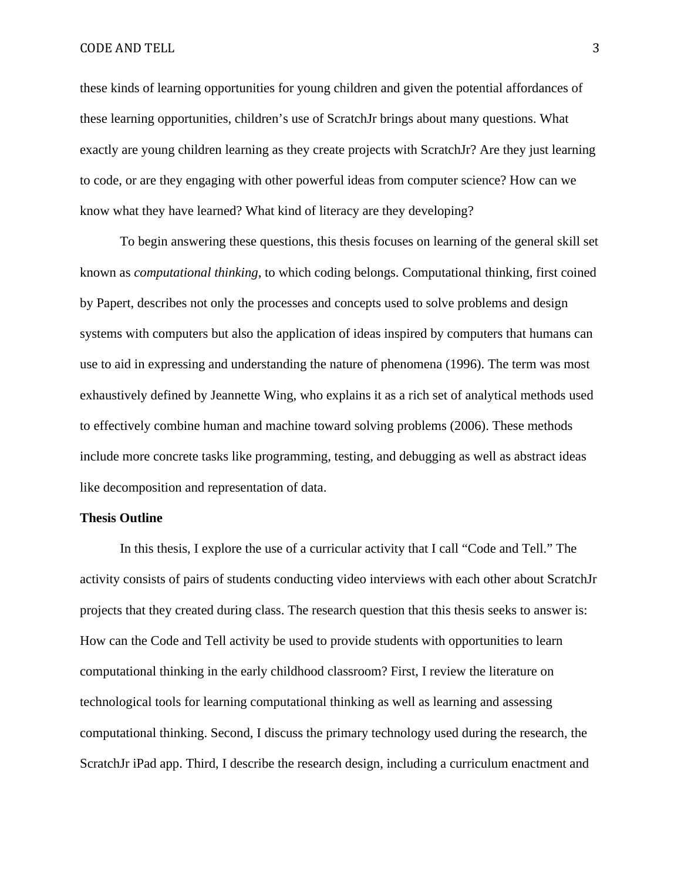these kinds of learning opportunities for young children and given the potential affordances of these learning opportunities, children's use of ScratchJr brings about many questions. What exactly are young children learning as they create projects with ScratchJr? Are they just learning to code, or are they engaging with other powerful ideas from computer science? How can we know what they have learned? What kind of literacy are they developing?

To begin answering these questions, this thesis focuses on learning of the general skill set known as *computational thinking*, to which coding belongs. Computational thinking, first coined by Papert, describes not only the processes and concepts used to solve problems and design systems with computers but also the application of ideas inspired by computers that humans can use to aid in expressing and understanding the nature of phenomena (1996). The term was most exhaustively defined by Jeannette Wing, who explains it as a rich set of analytical methods used to effectively combine human and machine toward solving problems (2006). These methods include more concrete tasks like programming, testing, and debugging as well as abstract ideas like decomposition and representation of data.

**Thesis Outline**

In this thesis, I explore the use of a curricular activity that I call "Code and Tell." The activity consists of pairs of students conducting video interviews with each other about ScratchJr projects that they created during class. The research question that this thesis seeks to answer is: How can the Code and Tell activity be used to provide students with opportunities to learn computational thinking in the early childhood classroom? First, I review the literature on technological tools for learning computational thinking as well as learning and assessing computational thinking. Second, I discuss the primary technology used during the research, the ScratchJr iPad app. Third, I describe the research design, including a curriculum enactment and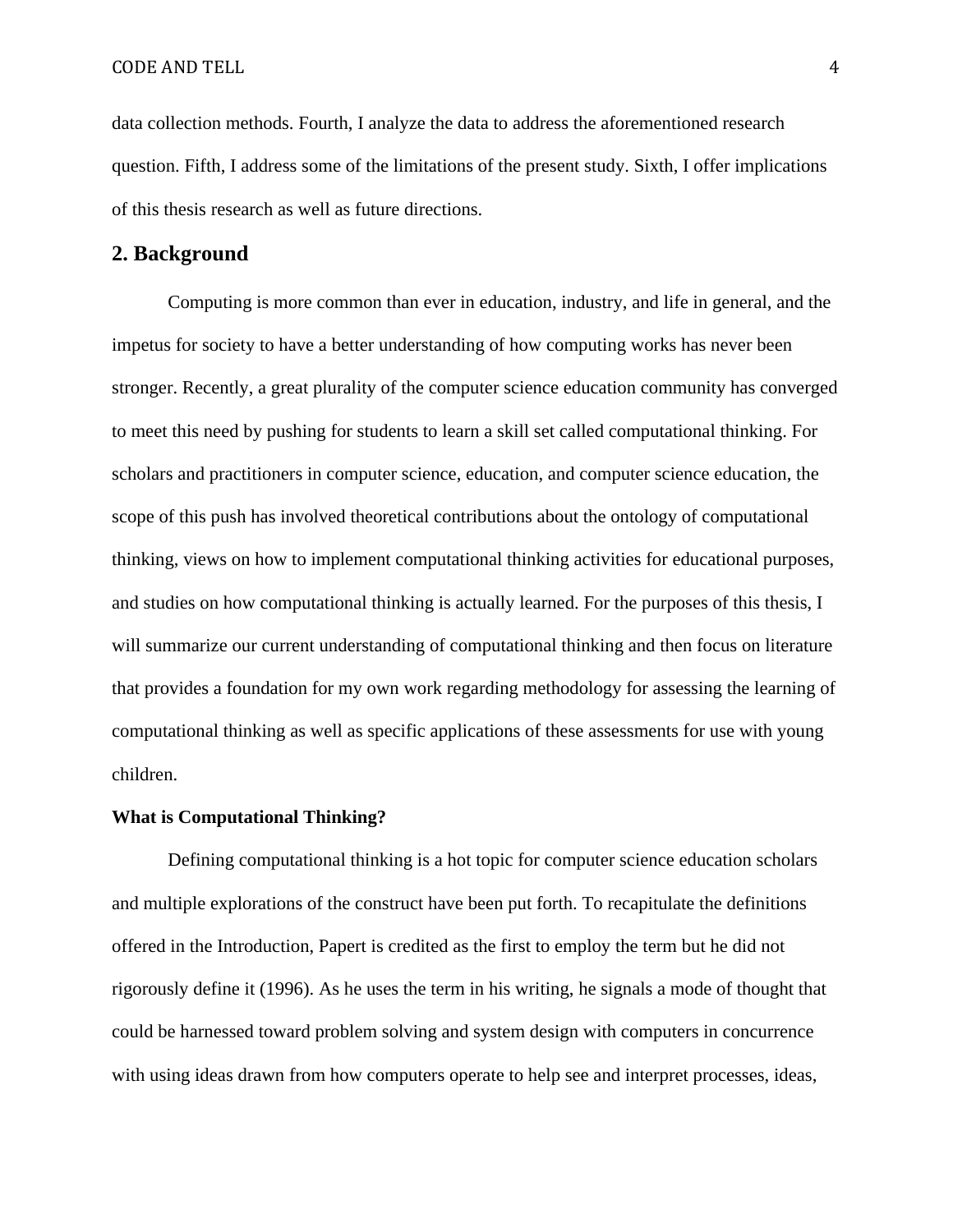data collection methods. Fourth, I analyze the data to address the aforementioned research question. Fifth, I address some of the limitations of the present study. Sixth, I offer implications of this thesis research as well as future directions.

## 2. Background

Computing is more common than ever in education, industry, and life in general, and the impetus for society to have a better understanding of how computing works has never been stronger. Recently, a great plurality of the computer science education community has converged to meet this need by pushing for students to learn a skill set called computational thinking. For scholars and practitioners in computer science, education, and computer science education, the scope of this push has involved theoretical contributions about the ontology of computational thinking, views on how to implement computational thinking activities for educational purposes, and studies on how computational thinking is actually learned. For the purposes of this thesis, I will summarize our current understanding of computational thinking and then focus on literature that provides a foundation for my own work regarding methodology for assessing the learning of computational thinking as well as specific applications of these assessments for use with young children.

**What is Computational Thinking?**

Defining computational thinking is a hot topic for computer science education scholars and multiple explorations of the construct have been put forth. To recapitulate the definitions offered in the Introduction, Papert is credited as the first to employ the term but he did not rigorously define it (1996). As he uses the term in his writing, he signals a mode of thought that could be harnessed toward problem solving and system design with computers in concurrence with using ideas drawn from how computers operate to help see and interpret processes, ideas,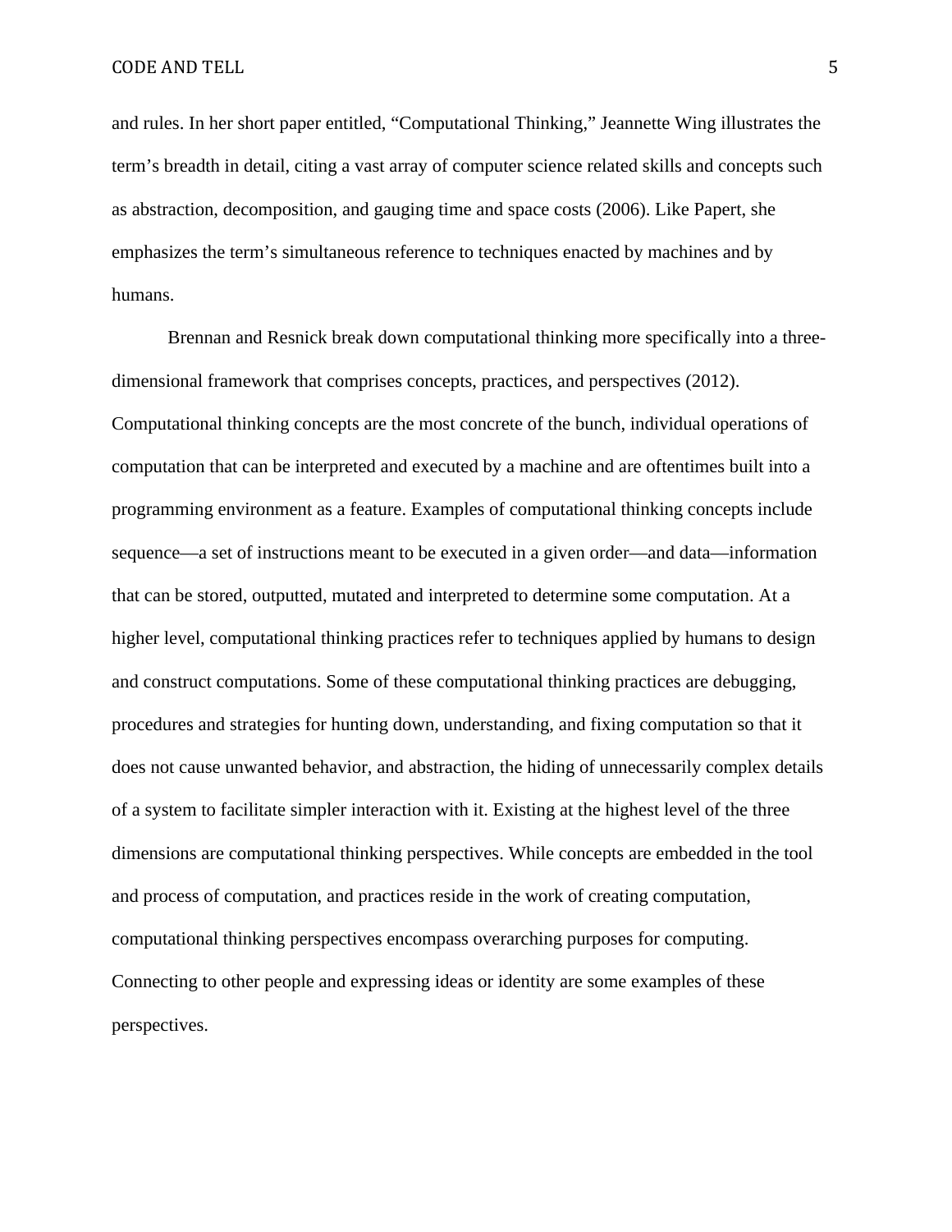and rules. In her short paper entitled, "Computational Thinking," Jeannette Wing illustrates the term's breadth in detail, citing a vast array of computer science related skills and concepts such as abstraction, decomposition, and gauging time and space costs (2006). Like Papert, she emphasizes the term's simultaneous reference to techniques enacted by machines and by humans.

Brennan and Resnick break down computational thinking more specifically into a three-dimensional framework that comprises concepts, practices, and perspectives (2012). Computational thinking concepts are the most concrete of the bunch, individual operations of computation that can be interpreted and executed by a machine and are oftentimes built into a programming environment as a feature. Examples of computational thinking concepts include sequence—a set of instructions meant to be executed in a given order—and data—information that can be stored, outputted, mutated and interpreted to determine some computation. At a higher level, computational thinking practices refer to techniques applied by humans to design and construct computations. Some of these computational thinking practices are debugging, procedures and strategies for hunting down, understanding, and fixing computation so that it does not cause unwanted behavior, and abstraction, the hiding of unnecessarily complex details of a system to facilitate simpler interaction with it. Existing at the highest level of the three dimensions are computational thinking perspectives. While concepts are embedded in the tool and process of computation, and practices reside in the work of creating computation, computational thinking perspectives encompass overarching purposes for computing. Connecting to other people and expressing ideas or identity are some examples of these perspectives.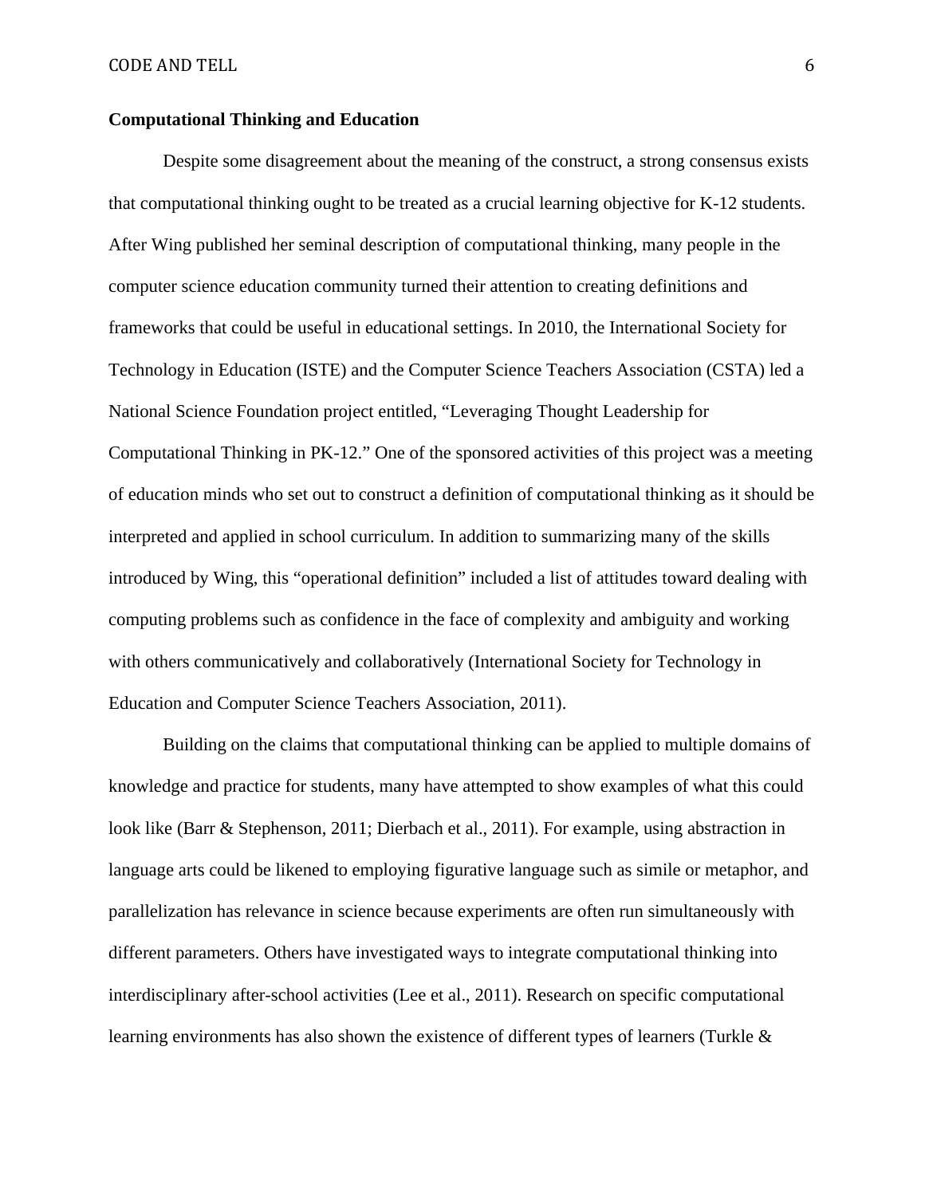**Computational Thinking and Education**

Despite some disagreement about the meaning of the construct, a strong consensus exists that computational thinking ought to be treated as a crucial learning objective for K-12 students. After Wing published her seminal description of computational thinking, many people in the computer science education community turned their attention to creating definitions and frameworks that could be useful in educational settings. In 2010, the International Society for Technology in Education (ISTE) and the Computer Science Teachers Association (CSTA) led a National Science Foundation project entitled, "Leveraging Thought Leadership for Computational Thinking in PK-12." One of the sponsored activities of this project was a meeting of education minds who set out to construct a definition of computational thinking as it should be interpreted and applied in school curriculum. In addition to summarizing many of the skills introduced by Wing, this "operational definition" included a list of attitudes toward dealing with computing problems such as confidence in the face of complexity and ambiguity and working with others communicatively and collaboratively (International Society for Technology in Education and Computer Science Teachers Association, 2011).

Building on the claims that computational thinking can be applied to multiple domains of knowledge and practice for students, many have attempted to show examples of what this could look like (Barr & Stephenson, 2011; Dierbach et al., 2011). For example, using abstraction in language arts could be likened to employing figurative language such as simile or metaphor, and parallelization has relevance in science because experiments are often run simultaneously with different parameters. Others have investigated ways to integrate computational thinking into interdisciplinary after-school activities (Lee et al., 2011). Research on specific computational learning environments has also shown the existence of different types of learners (Turkle &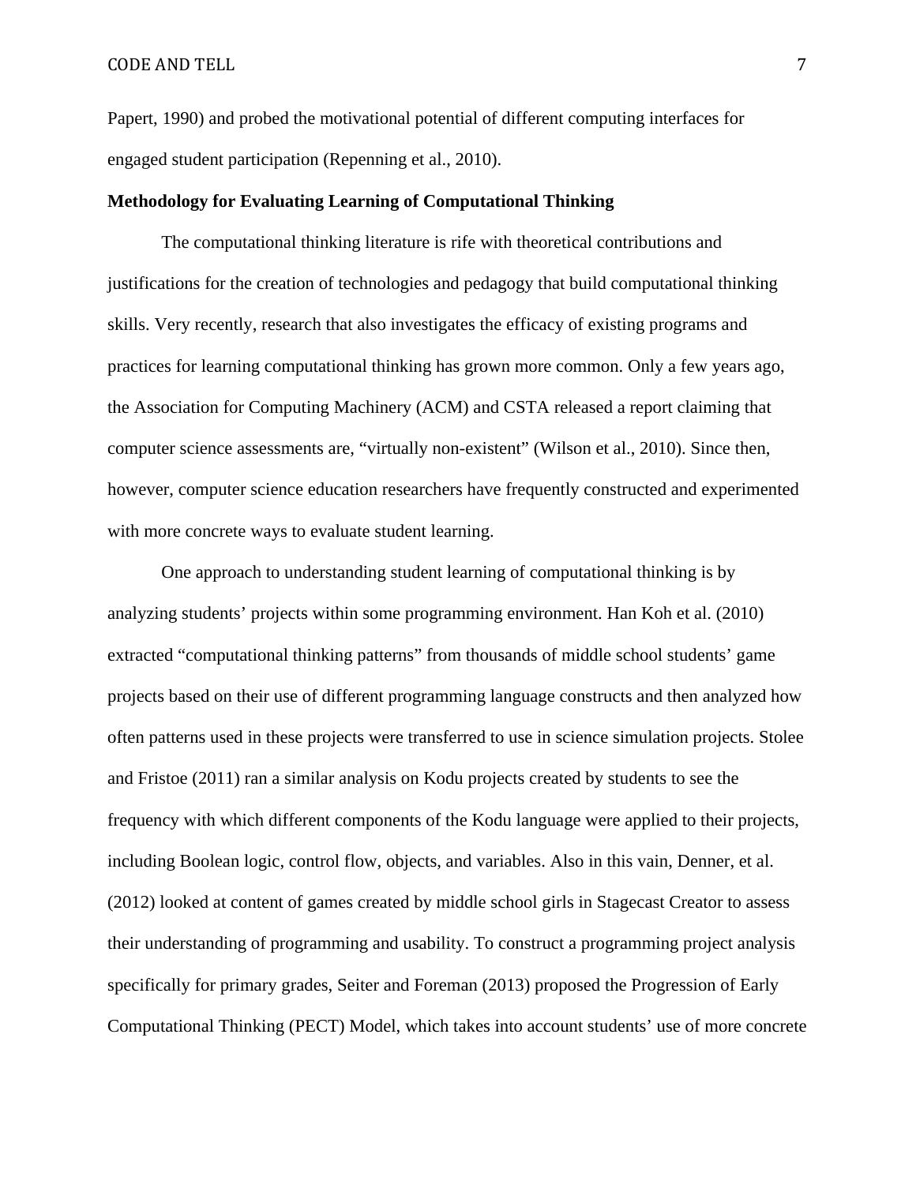Papert, 1990) and probed the motivational potential of different computing interfaces for engaged student participation (Repenning et al., 2010).

**Methodology for Evaluating Learning of Computational Thinking**

The computational thinking literature is rife with theoretical contributions and justifications for the creation of technologies and pedagogy that build computational thinking skills. Very recently, research that also investigates the efficacy of existing programs and practices for learning computational thinking has grown more common. Only a few years ago, the Association for Computing Machinery (ACM) and CSTA released a report claiming that computer science assessments are, "virtually non-existent" (Wilson et al., 2010). Since then, however, computer science education researchers have frequently constructed and experimented with more concrete ways to evaluate student learning.

One approach to understanding student learning of computational thinking is by analyzing students' projects within some programming environment. Han Koh et al. (2010) extracted "computational thinking patterns" from thousands of middle school students' game projects based on their use of different programming language constructs and then analyzed how often patterns used in these projects were transferred to use in science simulation projects. Stolee and Fristoe (2011) ran a similar analysis on Kodu projects created by students to see the frequency with which different components of the Kodu language were applied to their projects, including Boolean logic, control flow, objects, and variables. Also in this vain, Denner, et al. (2012) looked at content of games created by middle school girls in Stagecast Creator to assess their understanding of programming and usability. To construct a programming project analysis specifically for primary grades, Seiter and Foreman (2013) proposed the Progression of Early Computational Thinking (PECT) Model, which takes into account students' use of more concrete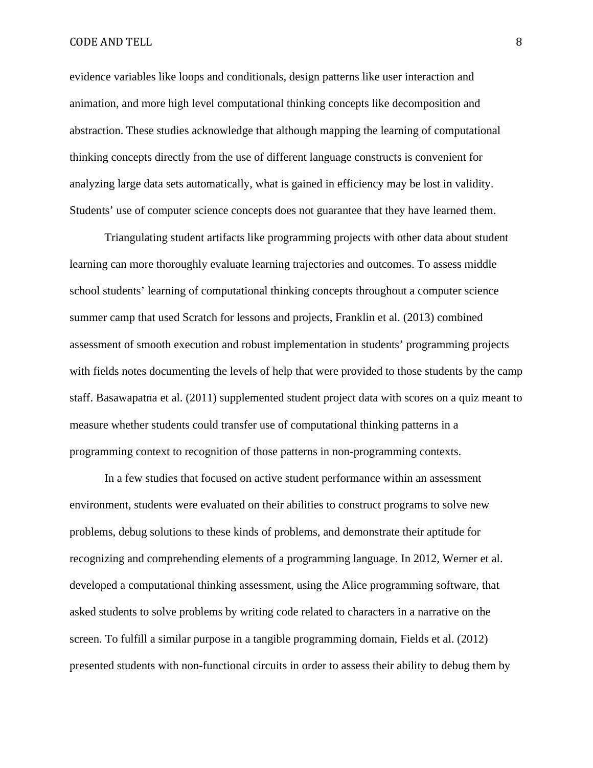evidence variables like loops and conditionals, design patterns like user interaction and animation, and more high level computational thinking concepts like decomposition and abstraction. These studies acknowledge that although mapping the learning of computational thinking concepts directly from the use of different language constructs is convenient for analyzing large data sets automatically, what is gained in efficiency may be lost in validity. Students' use of computer science concepts does not guarantee that they have learned them.

Triangulating student artifacts like programming projects with other data about student learning can more thoroughly evaluate learning trajectories and outcomes. To assess middle school students' learning of computational thinking concepts throughout a computer science summer camp that used Scratch for lessons and projects, Franklin et al. (2013) combined assessment of smooth execution and robust implementation in students' programming projects with fields notes documenting the levels of help that were provided to those students by the camp staff. Basawapatna et al. (2011) supplemented student project data with scores on a quiz meant to measure whether students could transfer use of computational thinking patterns in a programming context to recognition of those patterns in non-programming contexts.

In a few studies that focused on active student performance within an assessment environment, students were evaluated on their abilities to construct programs to solve new problems, debug solutions to these kinds of problems, and demonstrate their aptitude for recognizing and comprehending elements of a programming language. In 2012, Werner et al. developed a computational thinking assessment, using the Alice programming software, that asked students to solve problems by writing code related to characters in a narrative on the screen. To fulfill a similar purpose in a tangible programming domain, Fields et al. (2012) presented students with non-functional circuits in order to assess their ability to debug them by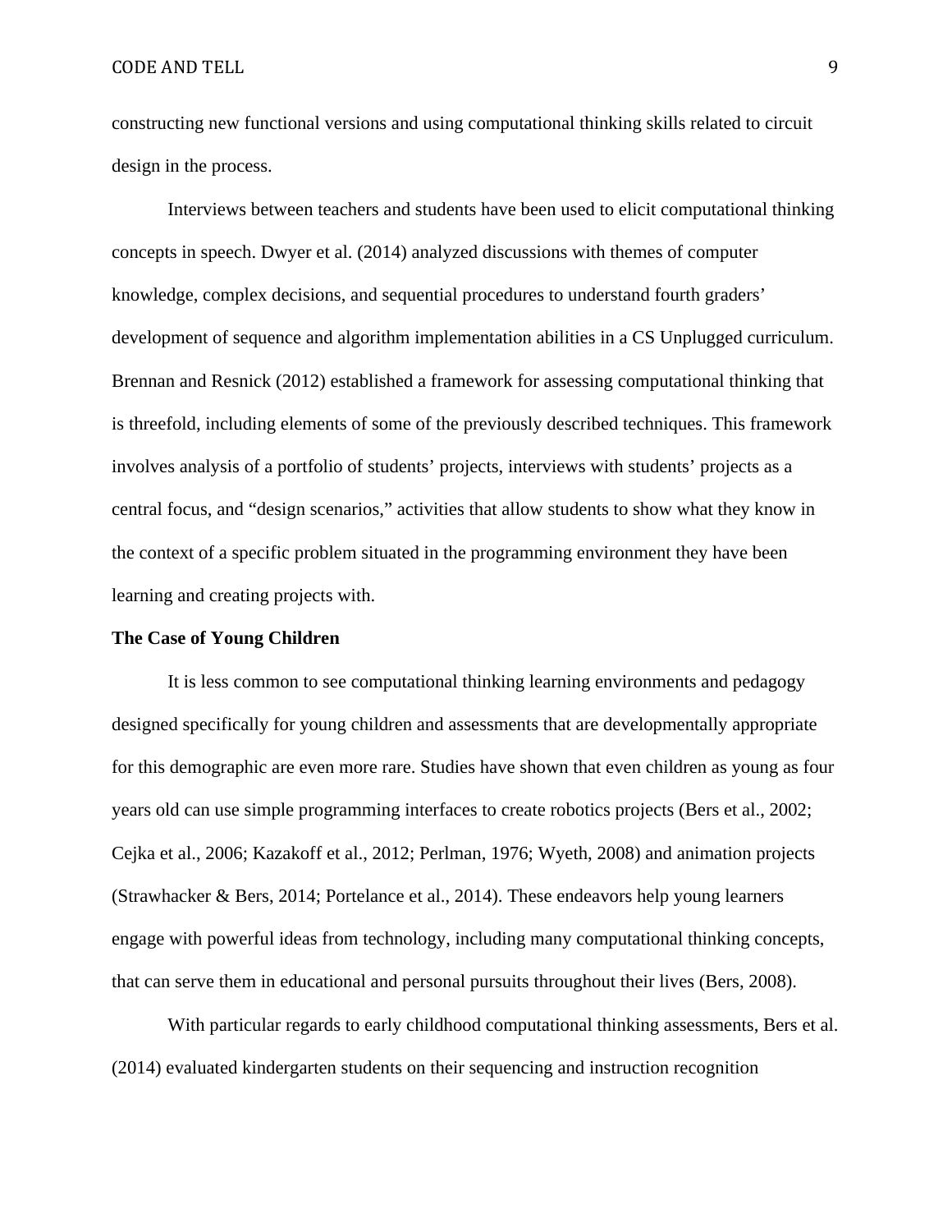constructing new functional versions and using computational thinking skills related to circuit design in the process.

Interviews between teachers and students have been used to elicit computational thinking concepts in speech. Dwyer et al. (2014) analyzed discussions with themes of computer knowledge, complex decisions, and sequential procedures to understand fourth graders' development of sequence and algorithm implementation abilities in a CS Unplugged curriculum. Brennan and Resnick (2012) established a framework for assessing computational thinking that is threefold, including elements of some of the previously described techniques. This framework involves analysis of a portfolio of students' projects, interviews with students' projects as a central focus, and "design scenarios," activities that allow students to show what they know in the context of a specific problem situated in the programming environment they have been learning and creating projects with.

**The Case of Young Children**

It is less common to see computational thinking learning environments and pedagogy designed specifically for young children and assessments that are developmentally appropriate for this demographic are even more rare. Studies have shown that even children as young as four years old can use simple programming interfaces to create robotics projects (Bers et al., 2002; Cejka et al., 2006; Kazakoff et al., 2012; Perlman, 1976; Wyeth, 2008) and animation projects (Strawhacker & Bers, 2014; Portelance et al., 2014). These endeavors help young learners engage with powerful ideas from technology, including many computational thinking concepts, that can serve them in educational and personal pursuits throughout their lives (Bers, 2008).

With particular regards to early childhood computational thinking assessments, Bers et al. (2014) evaluated kindergarten students on their sequencing and instruction recognition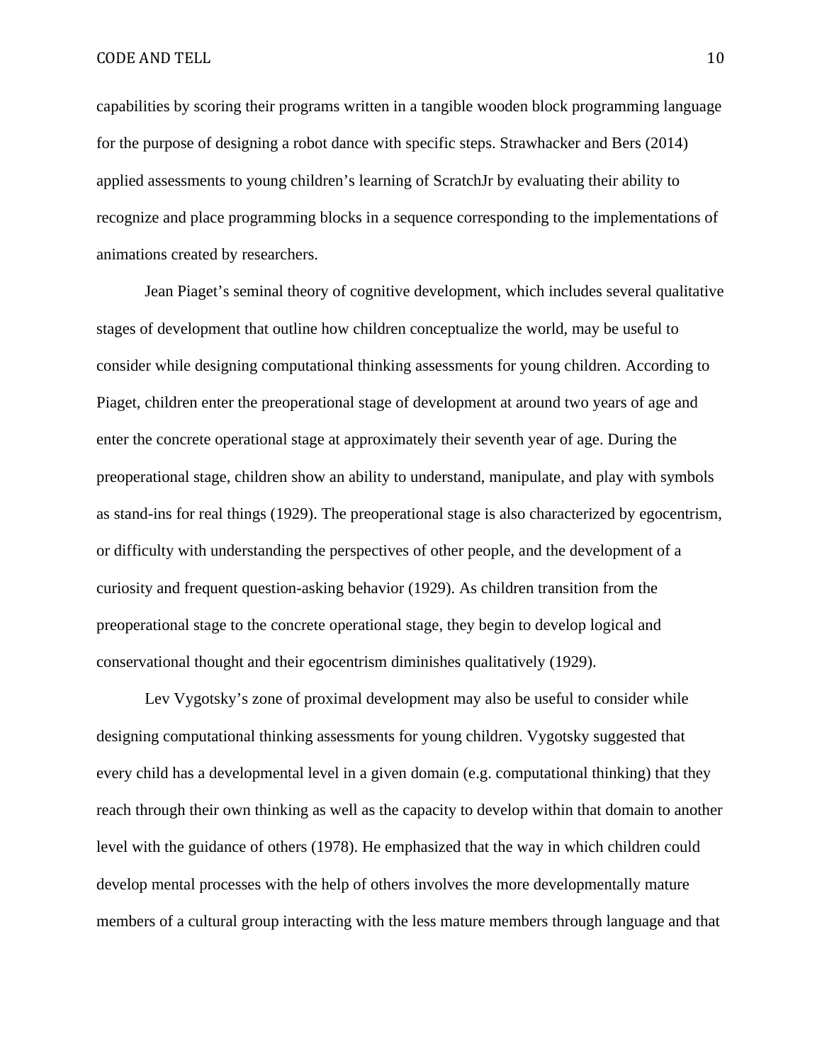capabilities by scoring their programs written in a tangible wooden block programming language for the purpose of designing a robot dance with specific steps. Strawhacker and Bers (2014) applied assessments to young children's learning of ScratchJr by evaluating their ability to recognize and place programming blocks in a sequence corresponding to the implementations of animations created by researchers.

Jean Piaget's seminal theory of cognitive development, which includes several qualitative stages of development that outline how children conceptualize the world, may be useful to consider while designing computational thinking assessments for young children. According to Piaget, children enter the preoperational stage of development at around two years of age and enter the concrete operational stage at approximately their seventh year of age. During the preoperational stage, children show an ability to understand, manipulate, and play with symbols as stand-ins for real things (1929). The preoperational stage is also characterized by egocentrism, or difficulty with understanding the perspectives of other people, and the development of a curiosity and frequent question-asking behavior (1929). As children transition from the preoperational stage to the concrete operational stage, they begin to develop logical and conservational thought and their egocentrism diminishes qualitatively (1929).

Lev Vygotsky's zone of proximal development may also be useful to consider while designing computational thinking assessments for young children. Vygotsky suggested that every child has a developmental level in a given domain (e.g. computational thinking) that they reach through their own thinking as well as the capacity to develop within that domain to another level with the guidance of others (1978). He emphasized that the way in which children could develop mental processes with the help of others involves the more developmentally mature members of a cultural group interacting with the less mature members through language and that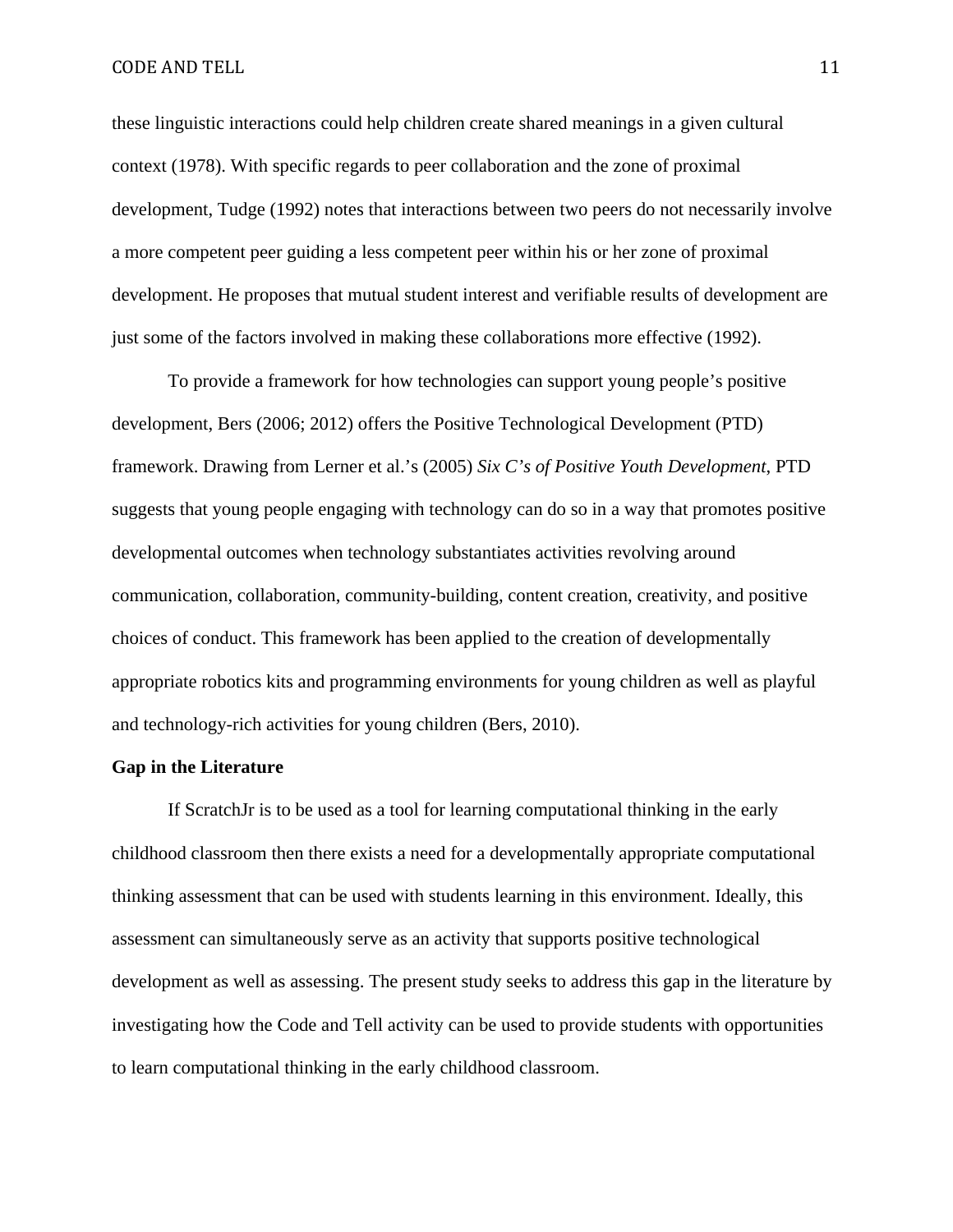these linguistic interactions could help children create shared meanings in a given cultural context (1978). With specific regards to peer collaboration and the zone of proximal development, Tudge (1992) notes that interactions between two peers do not necessarily involve a more competent peer guiding a less competent peer within his or her zone of proximal development. He proposes that mutual student interest and verifiable results of development are just some of the factors involved in making these collaborations more effective (1992).

To provide a framework for how technologies can support young people's positive development, Bers (2006; 2012) offers the Positive Technological Development (PTD) framework. Drawing from Lerner et al.'s (2005) *Six C's of Positive Youth Development*, PTD suggests that young people engaging with technology can do so in a way that promotes positive developmental outcomes when technology substantiates activities revolving around communication, collaboration, community-building, content creation, creativity, and positive choices of conduct. This framework has been applied to the creation of developmentally appropriate robotics kits and programming environments for young children as well as playful and technology-rich activities for young children (Bers, 2010).

**Gap in the Literature**

If ScratchJr is to be used as a tool for learning computational thinking in the early childhood classroom then there exists a need for a developmentally appropriate computational thinking assessment that can be used with students learning in this environment. Ideally, this assessment can simultaneously serve as an activity that supports positive technological development as well as assessing. The present study seeks to address this gap in the literature by investigating how the Code and Tell activity can be used to provide students with opportunities to learn computational thinking in the early childhood classroom.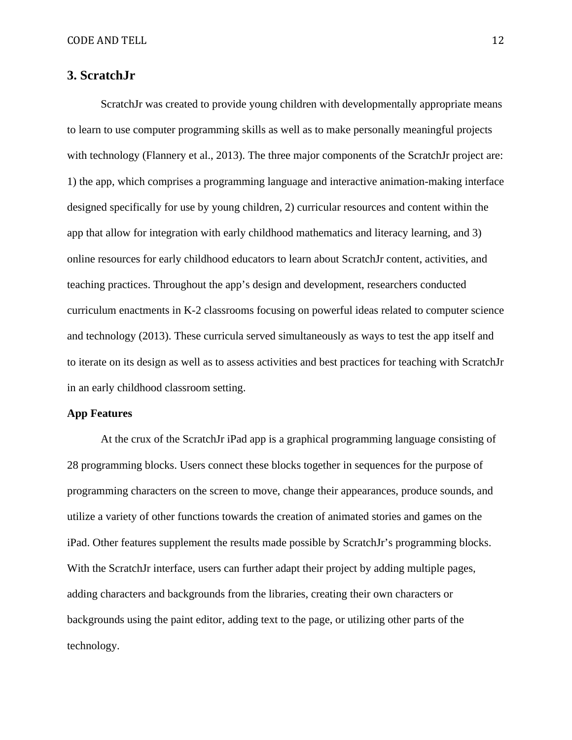## 3. ScratchJr

ScratchJr was created to provide young children with developmentally appropriate means to learn to use computer programming skills as well as to make personally meaningful projects with technology (Flannery et al., 2013). The three major components of the ScratchJr project are: 1) the app, which comprises a programming language and interactive animation-making interface designed specifically for use by young children, 2) curricular resources and content within the app that allow for integration with early childhood mathematics and literacy learning, and 3) online resources for early childhood educators to learn about ScratchJr content, activities, and teaching practices. Throughout the app's design and development, researchers conducted curriculum enactments in K-2 classrooms focusing on powerful ideas related to computer science and technology (2013). These curricula served simultaneously as ways to test the app itself and to iterate on its design as well as to assess activities and best practices for teaching with ScratchJr in an early childhood classroom setting.

### App Features

At the crux of the ScratchJr iPad app is a graphical programming language consisting of 28 programming blocks. Users connect these blocks together in sequences for the purpose of programming characters on the screen to move, change their appearances, produce sounds, and utilize a variety of other functions towards the creation of animated stories and games on the iPad. Other features supplement the results made possible by ScratchJr's programming blocks. With the ScratchJr interface, users can further adapt their project by adding multiple pages, adding characters and backgrounds from the libraries, creating their own characters or backgrounds using the paint editor, adding text to the page, or utilizing other parts of the technology.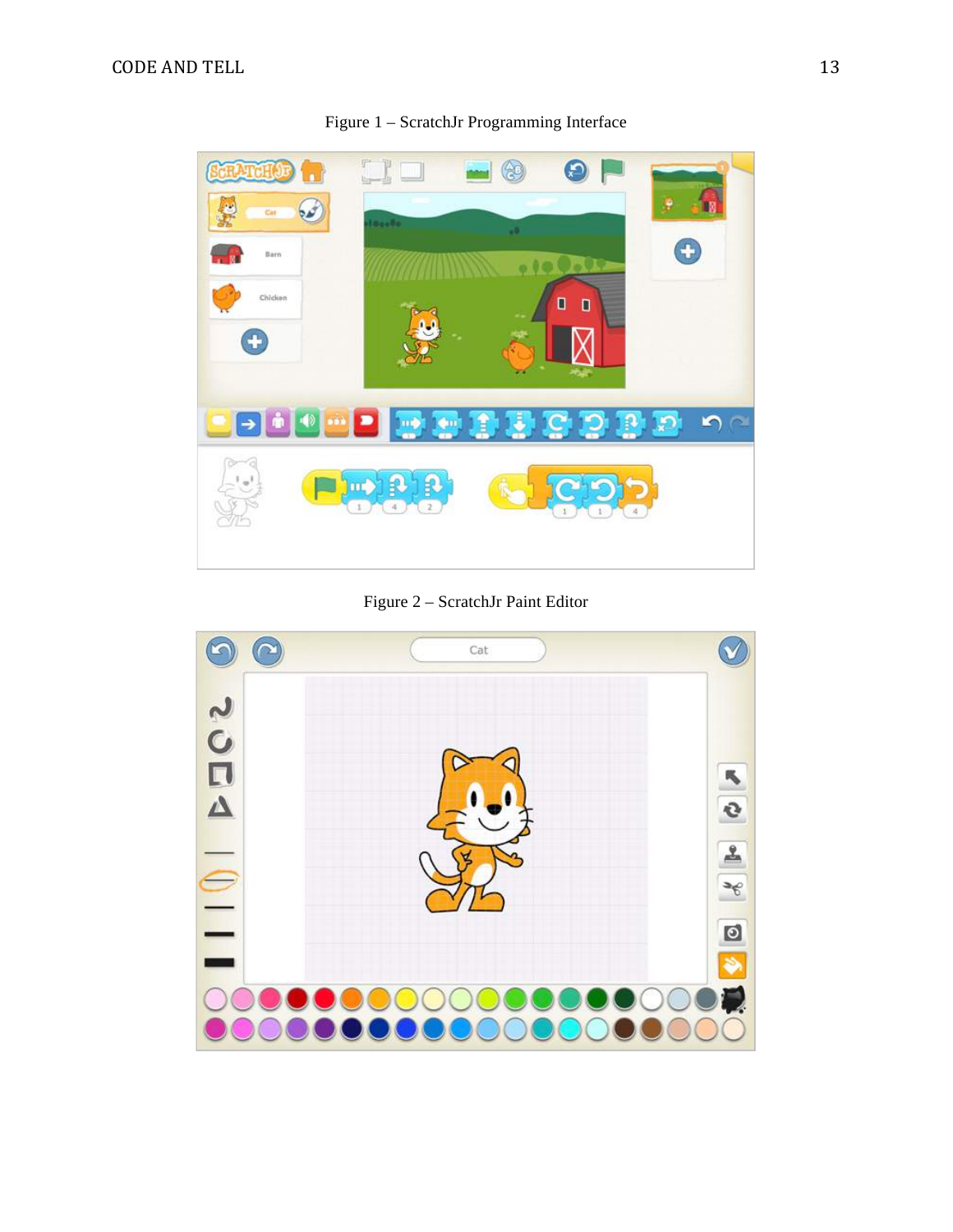Figure 1 – ScratchJr Programming Interface

Figure 2 – ScratchJr Paint Editor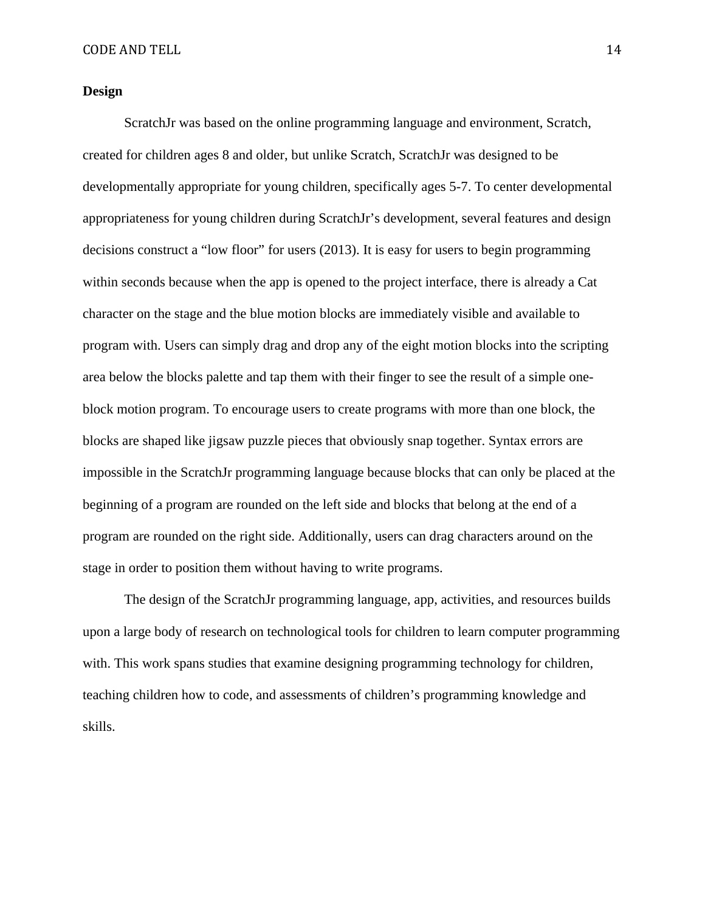**Design**

ScratchJr was based on the online programming language and environment, Scratch, created for children ages 8 and older, but unlike Scratch, ScratchJr was designed to be developmentally appropriate for young children, specifically ages 5-7. To center developmental appropriateness for young children during ScratchJr's development, several features and design decisions construct a "low floor" for users (2013). It is easy for users to begin programming within seconds because when the app is opened to the project interface, there is already a Cat character on the stage and the blue motion blocks are immediately visible and available to program with. Users can simply drag and drop any of the eight motion blocks into the scripting area below the blocks palette and tap them with their finger to see the result of a simple one-block motion program. To encourage users to create programs with more than one block, the blocks are shaped like jigsaw puzzle pieces that obviously snap together. Syntax errors are impossible in the ScratchJr programming language because blocks that can only be placed at the beginning of a program are rounded on the left side and blocks that belong at the end of a program are rounded on the right side. Additionally, users can drag characters around on the stage in order to position them without having to write programs.

The design of the ScratchJr programming language, app, activities, and resources builds upon a large body of research on technological tools for children to learn computer programming with. This work spans studies that examine designing programming technology for children, teaching children how to code, and assessments of children's programming knowledge and skills.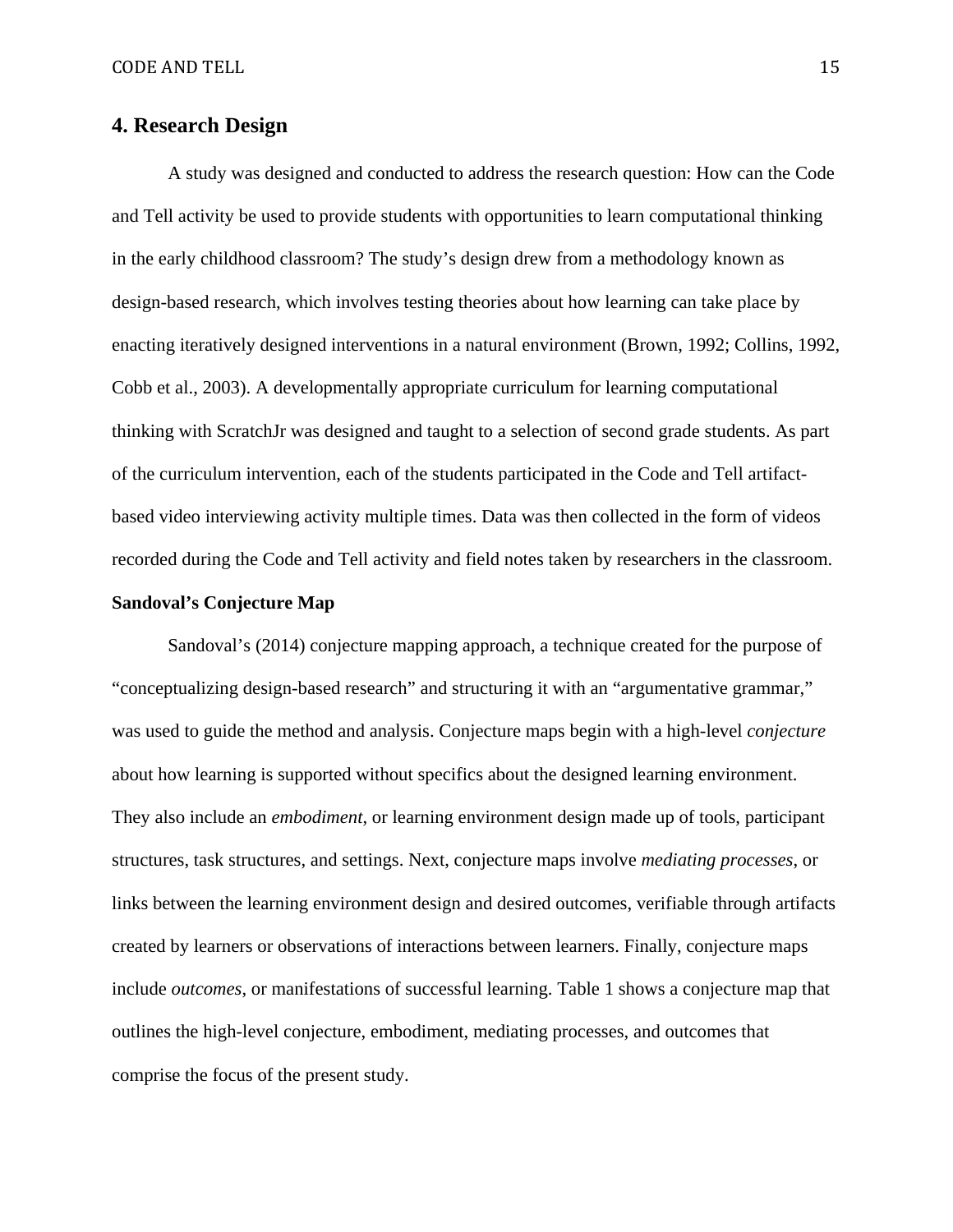## 4. Research Design

A study was designed and conducted to address the research question: How can the Code and Tell activity be used to provide students with opportunities to learn computational thinking in the early childhood classroom? The study's design drew from a methodology known as design-based research, which involves testing theories about how learning can take place by enacting iteratively designed interventions in a natural environment (Brown, 1992; Collins, 1992, Cobb et al., 2003). A developmentally appropriate curriculum for learning computational thinking with ScratchJr was designed and taught to a selection of second grade students. As part of the curriculum intervention, each of the students participated in the Code and Tell artifact-based video interviewing activity multiple times. Data was then collected in the form of videos recorded during the Code and Tell activity and field notes taken by researchers in the classroom.

### Sandoval's Conjecture Map

Sandoval's (2014) conjecture mapping approach, a technique created for the purpose of "conceptualizing design-based research" and structuring it with an "argumentative grammar," was used to guide the method and analysis. Conjecture maps begin with a high-level *conjecture* about how learning is supported without specifics about the designed learning environment. They also include an *embodiment*, or learning environment design made up of tools, participant structures, task structures, and settings. Next, conjecture maps involve *mediating processes*, or links between the learning environment design and desired outcomes, verifiable through artifacts created by learners or observations of interactions between learners. Finally, conjecture maps include *outcomes*, or manifestations of successful learning. Table 1 shows a conjecture map that outlines the high-level conjecture, embodiment, mediating processes, and outcomes that comprise the focus of the present study.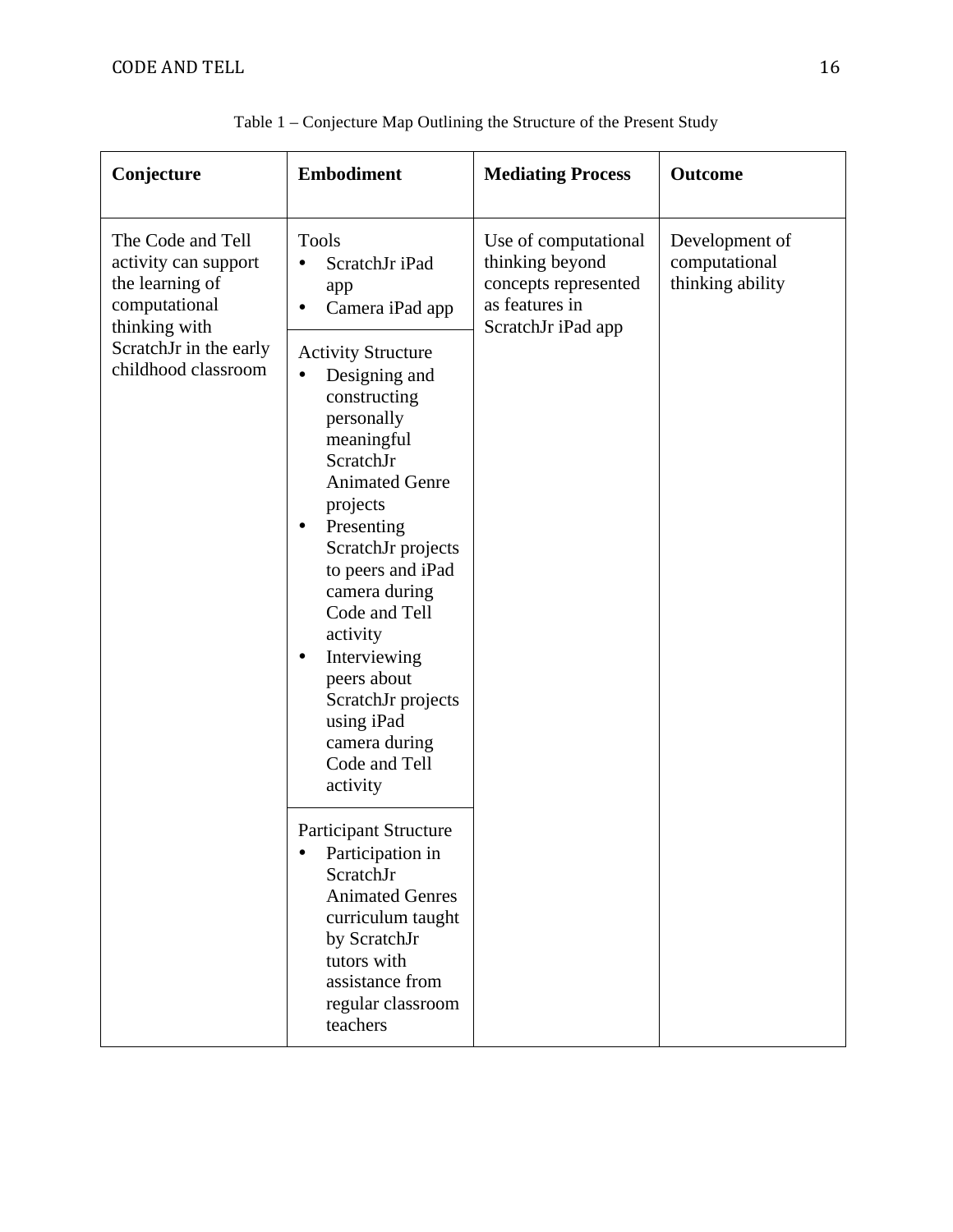Table 1 – Conjecture Map Outlining the Structure of the Present Study

| Conjecture | Embodiment | Mediating Process | Outcome |
| --- | --- | --- | --- |
| The Code and Tell activity can support the learning of computational thinking with ScratchJr in the early childhood classroom | Tools<br>• ScratchJr iPad app<br>• Camera iPad app | Use of computational thinking beyond concepts represented as features in ScratchJr iPad app | Development of computational thinking ability |
| | Activity Structure<br>• Designing and constructing personally meaningful ScratchJr Animated Genre projects<br>• Presenting ScratchJr projects to peers and iPad camera during Code and Tell activity<br>• Interviewing peers about ScratchJr projects using iPad camera during Code and Tell activity | | |
| | Participant Structure<br>• Participation in ScratchJr Animated Genres curriculum taught by ScratchJr tutors with assistance from regular classroom teachers | | |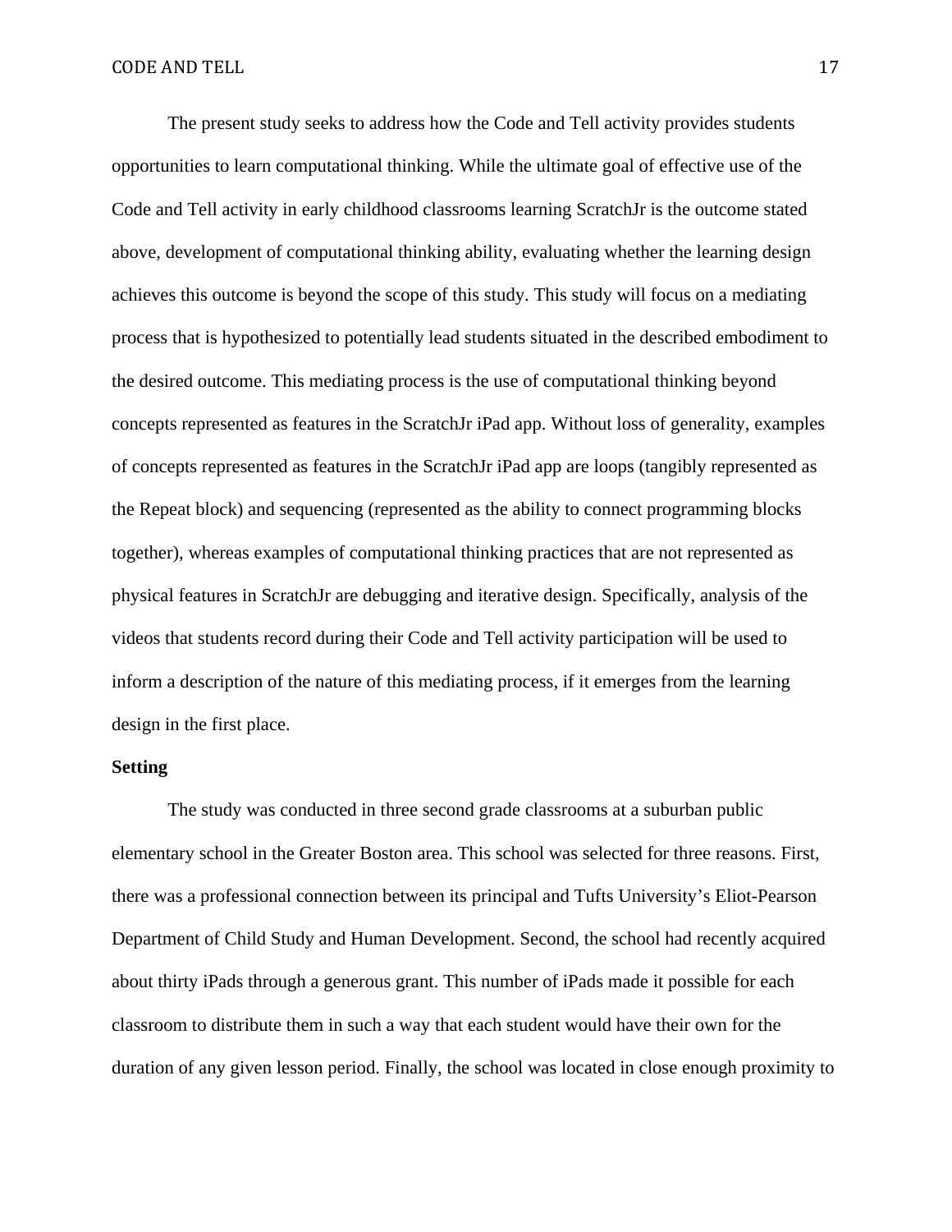The present study seeks to address how the Code and Tell activity provides students opportunities to learn computational thinking. While the ultimate goal of effective use of the Code and Tell activity in early childhood classrooms learning ScratchJr is the outcome stated above, development of computational thinking ability, evaluating whether the learning design achieves this outcome is beyond the scope of this study. This study will focus on a mediating process that is hypothesized to potentially lead students situated in the described embodiment to the desired outcome. This mediating process is the use of computational thinking beyond concepts represented as features in the ScratchJr iPad app. Without loss of generality, examples of concepts represented as features in the ScratchJr iPad app are loops (tangibly represented as the Repeat block) and sequencing (represented as the ability to connect programming blocks together), whereas examples of computational thinking practices that are not represented as physical features in ScratchJr are debugging and iterative design. Specifically, analysis of the videos that students record during their Code and Tell activity participation will be used to inform a description of the nature of this mediating process, if it emerges from the learning design in the first place.

**Setting**

The study was conducted in three second grade classrooms at a suburban public elementary school in the Greater Boston area. This school was selected for three reasons. First, there was a professional connection between its principal and Tufts University's Eliot-Pearson Department of Child Study and Human Development. Second, the school had recently acquired about thirty iPads through a generous grant. This number of iPads made it possible for each classroom to distribute them in such a way that each student would have their own for the duration of any given lesson period. Finally, the school was located in close enough proximity to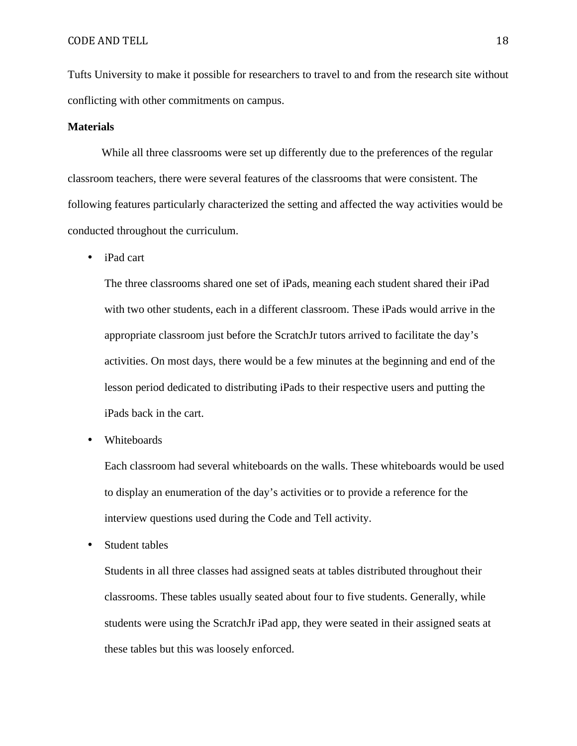Tufts University to make it possible for researchers to travel to and from the research site without conflicting with other commitments on campus.

**Materials**

While all three classrooms were set up differently due to the preferences of the regular classroom teachers, there were several features of the classrooms that were consistent. The following features particularly characterized the setting and affected the way activities would be conducted throughout the curriculum.

- iPad cart

  The three classrooms shared one set of iPads, meaning each student shared their iPad with two other students, each in a different classroom. These iPads would arrive in the appropriate classroom just before the ScratchJr tutors arrived to facilitate the day's activities. On most days, there would be a few minutes at the beginning and end of the lesson period dedicated to distributing iPads to their respective users and putting the iPads back in the cart.

- Whiteboards

  Each classroom had several whiteboards on the walls. These whiteboards would be used to display an enumeration of the day's activities or to provide a reference for the interview questions used during the Code and Tell activity.

- Student tables

  Students in all three classes had assigned seats at tables distributed throughout their classrooms. These tables usually seated about four to five students. Generally, while students were using the ScratchJr iPad app, they were seated in their assigned seats at these tables but this was loosely enforced.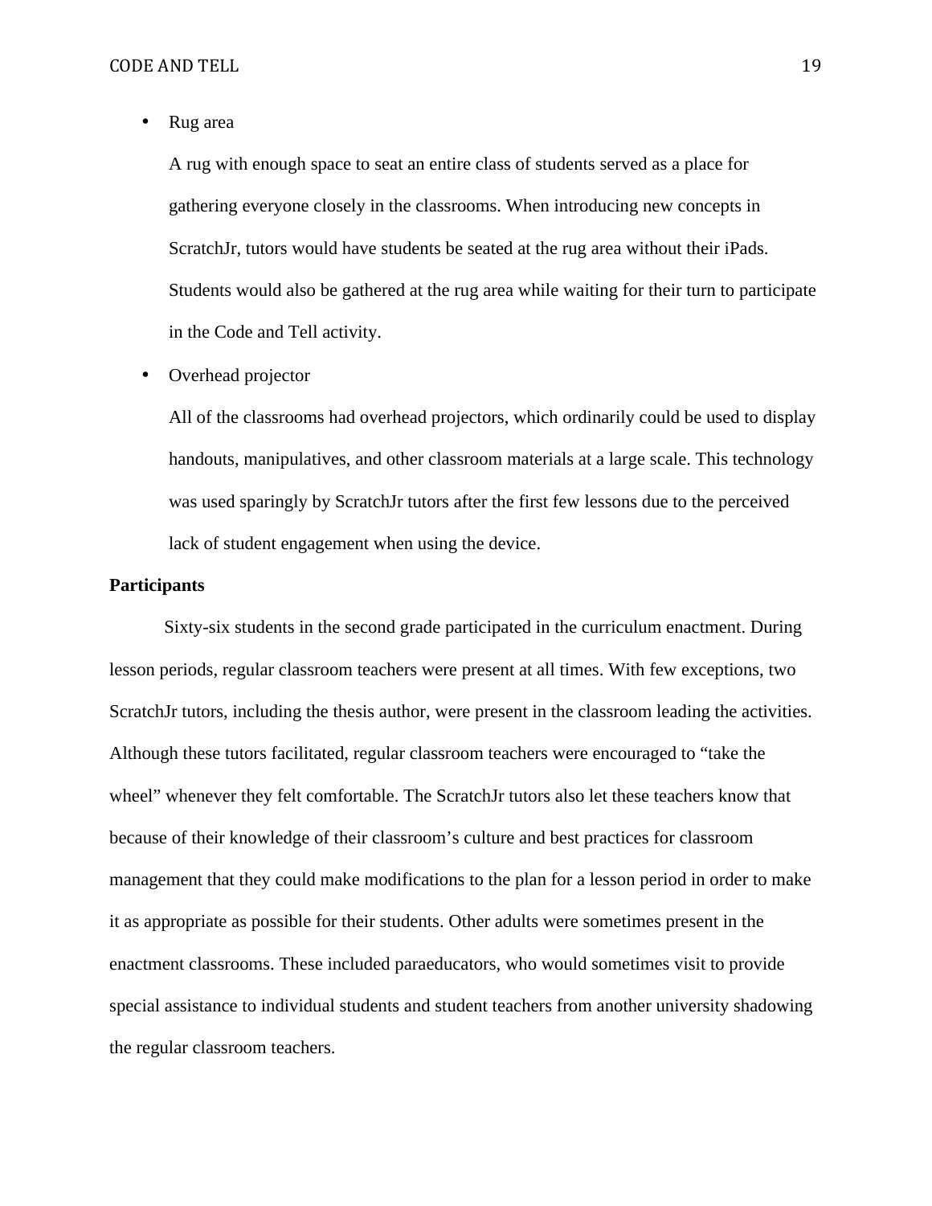- Rug area

  A rug with enough space to seat an entire class of students served as a place for gathering everyone closely in the classrooms. When introducing new concepts in ScratchJr, tutors would have students be seated at the rug area without their iPads. Students would also be gathered at the rug area while waiting for their turn to participate in the Code and Tell activity.

- Overhead projector

  All of the classrooms had overhead projectors, which ordinarily could be used to display handouts, manipulatives, and other classroom materials at a large scale. This technology was used sparingly by ScratchJr tutors after the first few lessons due to the perceived lack of student engagement when using the device.

**Participants**

Sixty-six students in the second grade participated in the curriculum enactment. During lesson periods, regular classroom teachers were present at all times. With few exceptions, two ScratchJr tutors, including the thesis author, were present in the classroom leading the activities. Although these tutors facilitated, regular classroom teachers were encouraged to "take the wheel" whenever they felt comfortable. The ScratchJr tutors also let these teachers know that because of their knowledge of their classroom's culture and best practices for classroom management that they could make modifications to the plan for a lesson period in order to make it as appropriate as possible for their students. Other adults were sometimes present in the enactment classrooms. These included paraeducators, who would sometimes visit to provide special assistance to individual students and student teachers from another university shadowing the regular classroom teachers.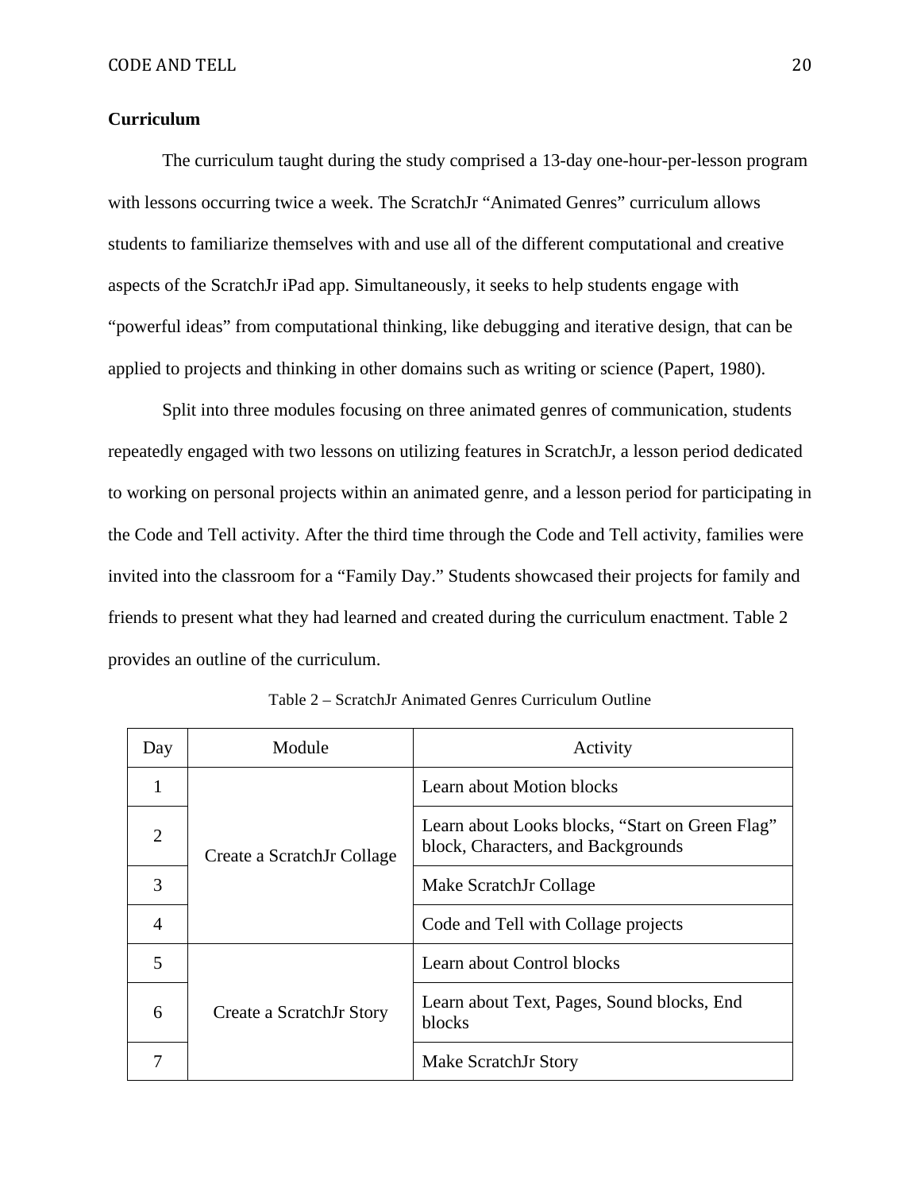**Curriculum**

The curriculum taught during the study comprised a 13-day one-hour-per-lesson program with lessons occurring twice a week. The ScratchJr "Animated Genres" curriculum allows students to familiarize themselves with and use all of the different computational and creative aspects of the ScratchJr iPad app. Simultaneously, it seeks to help students engage with "powerful ideas" from computational thinking, like debugging and iterative design, that can be applied to projects and thinking in other domains such as writing or science (Papert, 1980).

Split into three modules focusing on three animated genres of communication, students repeatedly engaged with two lessons on utilizing features in ScratchJr, a lesson period dedicated to working on personal projects within an animated genre, and a lesson period for participating in the Code and Tell activity. After the third time through the Code and Tell activity, families were invited into the classroom for a "Family Day." Students showcased their projects for family and friends to present what they had learned and created during the curriculum enactment. Table 2 provides an outline of the curriculum.

Table 2 – ScratchJr Animated Genres Curriculum Outline

| Day | Module | Activity |
|---|---|---|
| 1 | Create a ScratchJr Collage | Learn about Motion blocks |
| 2 | | Learn about Looks blocks, "Start on Green Flag" block, Characters, and Backgrounds |
| 3 | | Make ScratchJr Collage |
| 4 | | Code and Tell with Collage projects |
| 5 | Create a ScratchJr Story | Learn about Control blocks |
| 6 | | Learn about Text, Pages, Sound blocks, End blocks |
| 7 | | Make ScratchJr Story |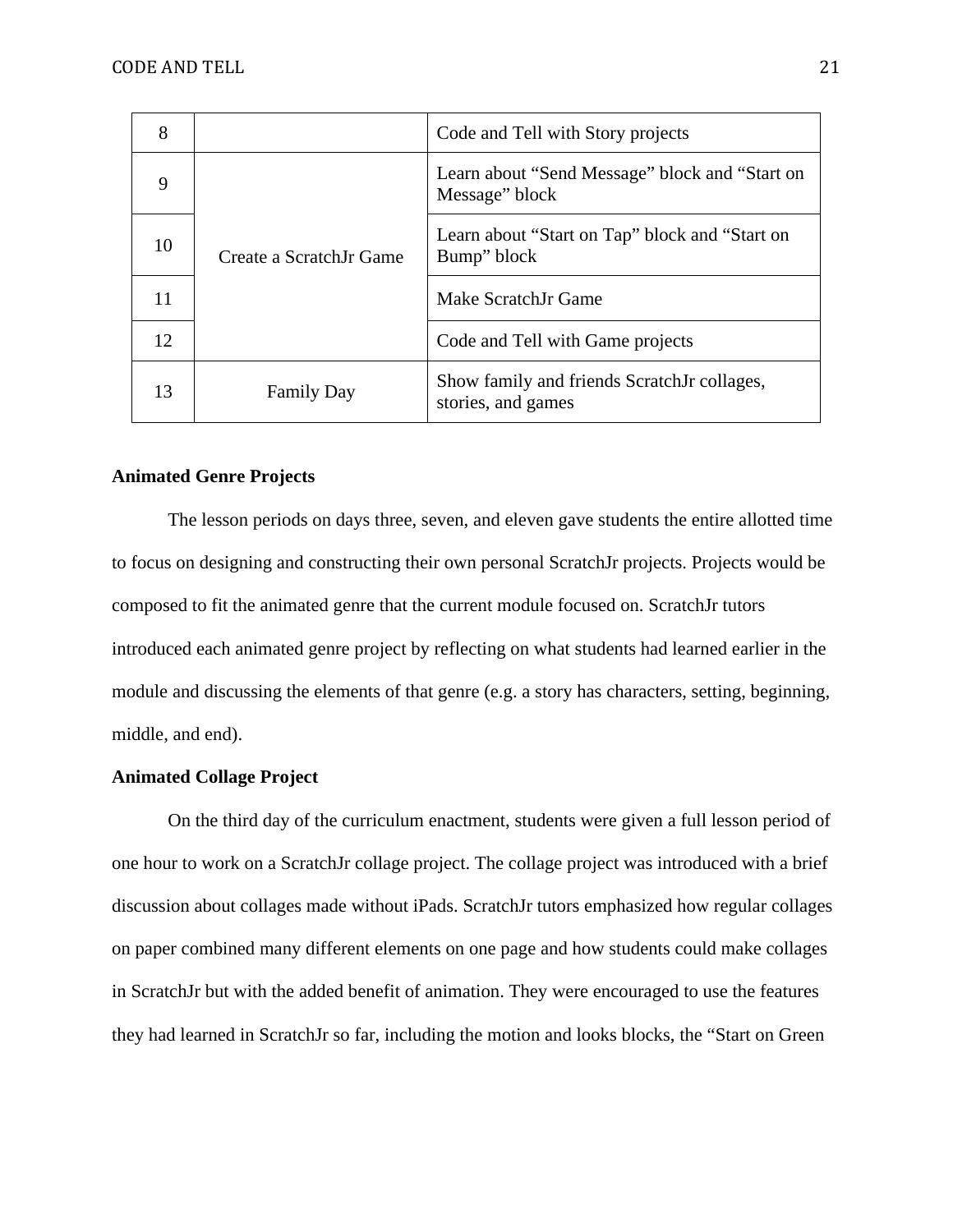| 8 | | Code and Tell with Story projects |
|---|---|---|
| 9 | Create a ScratchJr Game | Learn about “Send Message” block and “Start on Message” block |
| 10 | | Learn about “Start on Tap” block and “Start on Bump” block |
| 11 | | Make ScratchJr Game |
| 12 | | Code and Tell with Game projects |
| 13 | Family Day | Show family and friends ScratchJr collages, stories, and games |

**Animated Genre Projects**

The lesson periods on days three, seven, and eleven gave students the entire allotted time to focus on designing and constructing their own personal ScratchJr projects. Projects would be composed to fit the animated genre that the current module focused on. ScratchJr tutors introduced each animated genre project by reflecting on what students had learned earlier in the module and discussing the elements of that genre (e.g. a story has characters, setting, beginning, middle, and end).

**Animated Collage Project**

On the third day of the curriculum enactment, students were given a full lesson period of one hour to work on a ScratchJr collage project. The collage project was introduced with a brief discussion about collages made without iPads. ScratchJr tutors emphasized how regular collages on paper combined many different elements on one page and how students could make collages in ScratchJr but with the added benefit of animation. They were encouraged to use the features they had learned in ScratchJr so far, including the motion and looks blocks, the “Start on Green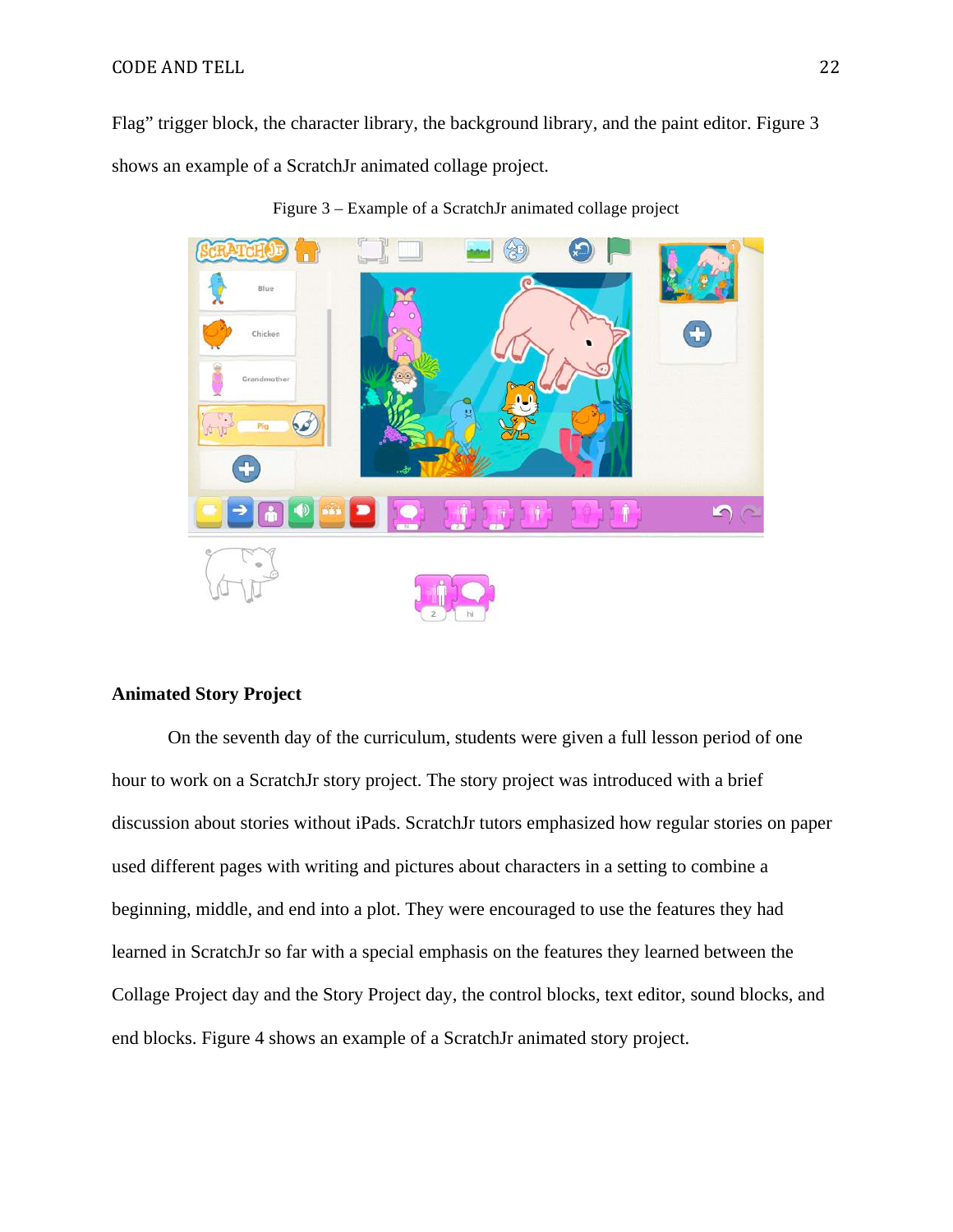Flag" trigger block, the character library, the background library, and the paint editor. Figure 3 shows an example of a ScratchJr animated collage project.

Figure 3 – Example of a ScratchJr animated collage project

### Animated Story Project

On the seventh day of the curriculum, students were given a full lesson period of one hour to work on a ScratchJr story project. The story project was introduced with a brief discussion about stories without iPads. ScratchJr tutors emphasized how regular stories on paper used different pages with writing and pictures about characters in a setting to combine a beginning, middle, and end into a plot. They were encouraged to use the features they had learned in ScratchJr so far with a special emphasis on the features they learned between the Collage Project day and the Story Project day, the control blocks, text editor, sound blocks, and end blocks. Figure 4 shows an example of a ScratchJr animated story project.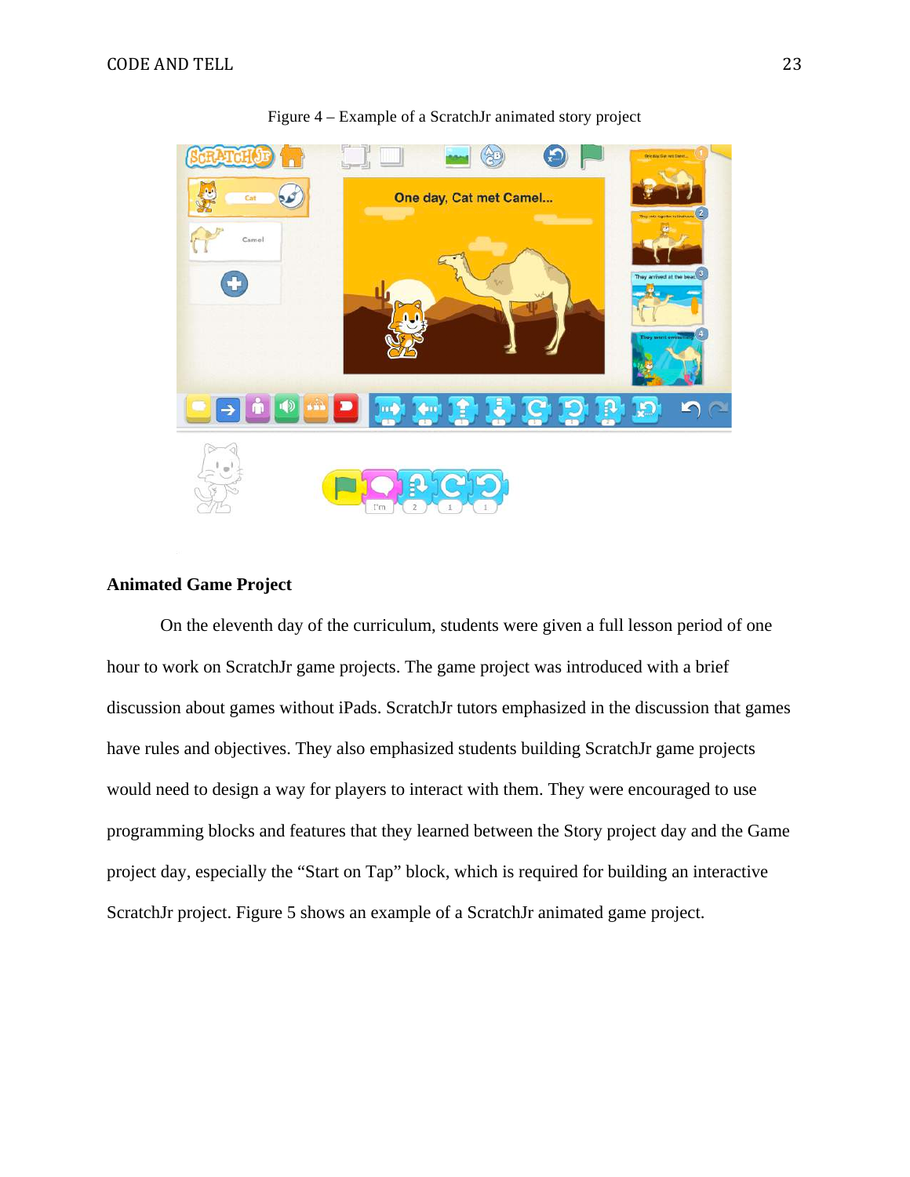Figure 4 – Example of a ScratchJr animated story project

**Animated Game Project**

On the eleventh day of the curriculum, students were given a full lesson period of one hour to work on ScratchJr game projects. The game project was introduced with a brief discussion about games without iPads. ScratchJr tutors emphasized in the discussion that games have rules and objectives. They also emphasized students building ScratchJr game projects would need to design a way for players to interact with them. They were encouraged to use programming blocks and features that they learned between the Story project day and the Game project day, especially the "Start on Tap" block, which is required for building an interactive ScratchJr project. Figure 5 shows an example of a ScratchJr animated game project.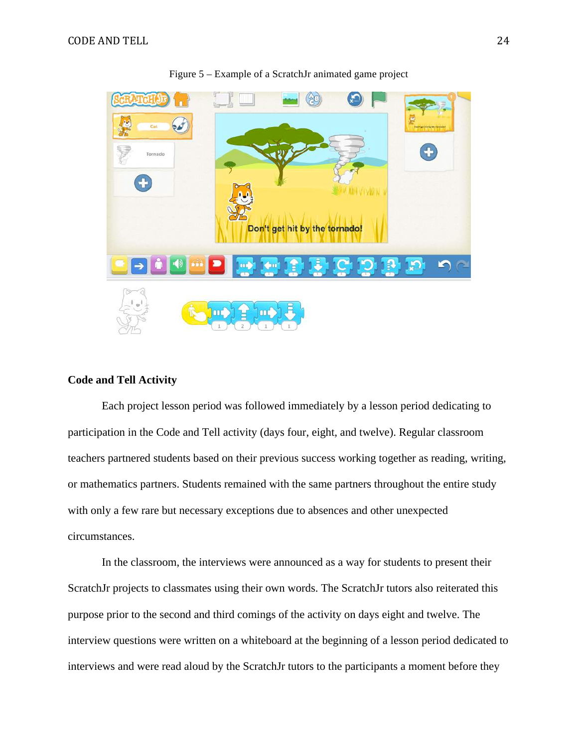Figure 5 – Example of a ScratchJr animated game project

**Code and Tell Activity**

Each project lesson period was followed immediately by a lesson period dedicating to participation in the Code and Tell activity (days four, eight, and twelve). Regular classroom teachers partnered students based on their previous success working together as reading, writing, or mathematics partners. Students remained with the same partners throughout the entire study with only a few rare but necessary exceptions due to absences and other unexpected circumstances.

In the classroom, the interviews were announced as a way for students to present their ScratchJr projects to classmates using their own words. The ScratchJr tutors also reiterated this purpose prior to the second and third comings of the activity on days eight and twelve. The interview questions were written on a whiteboard at the beginning of a lesson period dedicated to interviews and were read aloud by the ScratchJr tutors to the participants a moment before they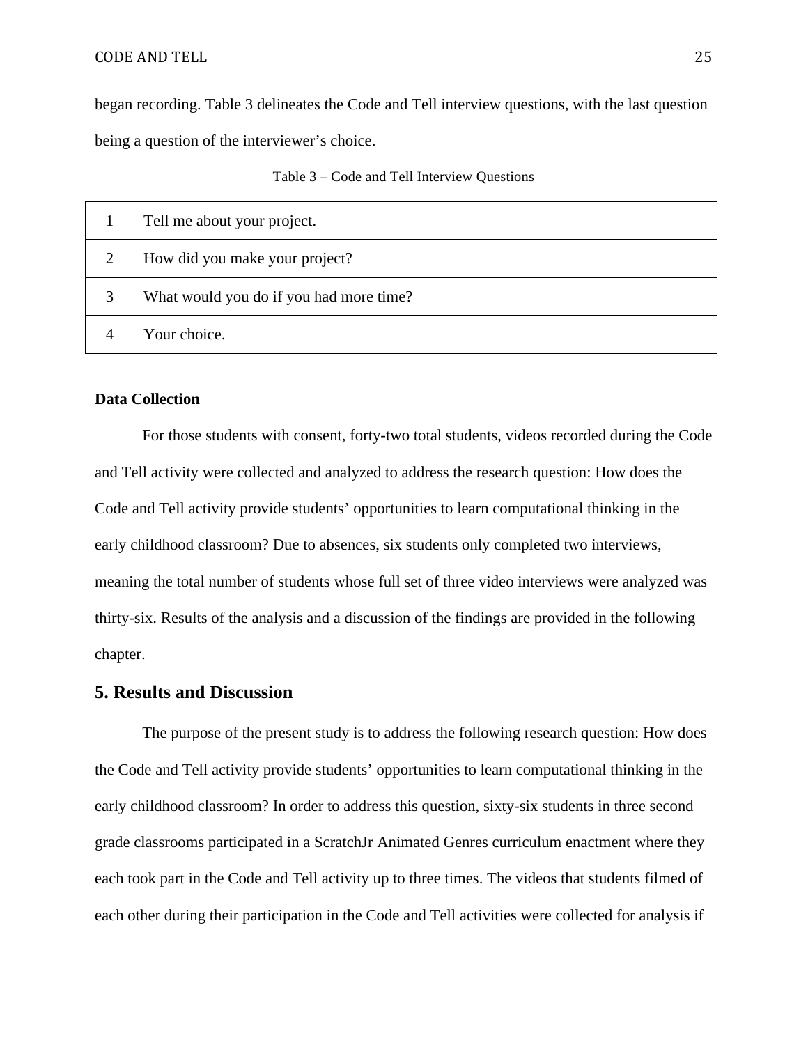began recording. Table 3 delineates the Code and Tell interview questions, with the last question being a question of the interviewer's choice.

Table 3 – Code and Tell Interview Questions

| | |
|---|---|
| 1 | Tell me about your project. |
| 2 | How did you make your project? |
| 3 | What would you do if you had more time? |
| 4 | Your choice. |

**Data Collection**

For those students with consent, forty-two total students, videos recorded during the Code and Tell activity were collected and analyzed to address the research question: How does the Code and Tell activity provide students' opportunities to learn computational thinking in the early childhood classroom? Due to absences, six students only completed two interviews, meaning the total number of students whose full set of three video interviews were analyzed was thirty-six. Results of the analysis and a discussion of the findings are provided in the following chapter.

## 5. Results and Discussion

The purpose of the present study is to address the following research question: How does the Code and Tell activity provide students' opportunities to learn computational thinking in the early childhood classroom? In order to address this question, sixty-six students in three second grade classrooms participated in a ScratchJr Animated Genres curriculum enactment where they each took part in the Code and Tell activity up to three times. The videos that students filmed of each other during their participation in the Code and Tell activities were collected for analysis if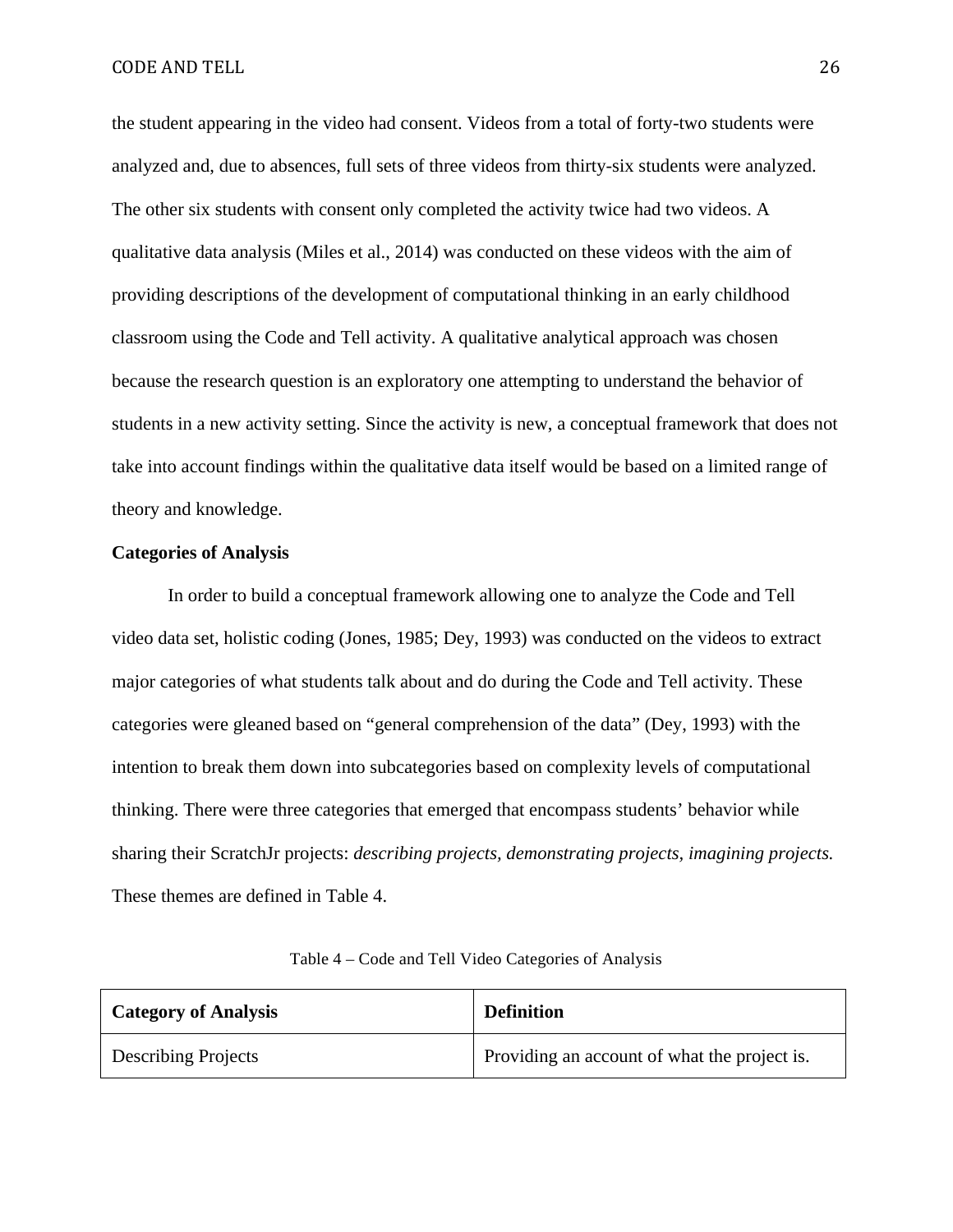the student appearing in the video had consent. Videos from a total of forty-two students were analyzed and, due to absences, full sets of three videos from thirty-six students were analyzed. The other six students with consent only completed the activity twice had two videos. A qualitative data analysis (Miles et al., 2014) was conducted on these videos with the aim of providing descriptions of the development of computational thinking in an early childhood classroom using the Code and Tell activity. A qualitative analytical approach was chosen because the research question is an exploratory one attempting to understand the behavior of students in a new activity setting. Since the activity is new, a conceptual framework that does not take into account findings within the qualitative data itself would be based on a limited range of theory and knowledge.

**Categories of Analysis**

In order to build a conceptual framework allowing one to analyze the Code and Tell video data set, holistic coding (Jones, 1985; Dey, 1993) was conducted on the videos to extract major categories of what students talk about and do during the Code and Tell activity. These categories were gleaned based on "general comprehension of the data" (Dey, 1993) with the intention to break them down into subcategories based on complexity levels of computational thinking. There were three categories that emerged that encompass students' behavior while sharing their ScratchJr projects: *describing projects, demonstrating projects, imagining projects.* These themes are defined in Table 4.

Table 4 – Code and Tell Video Categories of Analysis

| **Category of Analysis** | **Definition** |
| --- | --- |
| Describing Projects | Providing an account of what the project is. |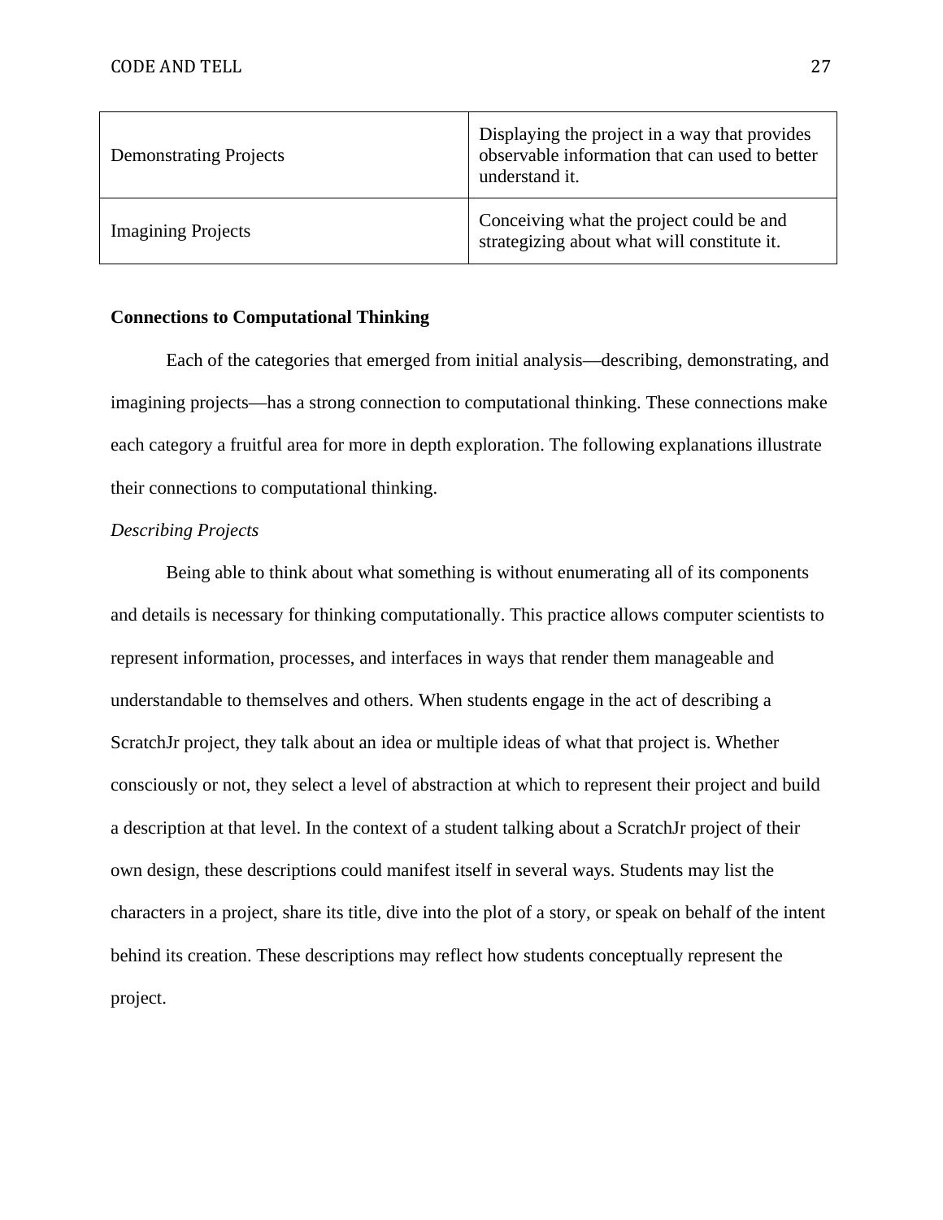| | |
|---|---|
| Demonstrating Projects | Displaying the project in a way that provides observable information that can used to better understand it. |
| Imagining Projects | Conceiving what the project could be and strategizing about what will constitute it. |

**Connections to Computational Thinking**

Each of the categories that emerged from initial analysis—describing, demonstrating, and imagining projects—has a strong connection to computational thinking. These connections make each category a fruitful area for more in depth exploration. The following explanations illustrate their connections to computational thinking.

*Describing Projects*

Being able to think about what something is without enumerating all of its components and details is necessary for thinking computationally. This practice allows computer scientists to represent information, processes, and interfaces in ways that render them manageable and understandable to themselves and others. When students engage in the act of describing a ScratchJr project, they talk about an idea or multiple ideas of what that project is. Whether consciously or not, they select a level of abstraction at which to represent their project and build a description at that level. In the context of a student talking about a ScratchJr project of their own design, these descriptions could manifest itself in several ways. Students may list the characters in a project, share its title, dive into the plot of a story, or speak on behalf of the intent behind its creation. These descriptions may reflect how students conceptually represent the project.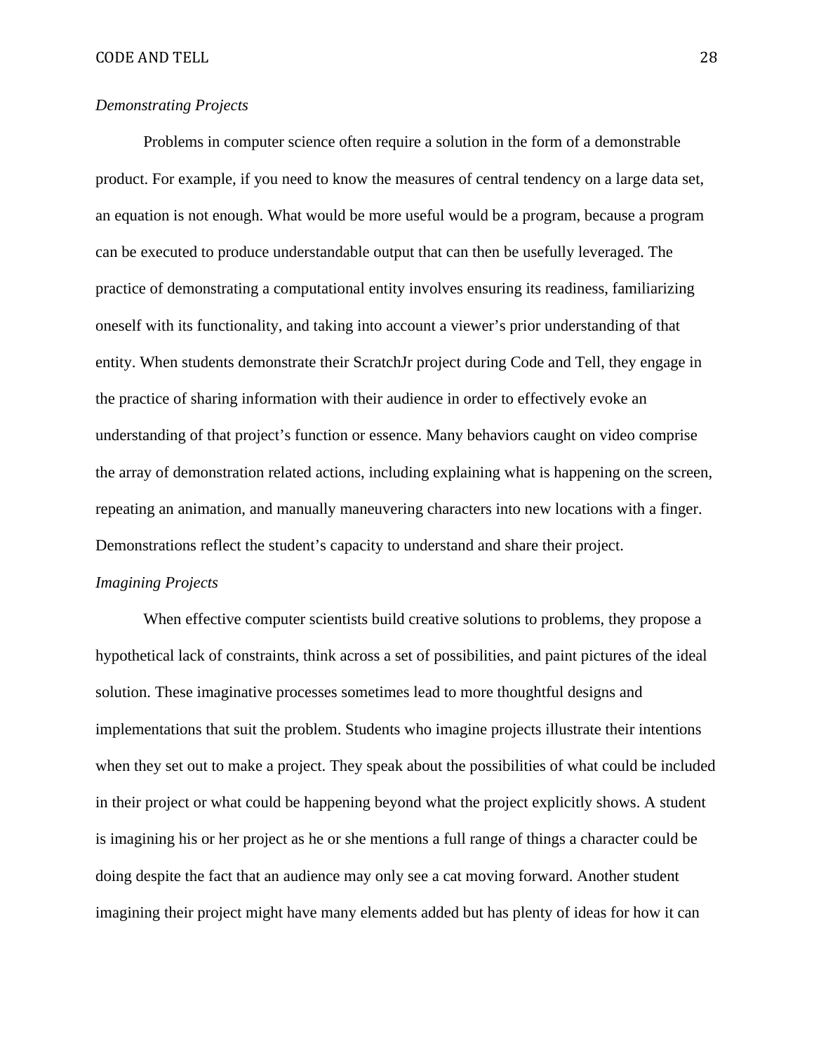*Demonstrating Projects*

Problems in computer science often require a solution in the form of a demonstrable product. For example, if you need to know the measures of central tendency on a large data set, an equation is not enough. What would be more useful would be a program, because a program can be executed to produce understandable output that can then be usefully leveraged. The practice of demonstrating a computational entity involves ensuring its readiness, familiarizing oneself with its functionality, and taking into account a viewer's prior understanding of that entity. When students demonstrate their ScratchJr project during Code and Tell, they engage in the practice of sharing information with their audience in order to effectively evoke an understanding of that project's function or essence. Many behaviors caught on video comprise the array of demonstration related actions, including explaining what is happening on the screen, repeating an animation, and manually maneuvering characters into new locations with a finger. Demonstrations reflect the student's capacity to understand and share their project.

*Imagining Projects*

When effective computer scientists build creative solutions to problems, they propose a hypothetical lack of constraints, think across a set of possibilities, and paint pictures of the ideal solution. These imaginative processes sometimes lead to more thoughtful designs and implementations that suit the problem. Students who imagine projects illustrate their intentions when they set out to make a project. They speak about the possibilities of what could be included in their project or what could be happening beyond what the project explicitly shows. A student is imagining his or her project as he or she mentions a full range of things a character could be doing despite the fact that an audience may only see a cat moving forward. Another student imagining their project might have many elements added but has plenty of ideas for how it can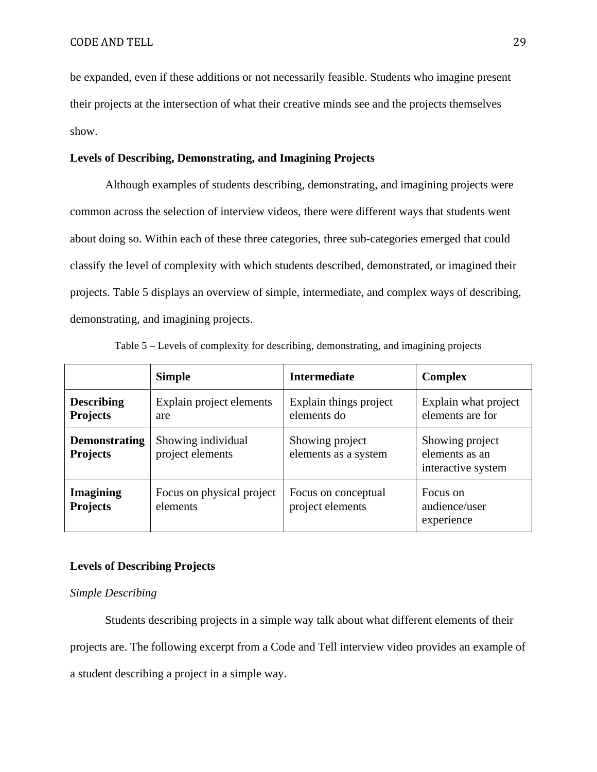be expanded, even if these additions or not necessarily feasible. Students who imagine present their projects at the intersection of what their creative minds see and the projects themselves show.

**Levels of Describing, Demonstrating, and Imagining Projects**

Although examples of students describing, demonstrating, and imagining projects were common across the selection of interview videos, there were different ways that students went about doing so. Within each of these three categories, three sub-categories emerged that could classify the level of complexity with which students described, demonstrated, or imagined their projects. Table 5 displays an overview of simple, intermediate, and complex ways of describing, demonstrating, and imagining projects.

Table 5 – Levels of complexity for describing, demonstrating, and imagining projects

| | **Simple** | **Intermediate** | **Complex** |
|---|---|---|---|
| **Describing Projects** | Explain project elements are | Explain things project elements do | Explain what project elements are for |
| **Demonstrating Projects** | Showing individual project elements | Showing project elements as a system | Showing project elements as an interactive system |
| **Imagining Projects** | Focus on physical project elements | Focus on conceptual project elements | Focus on audience/user experience |

**Levels of Describing Projects**

*Simple Describing*

Students describing projects in a simple way talk about what different elements of their projects are. The following excerpt from a Code and Tell interview video provides an example of a student describing a project in a simple way.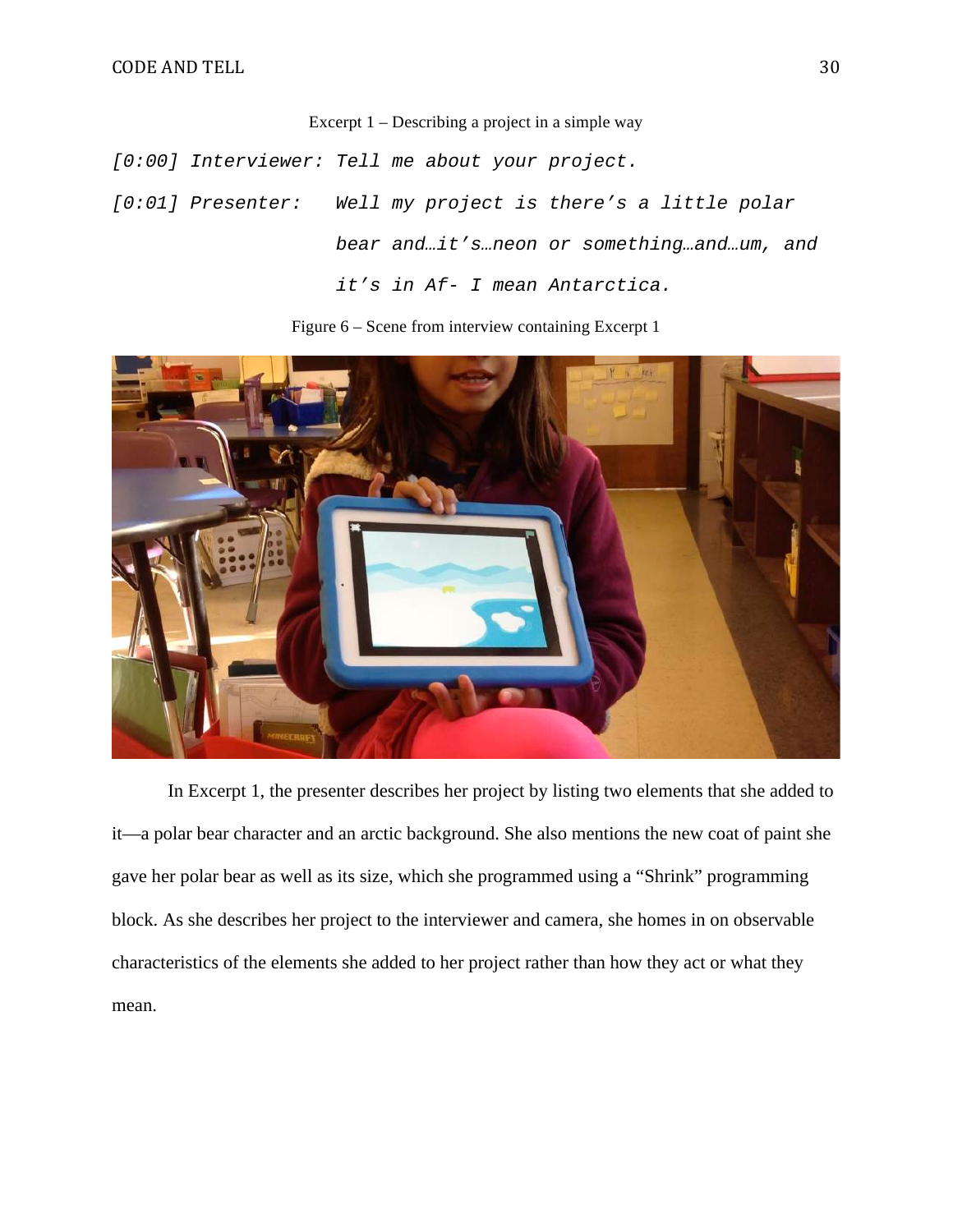Excerpt 1 – Describing a project in a simple way

```
[0:00] Interviewer: Tell me about your project.

[0:01] Presenter:   Well my project is there's a little polar
                    bear and…it's…neon or something…and…um, and
                    it's in Af- I mean Antarctica.
```

Figure 6 – Scene from interview containing Excerpt 1

In Excerpt 1, the presenter describes her project by listing two elements that she added to it—a polar bear character and an arctic background. She also mentions the new coat of paint she gave her polar bear as well as its size, which she programmed using a "Shrink" programming block. As she describes her project to the interviewer and camera, she homes in on observable characteristics of the elements she added to her project rather than how they act or what they mean.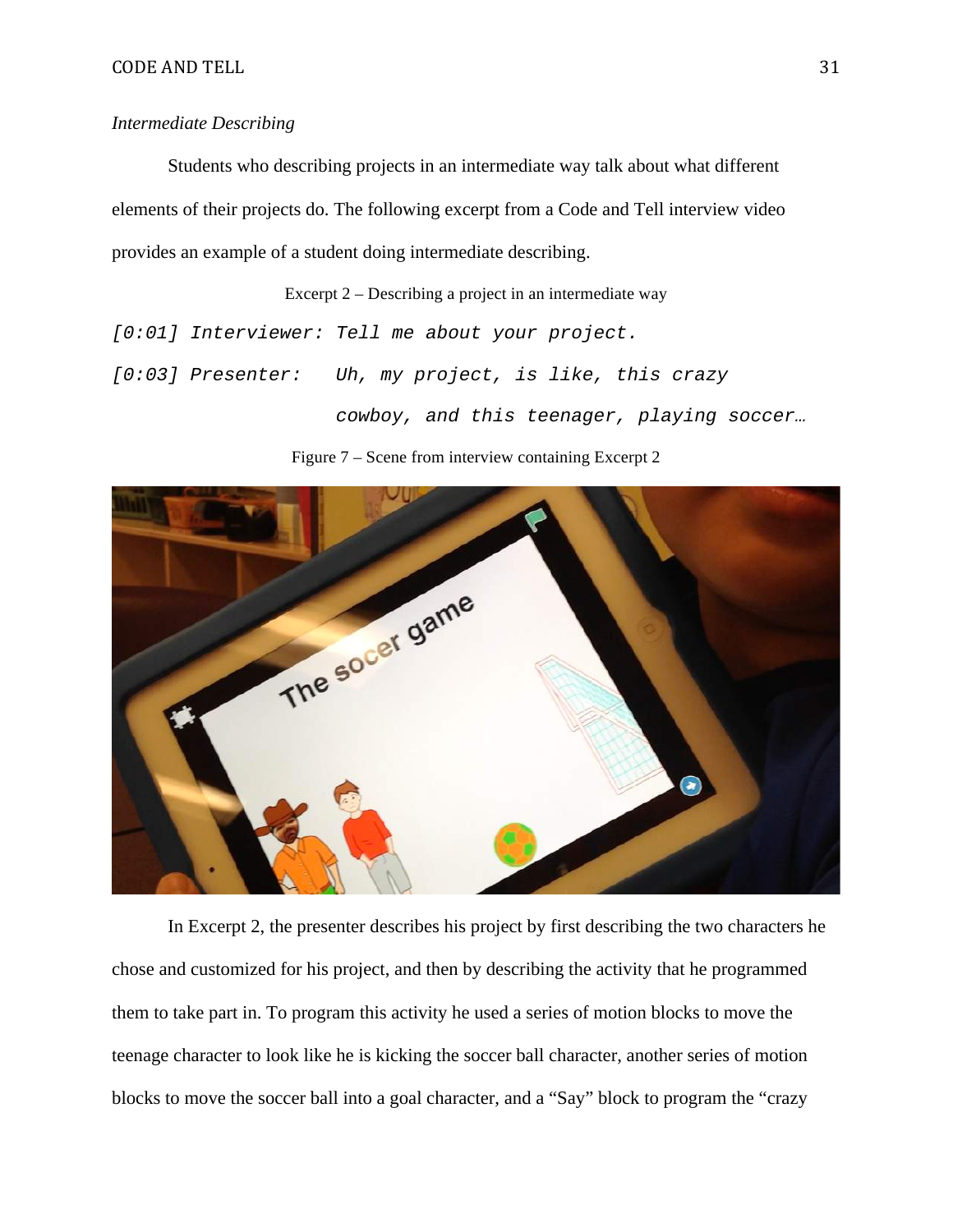*Intermediate Describing*

Students who describing projects in an intermediate way talk about what different elements of their projects do. The following excerpt from a Code and Tell interview video provides an example of a student doing intermediate describing.

Excerpt 2 – Describing a project in an intermediate way

```
[0:01] Interviewer: Tell me about your project.
[0:03] Presenter:   Uh, my project, is like, this crazy
                    cowboy, and this teenager, playing soccer…
```

Figure 7 – Scene from interview containing Excerpt 2

In Excerpt 2, the presenter describes his project by first describing the two characters he chose and customized for his project, and then by describing the activity that he programmed them to take part in. To program this activity he used a series of motion blocks to move the teenage character to look like he is kicking the soccer ball character, another series of motion blocks to move the soccer ball into a goal character, and a "Say" block to program the "crazy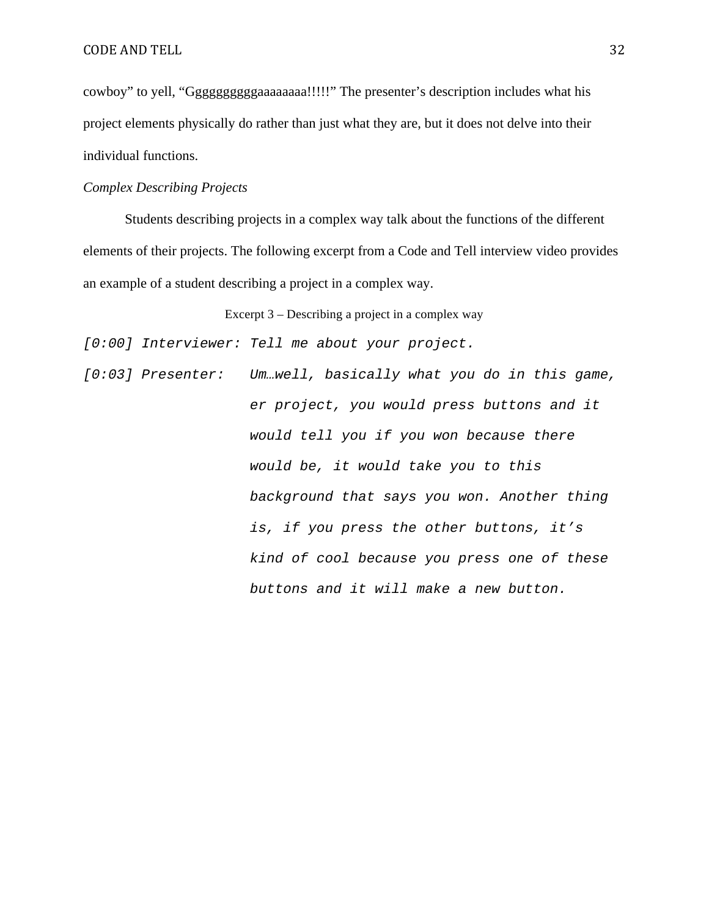cowboy" to yell, "Ggggggggggaaaaaaaa!!!!!" The presenter's description includes what his project elements physically do rather than just what they are, but it does not delve into their individual functions.

*Complex Describing Projects*

Students describing projects in a complex way talk about the functions of the different elements of their projects. The following excerpt from a Code and Tell interview video provides an example of a student describing a project in a complex way.

Excerpt 3 – Describing a project in a complex way

*[0:00] Interviewer: Tell me about your project.*

*[0:03] Presenter: Um…well, basically what you do in this game, er project, you would press buttons and it would tell you if you won because there would be, it would take you to this background that says you won. Another thing is, if you press the other buttons, it's kind of cool because you press one of these buttons and it will make a new button.*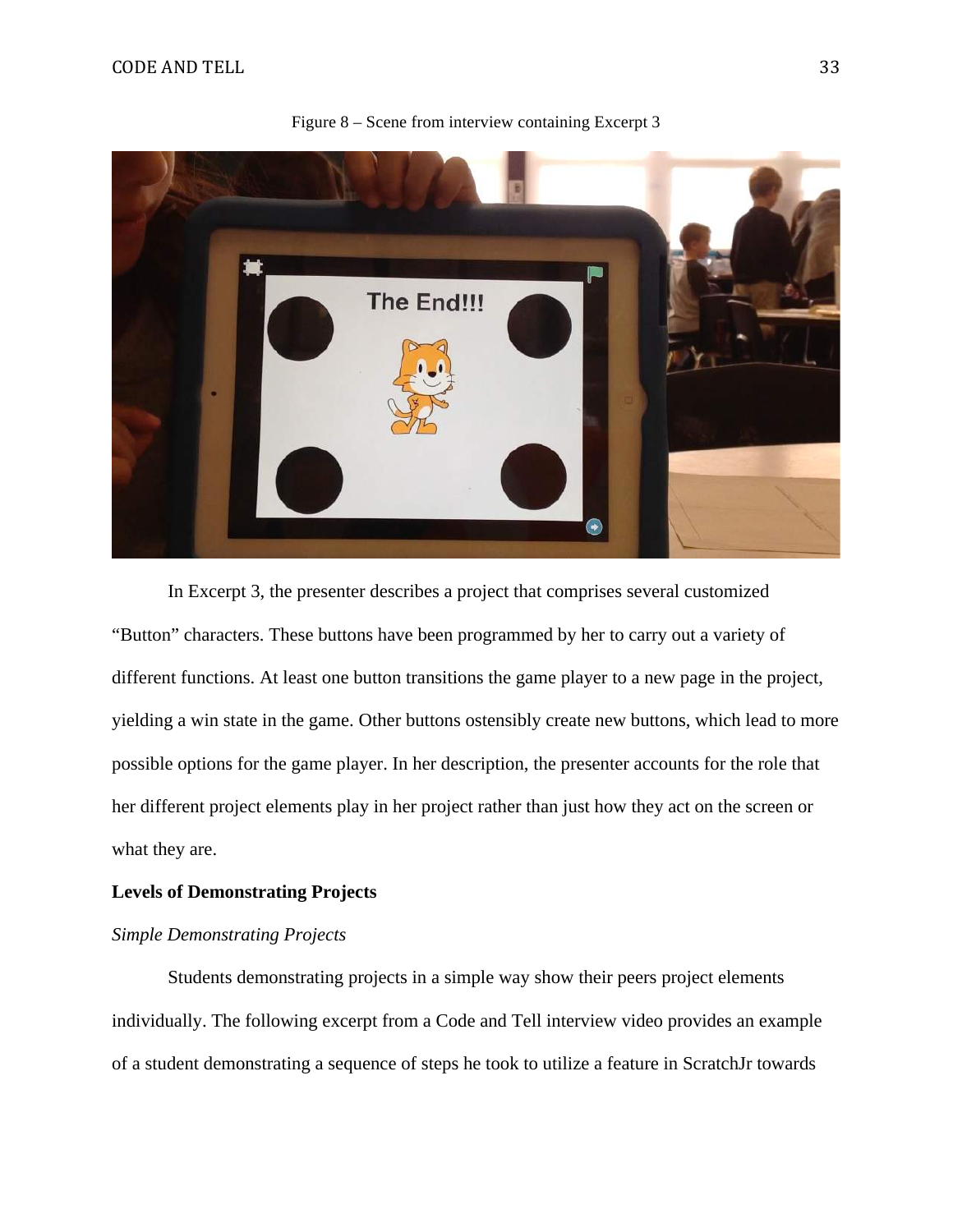Figure 8 – Scene from interview containing Excerpt 3

In Excerpt 3, the presenter describes a project that comprises several customized "Button" characters. These buttons have been programmed by her to carry out a variety of different functions. At least one button transitions the game player to a new page in the project, yielding a win state in the game. Other buttons ostensibly create new buttons, which lead to more possible options for the game player. In her description, the presenter accounts for the role that her different project elements play in her project rather than just how they act on the screen or what they are.

## Levels of Demonstrating Projects

### *Simple Demonstrating Projects*

Students demonstrating projects in a simple way show their peers project elements individually. The following excerpt from a Code and Tell interview video provides an example of a student demonstrating a sequence of steps he took to utilize a feature in ScratchJr towards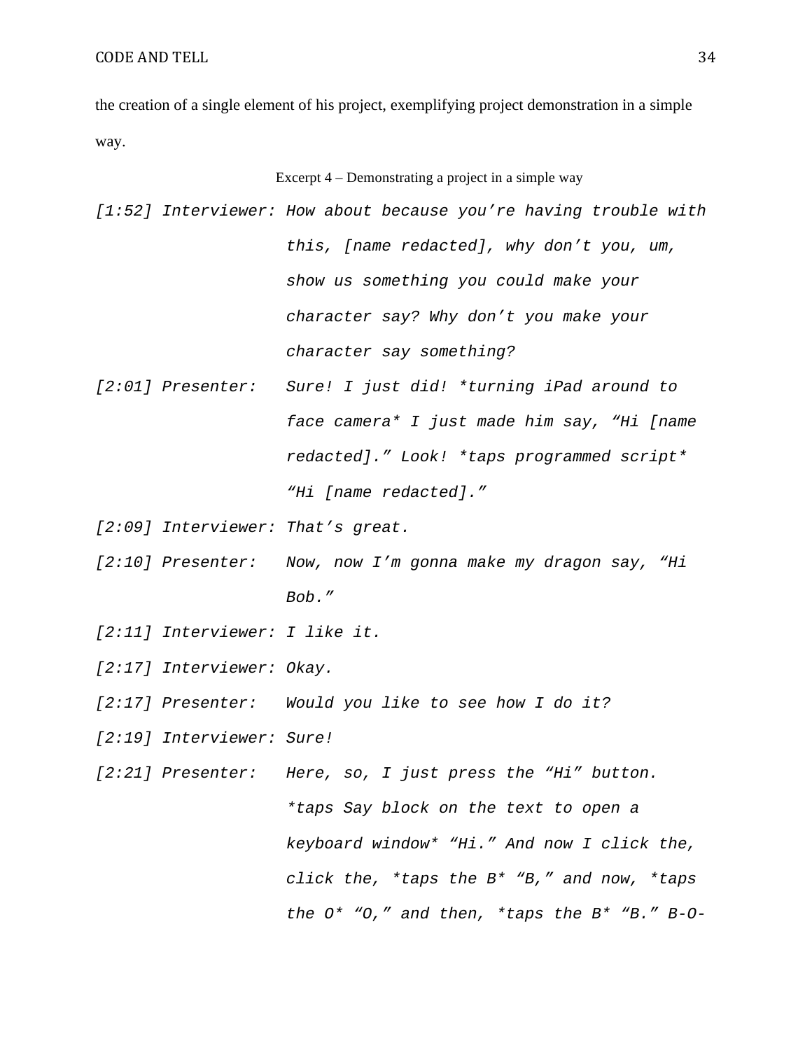the creation of a single element of his project, exemplifying project demonstration in a simple way.

Excerpt 4 – Demonstrating a project in a simple way

*[1:52] Interviewer: How about because you're having trouble with this, [name redacted], why don't you, um, show us something you could make your character say? Why don't you make your character say something?*

*[2:01] Presenter: Sure! I just did! \*turning iPad around to face camera\* I just made him say, "Hi [name redacted]." Look! \*taps programmed script\* "Hi [name redacted]."*

*[2:09] Interviewer: That's great.*

*[2:10] Presenter: Now, now I'm gonna make my dragon say, "Hi Bob."*

*[2:11] Interviewer: I like it.*

*[2:17] Interviewer: Okay.*

*[2:17] Presenter: Would you like to see how I do it?*

*[2:19] Interviewer: Sure!*

*[2:21] Presenter: Here, so, I just press the "Hi" button. \*taps Say block on the text to open a keyboard window\* "Hi." And now I click the, click the, \*taps the B\* "B," and now, \*taps the O\* "O," and then, \*taps the B\* "B." B-O-*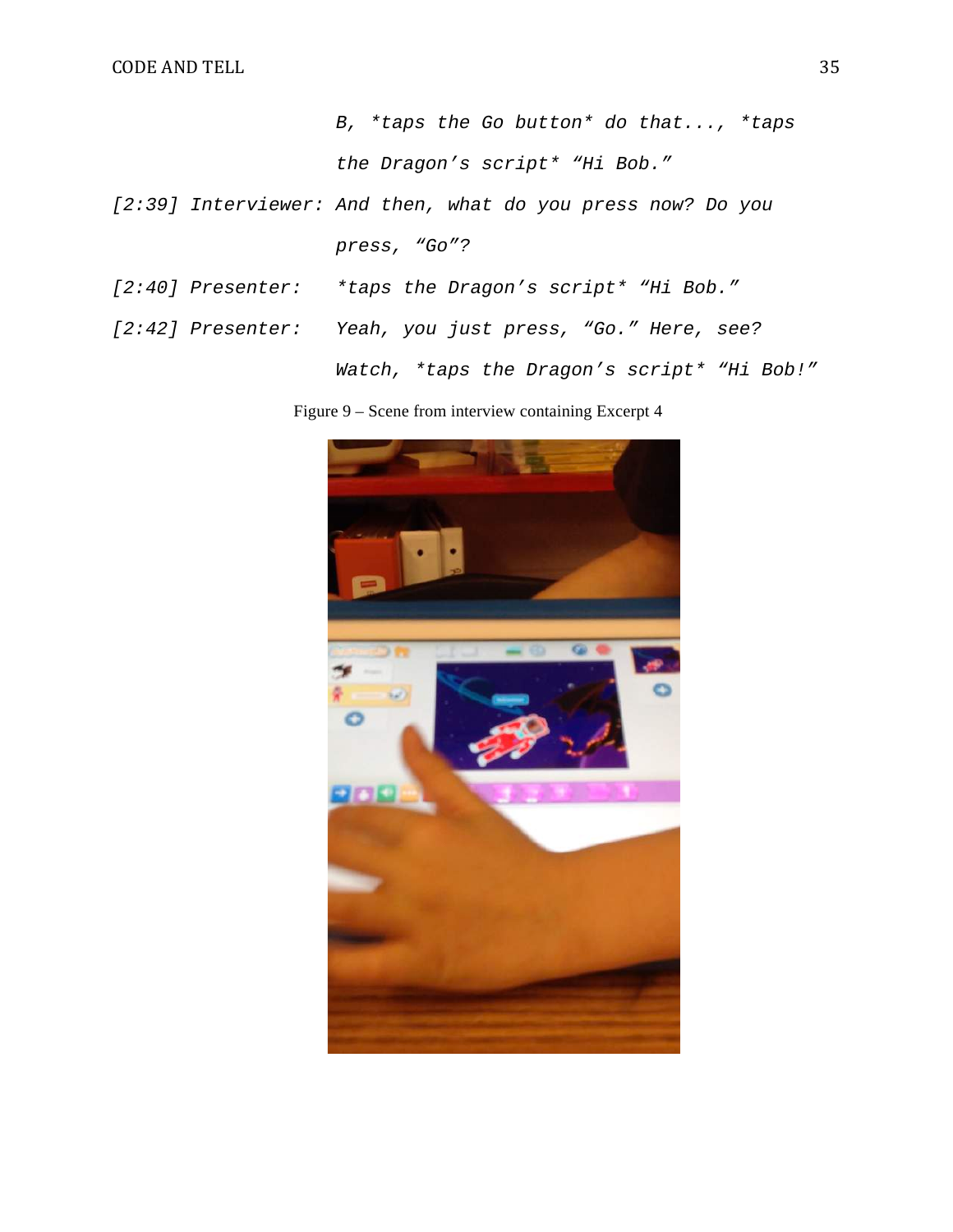B, *taps the Go button* do that..., *taps the Dragon's script* "Hi Bob."

[2:39] Interviewer: And then, what do you press now? Do you press, "Go"?

[2:40] Presenter: *taps the Dragon's script* "Hi Bob."

[2:42] Presenter: Yeah, you just press, "Go." Here, see? Watch, *taps the Dragon's script* "Hi Bob!"

Figure 9 – Scene from interview containing Excerpt 4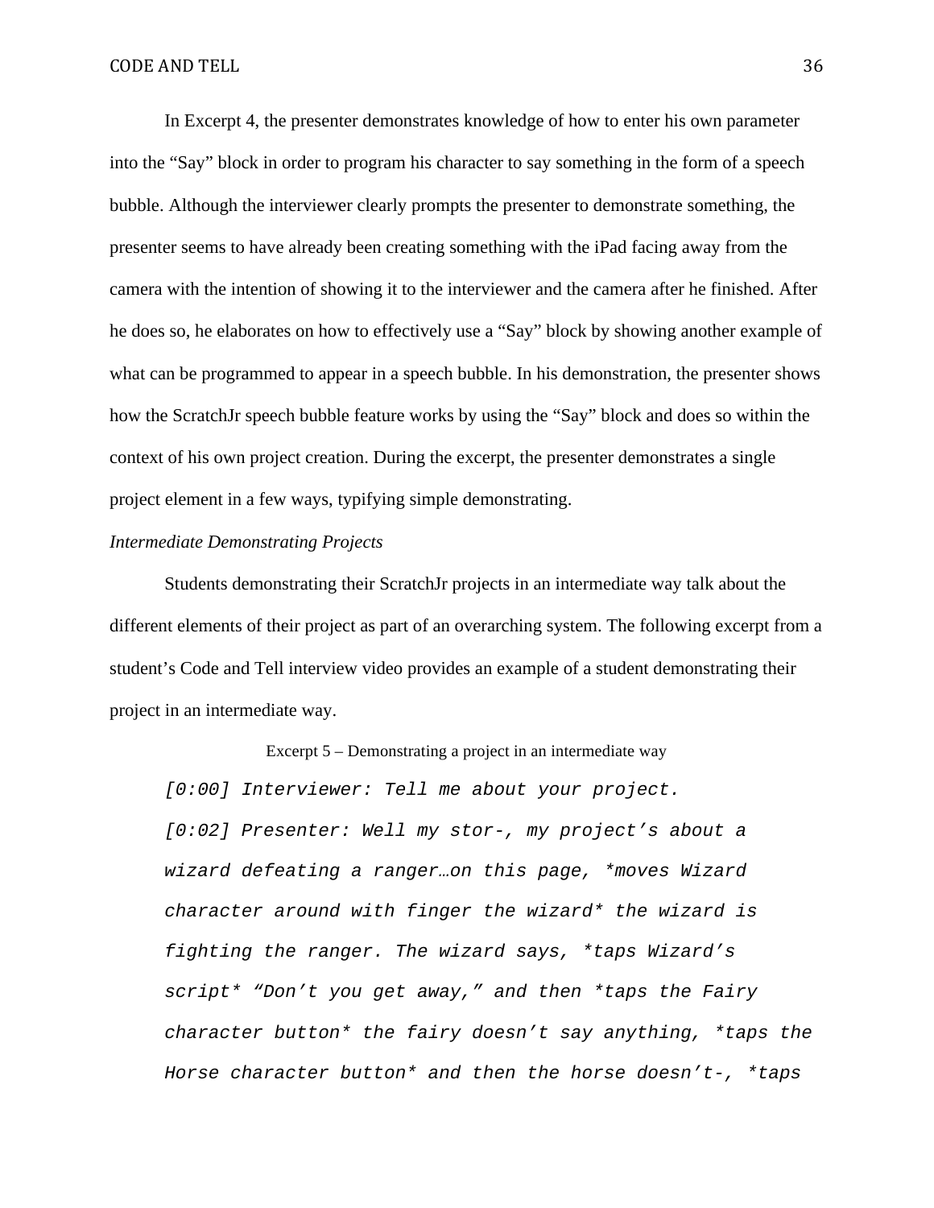In Excerpt 4, the presenter demonstrates knowledge of how to enter his own parameter into the “Say” block in order to program his character to say something in the form of a speech bubble. Although the interviewer clearly prompts the presenter to demonstrate something, the presenter seems to have already been creating something with the iPad facing away from the camera with the intention of showing it to the interviewer and the camera after he finished. After he does so, he elaborates on how to effectively use a “Say” block by showing another example of what can be programmed to appear in a speech bubble. In his demonstration, the presenter shows how the ScratchJr speech bubble feature works by using the “Say” block and does so within the context of his own project creation. During the excerpt, the presenter demonstrates a single project element in a few ways, typifying simple demonstrating.

*Intermediate Demonstrating Projects*

Students demonstrating their ScratchJr projects in an intermediate way talk about the different elements of their project as part of an overarching system. The following excerpt from a student’s Code and Tell interview video provides an example of a student demonstrating their project in an intermediate way.

Excerpt 5 – Demonstrating a project in an intermediate way

```
[0:00] Interviewer: Tell me about your project.
[0:02] Presenter: Well my stor-, my project’s about a
wizard defeating a ranger…on this page, *moves Wizard
character around with finger the wizard* the wizard is
fighting the ranger. The wizard says, *taps Wizard’s
script* “Don’t you get away,” and then *taps the Fairy
character button* the fairy doesn’t say anything, *taps the
Horse character button* and then the horse doesn’t-, *taps
```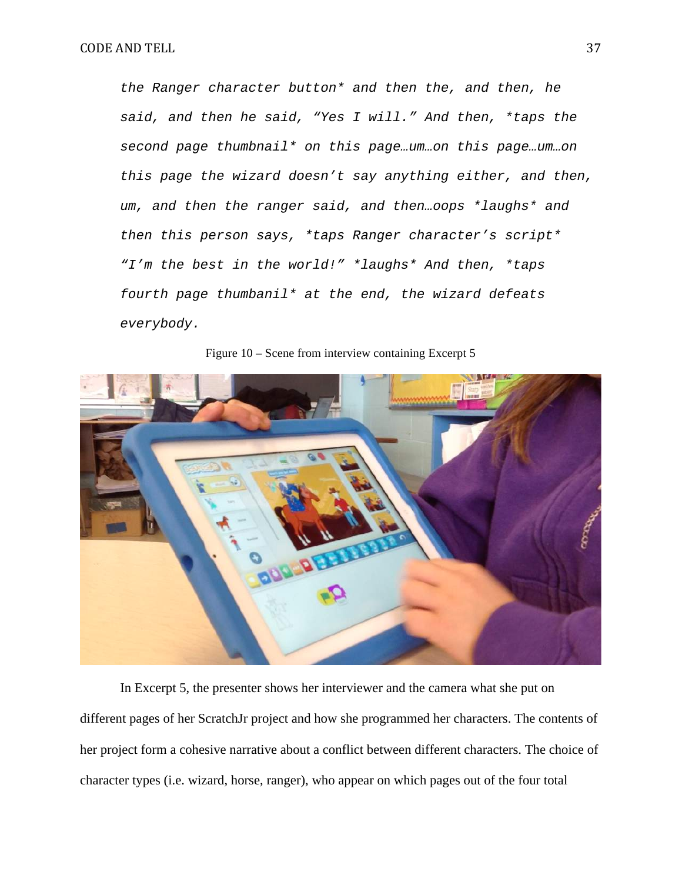*the Ranger character button\* and then the, and then, he said, and then he said, “Yes I will.” And then, \*taps the second page thumbnail\* on this page…um…on this page…um…on this page the wizard doesn’t say anything either, and then, um, and then the ranger said, and then…oops \*laughs\* and then this person says, \*taps Ranger character’s script\* “I’m the best in the world!” \*laughs\* And then, \*taps fourth page thumbanil\* at the end, the wizard defeats everybody.*

Figure 10 – Scene from interview containing Excerpt 5

In Excerpt 5, the presenter shows her interviewer and the camera what she put on different pages of her ScratchJr project and how she programmed her characters. The contents of her project form a cohesive narrative about a conflict between different characters. The choice of character types (i.e. wizard, horse, ranger), who appear on which pages out of the four total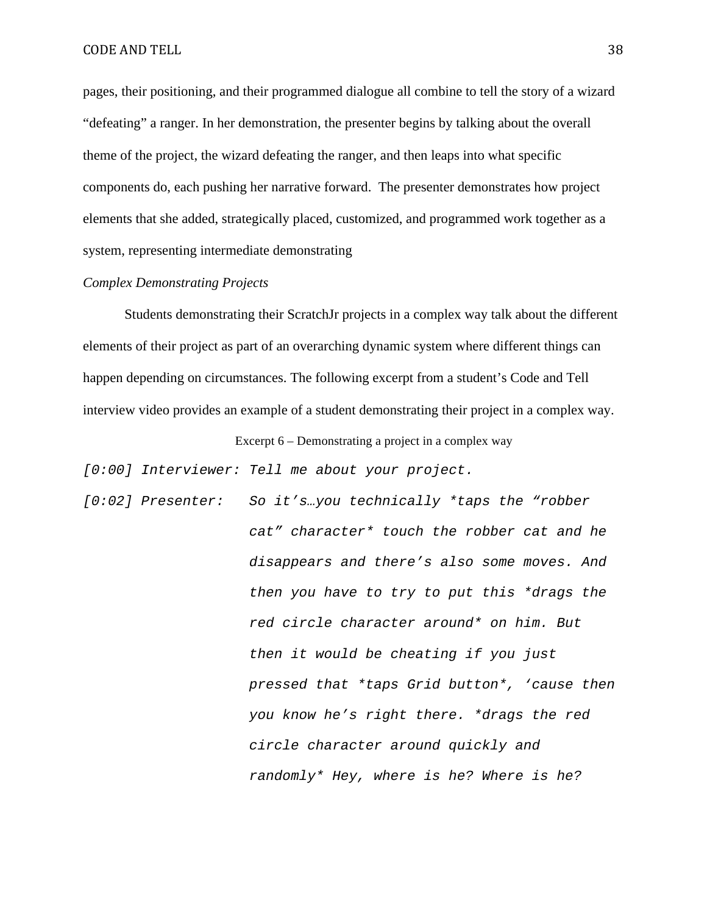pages, their positioning, and their programmed dialogue all combine to tell the story of a wizard "defeating" a ranger. In her demonstration, the presenter begins by talking about the overall theme of the project, the wizard defeating the ranger, and then leaps into what specific components do, each pushing her narrative forward. The presenter demonstrates how project elements that she added, strategically placed, customized, and programmed work together as a system, representing intermediate demonstrating

*Complex Demonstrating Projects*

Students demonstrating their ScratchJr projects in a complex way talk about the different elements of their project as part of an overarching dynamic system where different things can happen depending on circumstances. The following excerpt from a student's Code and Tell interview video provides an example of a student demonstrating their project in a complex way.

Excerpt 6 – Demonstrating a project in a complex way

```
[0:00] Interviewer: Tell me about your project.
[0:02] Presenter:   So it's…you technically *taps the "robber
                    cat" character* touch the robber cat and he
                    disappears and there's also some moves. And
                    then you have to try to put this *drags the
                    red circle character around* on him. But
                    then it would be cheating if you just
                    pressed that *taps Grid button*, 'cause then
                    you know he's right there. *drags the red
                    circle character around quickly and
                    randomly* Hey, where is he? Where is he?
```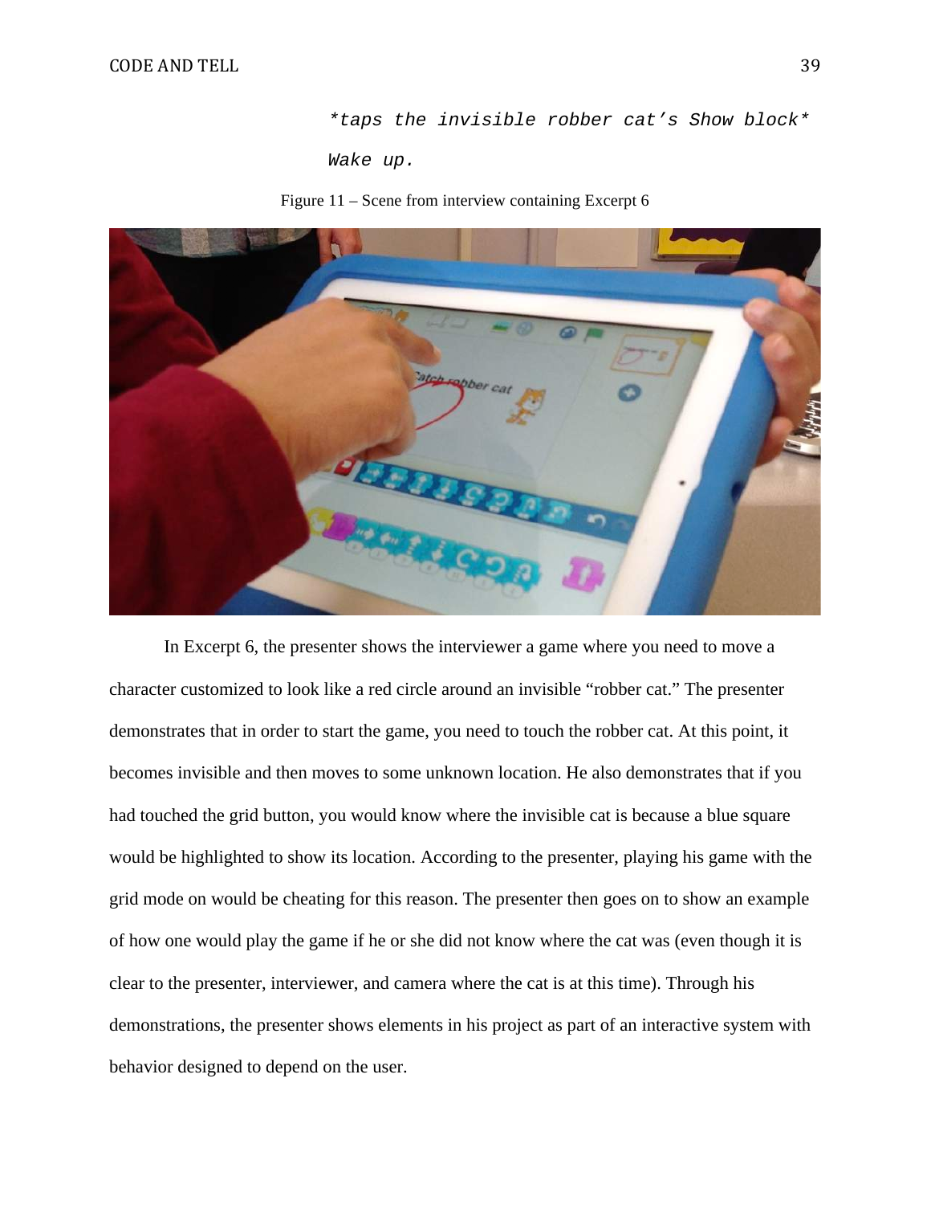*taps the invisible robber cat's Show block*

Wake up.

Figure 11 – Scene from interview containing Excerpt 6

In Excerpt 6, the presenter shows the interviewer a game where you need to move a character customized to look like a red circle around an invisible "robber cat." The presenter demonstrates that in order to start the game, you need to touch the robber cat. At this point, it becomes invisible and then moves to some unknown location. He also demonstrates that if you had touched the grid button, you would know where the invisible cat is because a blue square would be highlighted to show its location. According to the presenter, playing his game with the grid mode on would be cheating for this reason. The presenter then goes on to show an example of how one would play the game if he or she did not know where the cat was (even though it is clear to the presenter, interviewer, and camera where the cat is at this time). Through his demonstrations, the presenter shows elements in his project as part of an interactive system with behavior designed to depend on the user.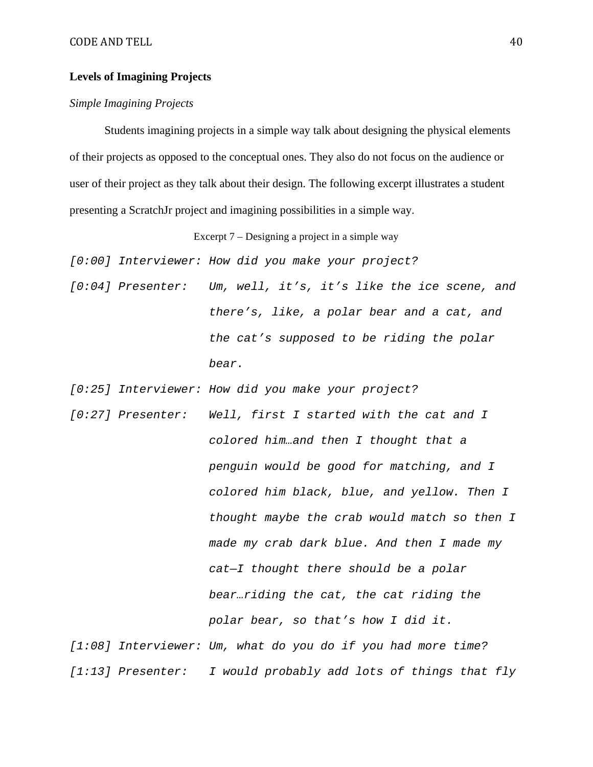## Levels of Imagining Projects

### *Simple Imagining Projects*

Students imagining projects in a simple way talk about designing the physical elements of their projects as opposed to the conceptual ones. They also do not focus on the audience or user of their project as they talk about their design. The following excerpt illustrates a student presenting a ScratchJr project and imagining possibilities in a simple way.

Excerpt 7 – Designing a project in a simple way

*[0:00] Interviewer: How did you make your project?*

*[0:04] Presenter: Um, well, it's, it's like the ice scene, and there's, like, a polar bear and a cat, and the cat's supposed to be riding the polar bear.*

*[0:25] Interviewer: How did you make your project?*

*[0:27] Presenter: Well, first I started with the cat and I colored him…and then I thought that a penguin would be good for matching, and I colored him black, blue, and yellow. Then I thought maybe the crab would match so then I made my crab dark blue. And then I made my cat—I thought there should be a polar bear…riding the cat, the cat riding the polar bear, so that's how I did it.*

*[1:08] Interviewer: Um, what do you do if you had more time?*

*[1:13] Presenter: I would probably add lots of things that fly*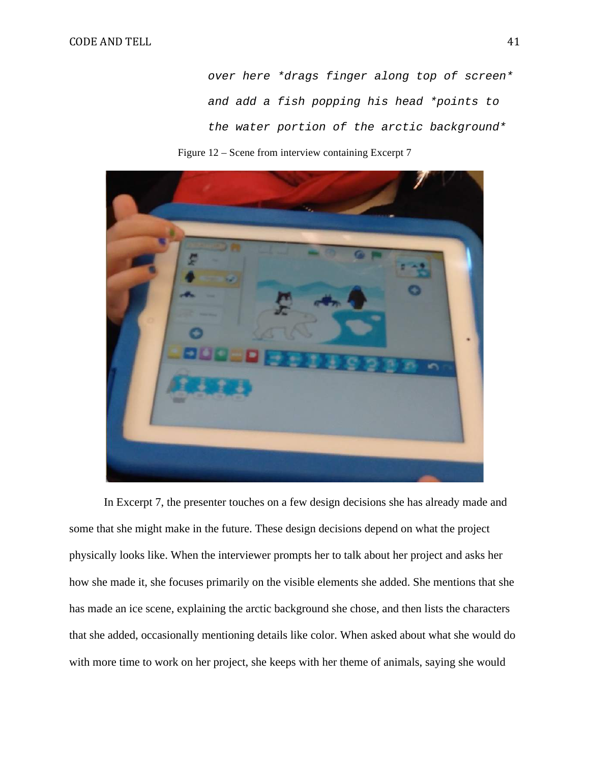over here *drags finger along top of screen* and add a fish popping his head *points to the water portion of the arctic background*

Figure 12 – Scene from interview containing Excerpt 7

In Excerpt 7, the presenter touches on a few design decisions she has already made and some that she might make in the future. These design decisions depend on what the project physically looks like. When the interviewer prompts her to talk about her project and asks her how she made it, she focuses primarily on the visible elements she added. She mentions that she has made an ice scene, explaining the arctic background she chose, and then lists the characters that she added, occasionally mentioning details like color. When asked about what she would do with more time to work on her project, she keeps with her theme of animals, saying she would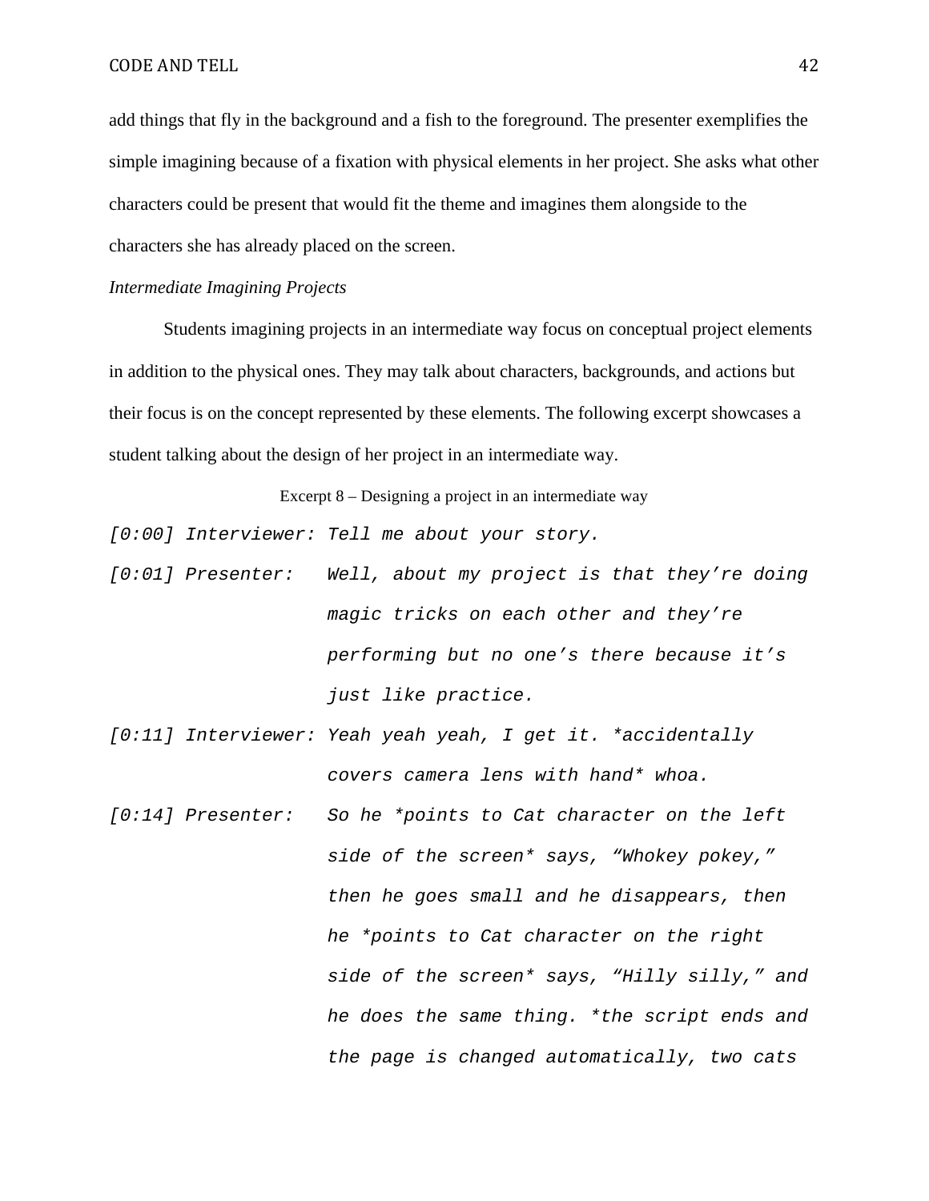add things that fly in the background and a fish to the foreground. The presenter exemplifies the simple imagining because of a fixation with physical elements in her project. She asks what other characters could be present that would fit the theme and imagines them alongside to the characters she has already placed on the screen.

*Intermediate Imagining Projects*

Students imagining projects in an intermediate way focus on conceptual project elements in addition to the physical ones. They may talk about characters, backgrounds, and actions but their focus is on the concept represented by these elements. The following excerpt showcases a student talking about the design of her project in an intermediate way.

Excerpt 8 – Designing a project in an intermediate way

```
[0:00] Interviewer: Tell me about your story.
[0:01] Presenter:   Well, about my project is that they're doing
                    magic tricks on each other and they're
                    performing but no one's there because it's
                    just like practice.
[0:11] Interviewer: Yeah yeah yeah, I get it. *accidentally
                    covers camera lens with hand* whoa.
[0:14] Presenter:   So he *points to Cat character on the left
                    side of the screen* says, "Whokey pokey,"
                    then he goes small and he disappears, then
                    he *points to Cat character on the right
                    side of the screen* says, "Hilly silly," and
                    he does the same thing. *the script ends and
                    the page is changed automatically, two cats
```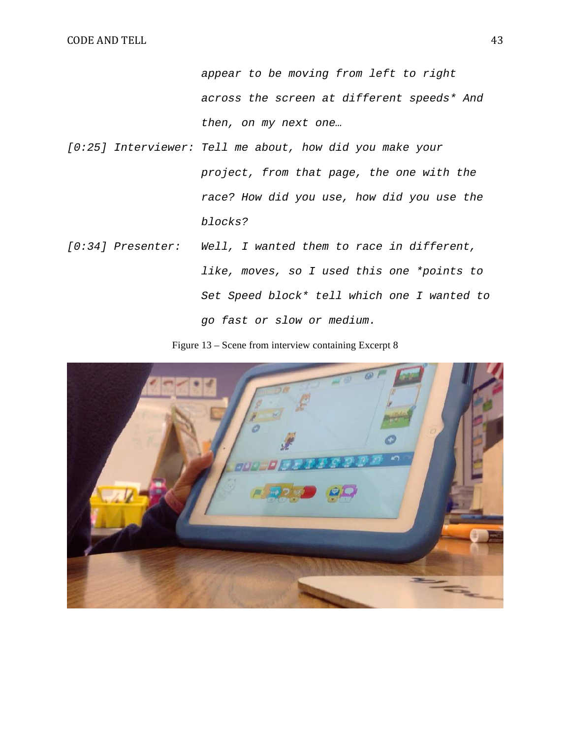*appear to be moving from left to right across the screen at different speeds* And then, on my next one…

[0:25] Interviewer: *Tell me about, how did you make your project, from that page, the one with the race? How did you use, how did you use the blocks?*

[0:34] Presenter: *Well, I wanted them to race in different, like, moves, so I used this one *points to Set Speed block* tell which one I wanted to go fast or slow or medium.*

Figure 13 – Scene from interview containing Excerpt 8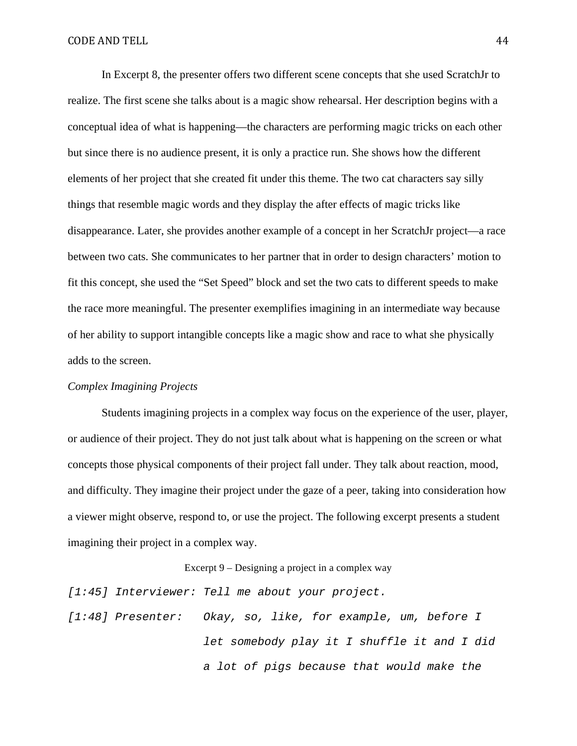In Excerpt 8, the presenter offers two different scene concepts that she used ScratchJr to realize. The first scene she talks about is a magic show rehearsal. Her description begins with a conceptual idea of what is happening—the characters are performing magic tricks on each other but since there is no audience present, it is only a practice run. She shows how the different elements of her project that she created fit under this theme. The two cat characters say silly things that resemble magic words and they display the after effects of magic tricks like disappearance. Later, she provides another example of a concept in her ScratchJr project—a race between two cats. She communicates to her partner that in order to design characters' motion to fit this concept, she used the "Set Speed" block and set the two cats to different speeds to make the race more meaningful. The presenter exemplifies imagining in an intermediate way because of her ability to support intangible concepts like a magic show and race to what she physically adds to the screen.

*Complex Imagining Projects*

Students imagining projects in a complex way focus on the experience of the user, player, or audience of their project. They do not just talk about what is happening on the screen or what concepts those physical components of their project fall under. They talk about reaction, mood, and difficulty. They imagine their project under the gaze of a peer, taking into consideration how a viewer might observe, respond to, or use the project. The following excerpt presents a student imagining their project in a complex way.

Excerpt 9 – Designing a project in a complex way

*[1:45] Interviewer: Tell me about your project.*

*[1:48] Presenter: Okay, so, like, for example, um, before I let somebody play it I shuffle it and I did a lot of pigs because that would make the*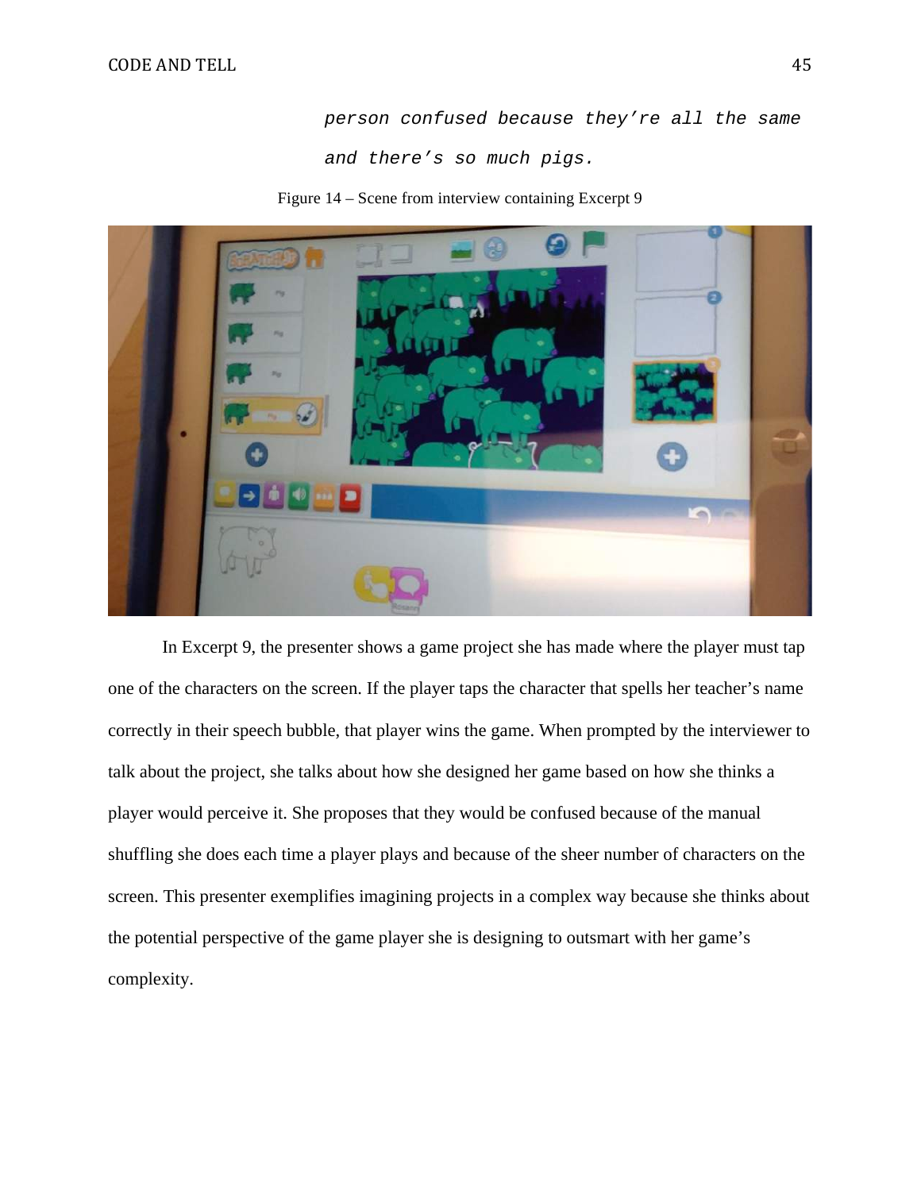*person confused because they're all the same and there's so much pigs.*

Figure 14 – Scene from interview containing Excerpt 9

In Excerpt 9, the presenter shows a game project she has made where the player must tap one of the characters on the screen. If the player taps the character that spells her teacher's name correctly in their speech bubble, that player wins the game. When prompted by the interviewer to talk about the project, she talks about how she designed her game based on how she thinks a player would perceive it. She proposes that they would be confused because of the manual shuffling she does each time a player plays and because of the sheer number of characters on the screen. This presenter exemplifies imagining projects in a complex way because she thinks about the potential perspective of the game player she is designing to outsmart with her game's complexity.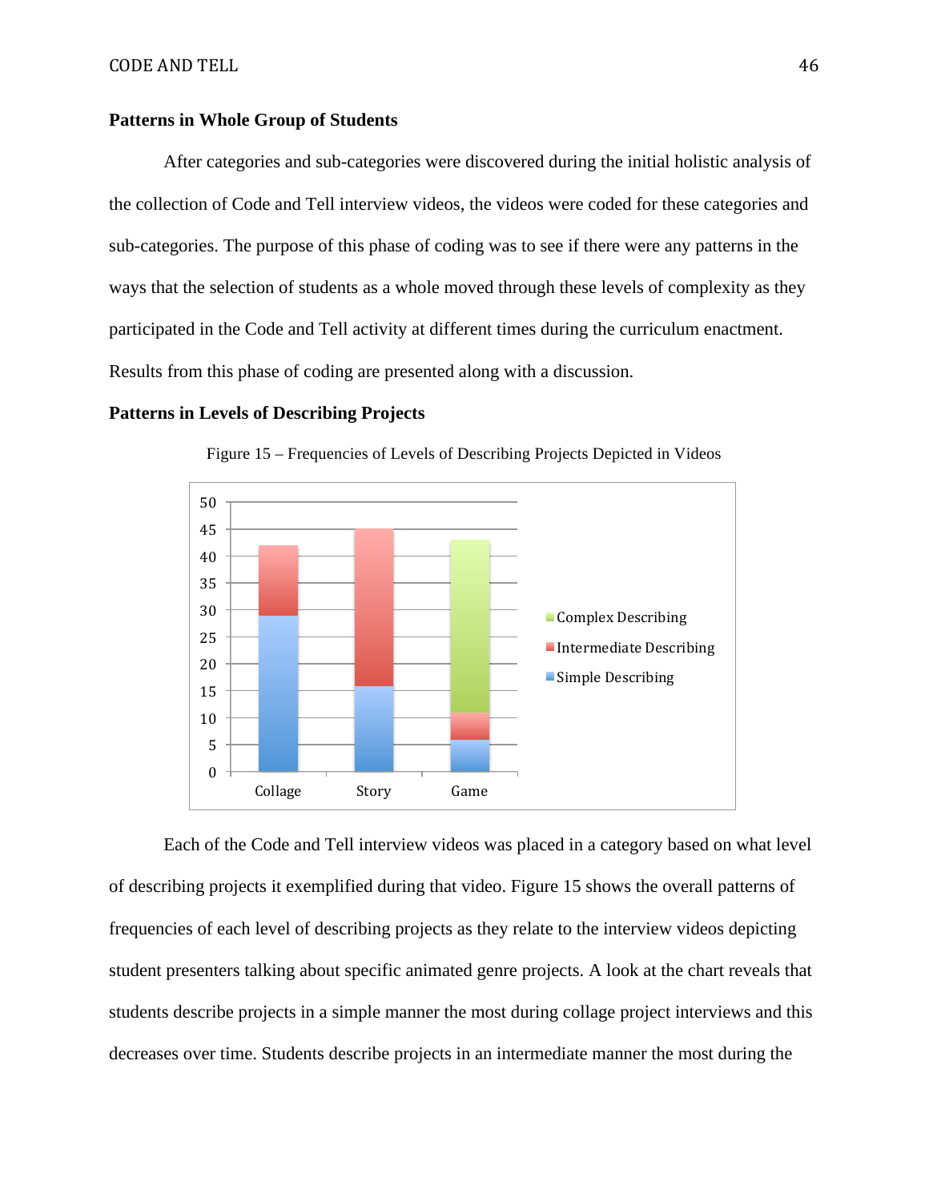**Patterns in Whole Group of Students**

After categories and sub-categories were discovered during the initial holistic analysis of the collection of Code and Tell interview videos, the videos were coded for these categories and sub-categories. The purpose of this phase of coding was to see if there were any patterns in the ways that the selection of students as a whole moved through these levels of complexity as they participated in the Code and Tell activity at different times during the curriculum enactment. Results from this phase of coding are presented along with a discussion.

**Patterns in Levels of Describing Projects**

Figure 15 – Frequencies of Levels of Describing Projects Depicted in Videos

Each of the Code and Tell interview videos was placed in a category based on what level of describing projects it exemplified during that video. Figure 15 shows the overall patterns of frequencies of each level of describing projects as they relate to the interview videos depicting student presenters talking about specific animated genre projects. A look at the chart reveals that students describe projects in a simple manner the most during collage project interviews and this decreases over time. Students describe projects in an intermediate manner the most during the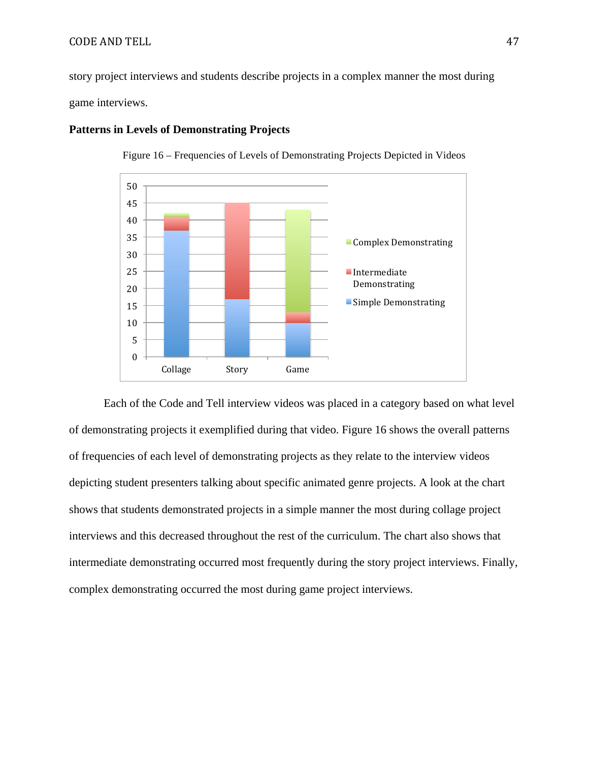story project interviews and students describe projects in a complex manner the most during game interviews.

**Patterns in Levels of Demonstrating Projects**

Figure 16 – Frequencies of Levels of Demonstrating Projects Depicted in Videos

Each of the Code and Tell interview videos was placed in a category based on what level of demonstrating projects it exemplified during that video. Figure 16 shows the overall patterns of frequencies of each level of demonstrating projects as they relate to the interview videos depicting student presenters talking about specific animated genre projects. A look at the chart shows that students demonstrated projects in a simple manner the most during collage project interviews and this decreased throughout the rest of the curriculum. The chart also shows that intermediate demonstrating occurred most frequently during the story project interviews. Finally, complex demonstrating occurred the most during game project interviews.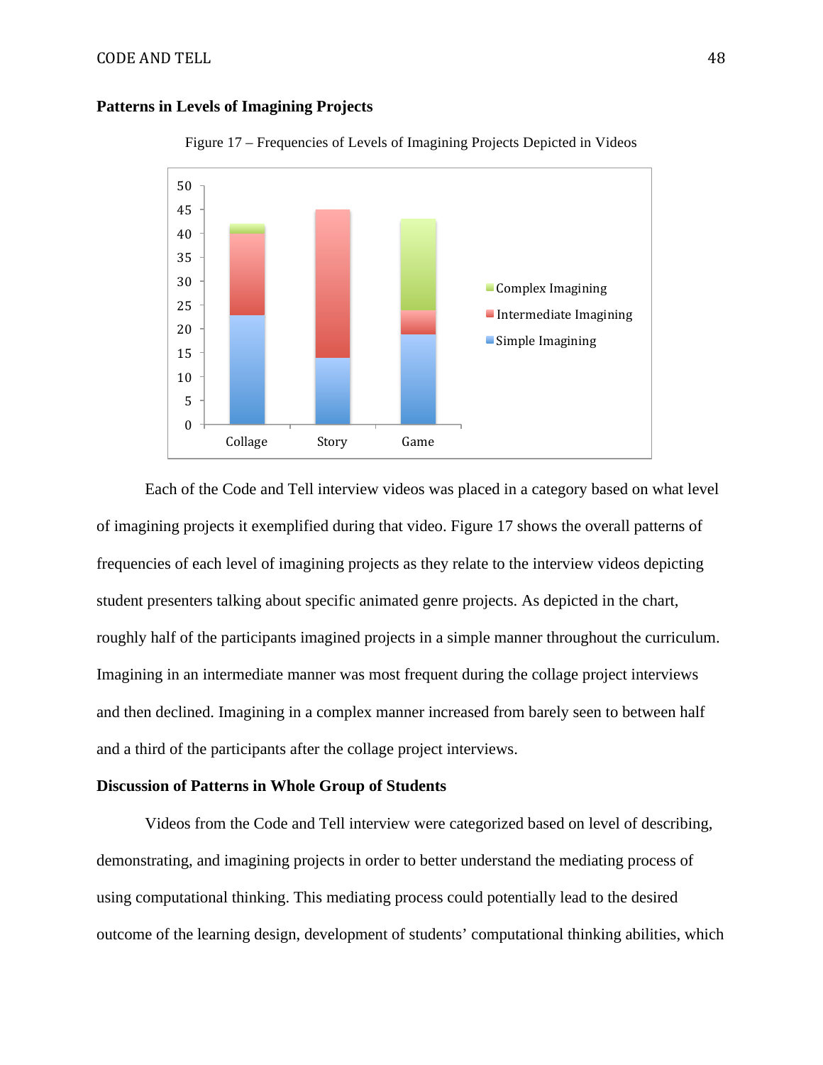## Patterns in Levels of Imagining Projects

Figure 17 – Frequencies of Levels of Imagining Projects Depicted in Videos

Each of the Code and Tell interview videos was placed in a category based on what level of imagining projects it exemplified during that video. Figure 17 shows the overall patterns of frequencies of each level of imagining projects as they relate to the interview videos depicting student presenters talking about specific animated genre projects. As depicted in the chart, roughly half of the participants imagined projects in a simple manner throughout the curriculum. Imagining in an intermediate manner was most frequent during the collage project interviews and then declined. Imagining in a complex manner increased from barely seen to between half and a third of the participants after the collage project interviews.

## Discussion of Patterns in Whole Group of Students

Videos from the Code and Tell interview were categorized based on level of describing, demonstrating, and imagining projects in order to better understand the mediating process of using computational thinking. This mediating process could potentially lead to the desired outcome of the learning design, development of students' computational thinking abilities, which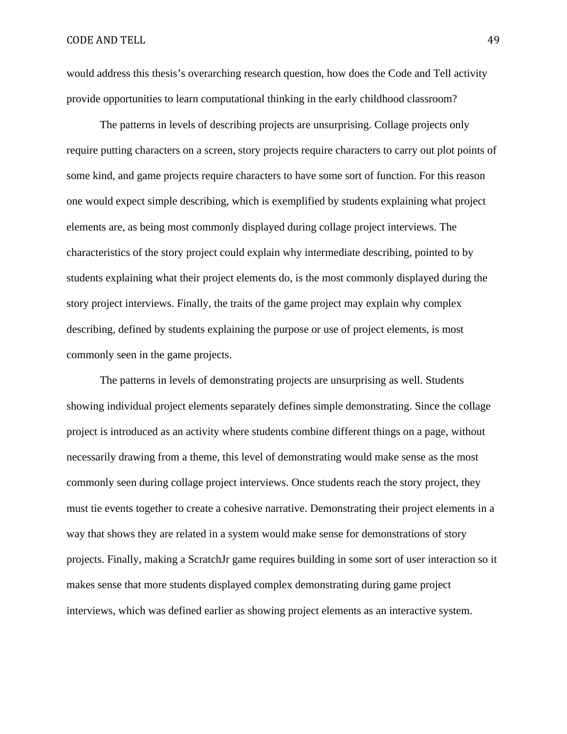would address this thesis's overarching research question, how does the Code and Tell activity provide opportunities to learn computational thinking in the early childhood classroom?

The patterns in levels of describing projects are unsurprising. Collage projects only require putting characters on a screen, story projects require characters to carry out plot points of some kind, and game projects require characters to have some sort of function. For this reason one would expect simple describing, which is exemplified by students explaining what project elements are, as being most commonly displayed during collage project interviews. The characteristics of the story project could explain why intermediate describing, pointed to by students explaining what their project elements do, is the most commonly displayed during the story project interviews. Finally, the traits of the game project may explain why complex describing, defined by students explaining the purpose or use of project elements, is most commonly seen in the game projects.

The patterns in levels of demonstrating projects are unsurprising as well. Students showing individual project elements separately defines simple demonstrating. Since the collage project is introduced as an activity where students combine different things on a page, without necessarily drawing from a theme, this level of demonstrating would make sense as the most commonly seen during collage project interviews. Once students reach the story project, they must tie events together to create a cohesive narrative. Demonstrating their project elements in a way that shows they are related in a system would make sense for demonstrations of story projects. Finally, making a ScratchJr game requires building in some sort of user interaction so it makes sense that more students displayed complex demonstrating during game project interviews, which was defined earlier as showing project elements as an interactive system.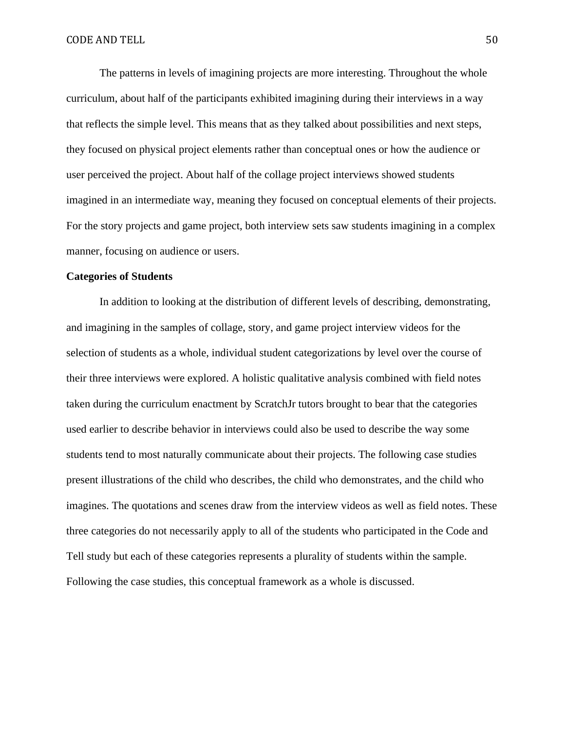The patterns in levels of imagining projects are more interesting. Throughout the whole curriculum, about half of the participants exhibited imagining during their interviews in a way that reflects the simple level. This means that as they talked about possibilities and next steps, they focused on physical project elements rather than conceptual ones or how the audience or user perceived the project. About half of the collage project interviews showed students imagined in an intermediate way, meaning they focused on conceptual elements of their projects. For the story projects and game project, both interview sets saw students imagining in a complex manner, focusing on audience or users.

**Categories of Students**

In addition to looking at the distribution of different levels of describing, demonstrating, and imagining in the samples of collage, story, and game project interview videos for the selection of students as a whole, individual student categorizations by level over the course of their three interviews were explored. A holistic qualitative analysis combined with field notes taken during the curriculum enactment by ScratchJr tutors brought to bear that the categories used earlier to describe behavior in interviews could also be used to describe the way some students tend to most naturally communicate about their projects. The following case studies present illustrations of the child who describes, the child who demonstrates, and the child who imagines. The quotations and scenes draw from the interview videos as well as field notes. These three categories do not necessarily apply to all of the students who participated in the Code and Tell study but each of these categories represents a plurality of students within the sample. Following the case studies, this conceptual framework as a whole is discussed.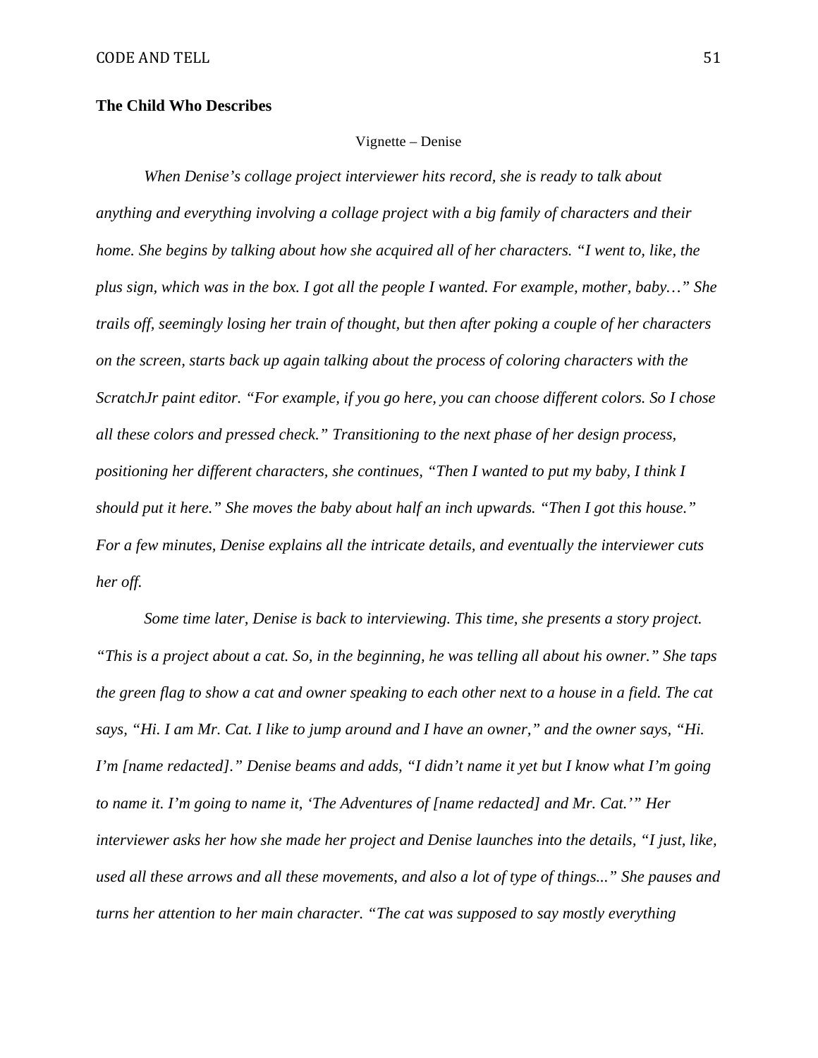**The Child Who Describes**

Vignette – Denise

*When Denise's collage project interviewer hits record, she is ready to talk about anything and everything involving a collage project with a big family of characters and their home. She begins by talking about how she acquired all of her characters. "I went to, like, the plus sign, which was in the box. I got all the people I wanted. For example, mother, baby…" She trails off, seemingly losing her train of thought, but then after poking a couple of her characters on the screen, starts back up again talking about the process of coloring characters with the ScratchJr paint editor. "For example, if you go here, you can choose different colors. So I chose all these colors and pressed check." Transitioning to the next phase of her design process, positioning her different characters, she continues, "Then I wanted to put my baby, I think I should put it here." She moves the baby about half an inch upwards. "Then I got this house." For a few minutes, Denise explains all the intricate details, and eventually the interviewer cuts her off.*

*Some time later, Denise is back to interviewing. This time, she presents a story project. "This is a project about a cat. So, in the beginning, he was telling all about his owner." She taps the green flag to show a cat and owner speaking to each other next to a house in a field. The cat says, "Hi. I am Mr. Cat. I like to jump around and I have an owner," and the owner says, "Hi. I'm [name redacted]." Denise beams and adds, "I didn't name it yet but I know what I'm going to name it. I'm going to name it, 'The Adventures of [name redacted] and Mr. Cat.'" Her interviewer asks her how she made her project and Denise launches into the details, "I just, like, used all these arrows and all these movements, and also a lot of type of things..." She pauses and turns her attention to her main character. "The cat was supposed to say mostly everything*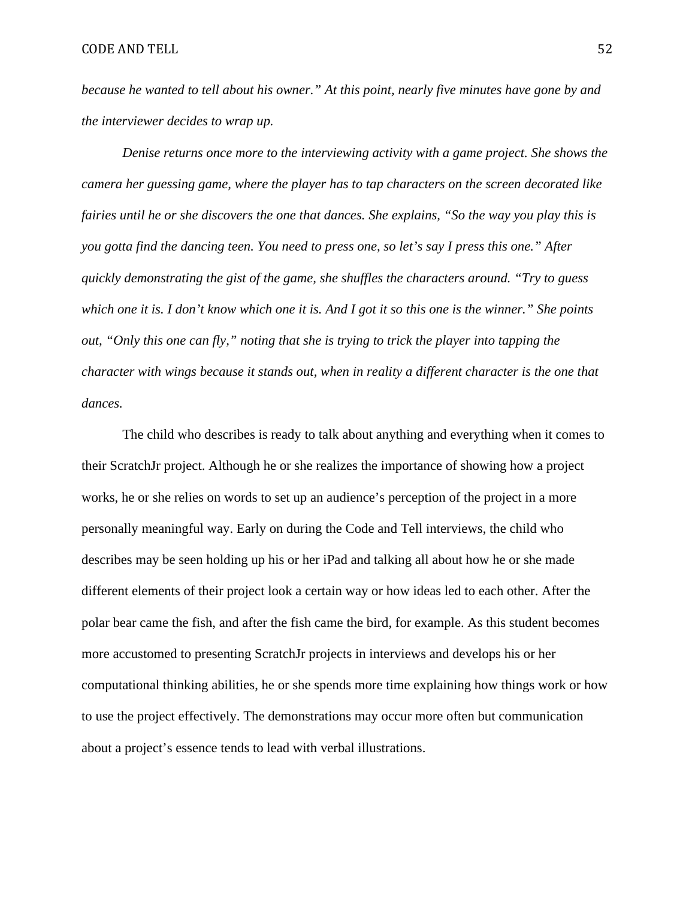*because he wanted to tell about his owner." At this point, nearly five minutes have gone by and the interviewer decides to wrap up.*

*Denise returns once more to the interviewing activity with a game project. She shows the camera her guessing game, where the player has to tap characters on the screen decorated like fairies until he or she discovers the one that dances. She explains, "So the way you play this is you gotta find the dancing teen. You need to press one, so let's say I press this one." After quickly demonstrating the gist of the game, she shuffles the characters around. "Try to guess which one it is. I don't know which one it is. And I got it so this one is the winner." She points out, "Only this one can fly," noting that she is trying to trick the player into tapping the character with wings because it stands out, when in reality a different character is the one that dances.*

The child who describes is ready to talk about anything and everything when it comes to their ScratchJr project. Although he or she realizes the importance of showing how a project works, he or she relies on words to set up an audience's perception of the project in a more personally meaningful way. Early on during the Code and Tell interviews, the child who describes may be seen holding up his or her iPad and talking all about how he or she made different elements of their project look a certain way or how ideas led to each other. After the polar bear came the fish, and after the fish came the bird, for example. As this student becomes more accustomed to presenting ScratchJr projects in interviews and develops his or her computational thinking abilities, he or she spends more time explaining how things work or how to use the project effectively. The demonstrations may occur more often but communication about a project's essence tends to lead with verbal illustrations.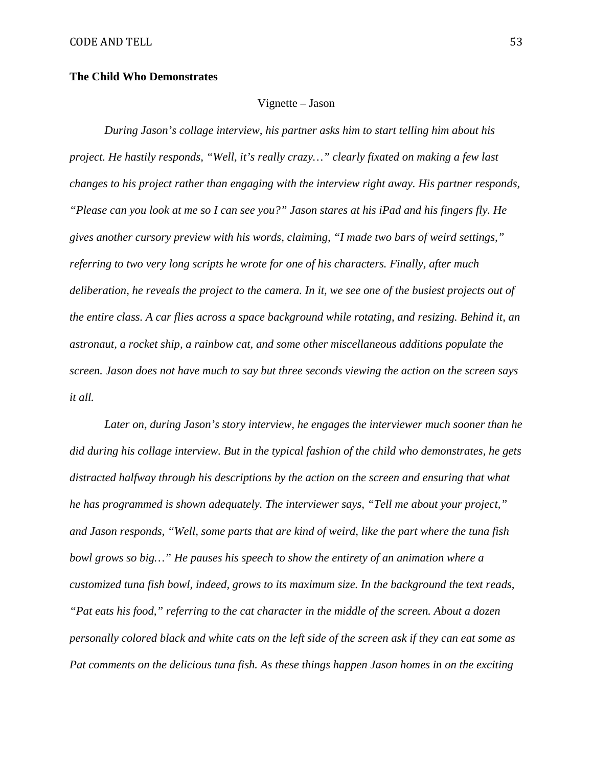**The Child Who Demonstrates**

Vignette – Jason

*During Jason's collage interview, his partner asks him to start telling him about his project. He hastily responds, "Well, it's really crazy…" clearly fixated on making a few last changes to his project rather than engaging with the interview right away. His partner responds, "Please can you look at me so I can see you?" Jason stares at his iPad and his fingers fly. He gives another cursory preview with his words, claiming, "I made two bars of weird settings," referring to two very long scripts he wrote for one of his characters. Finally, after much deliberation, he reveals the project to the camera. In it, we see one of the busiest projects out of the entire class. A car flies across a space background while rotating, and resizing. Behind it, an astronaut, a rocket ship, a rainbow cat, and some other miscellaneous additions populate the screen. Jason does not have much to say but three seconds viewing the action on the screen says it all.*

*Later on, during Jason's story interview, he engages the interviewer much sooner than he did during his collage interview. But in the typical fashion of the child who demonstrates, he gets distracted halfway through his descriptions by the action on the screen and ensuring that what he has programmed is shown adequately. The interviewer says, "Tell me about your project," and Jason responds, "Well, some parts that are kind of weird, like the part where the tuna fish bowl grows so big…" He pauses his speech to show the entirety of an animation where a customized tuna fish bowl, indeed, grows to its maximum size. In the background the text reads, "Pat eats his food," referring to the cat character in the middle of the screen. About a dozen personally colored black and white cats on the left side of the screen ask if they can eat some as Pat comments on the delicious tuna fish. As these things happen Jason homes in on the exciting*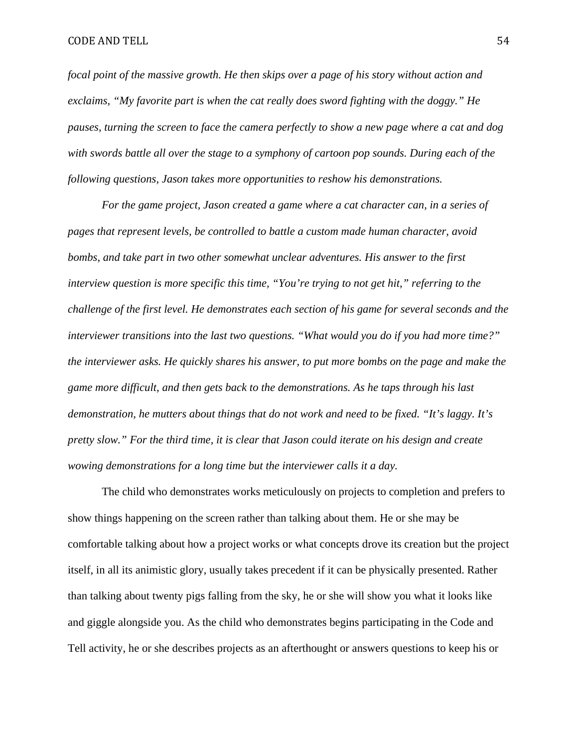*focal point of the massive growth. He then skips over a page of his story without action and exclaims, "My favorite part is when the cat really does sword fighting with the doggy." He pauses, turning the screen to face the camera perfectly to show a new page where a cat and dog with swords battle all over the stage to a symphony of cartoon pop sounds. During each of the following questions, Jason takes more opportunities to reshow his demonstrations.*

*For the game project, Jason created a game where a cat character can, in a series of pages that represent levels, be controlled to battle a custom made human character, avoid bombs, and take part in two other somewhat unclear adventures. His answer to the first interview question is more specific this time, "You're trying to not get hit," referring to the challenge of the first level. He demonstrates each section of his game for several seconds and the interviewer transitions into the last two questions. "What would you do if you had more time?" the interviewer asks. He quickly shares his answer, to put more bombs on the page and make the game more difficult, and then gets back to the demonstrations. As he taps through his last demonstration, he mutters about things that do not work and need to be fixed. "It's laggy. It's pretty slow." For the third time, it is clear that Jason could iterate on his design and create wowing demonstrations for a long time but the interviewer calls it a day.*

The child who demonstrates works meticulously on projects to completion and prefers to show things happening on the screen rather than talking about them. He or she may be comfortable talking about how a project works or what concepts drove its creation but the project itself, in all its animistic glory, usually takes precedent if it can be physically presented. Rather than talking about twenty pigs falling from the sky, he or she will show you what it looks like and giggle alongside you. As the child who demonstrates begins participating in the Code and Tell activity, he or she describes projects as an afterthought or answers questions to keep his or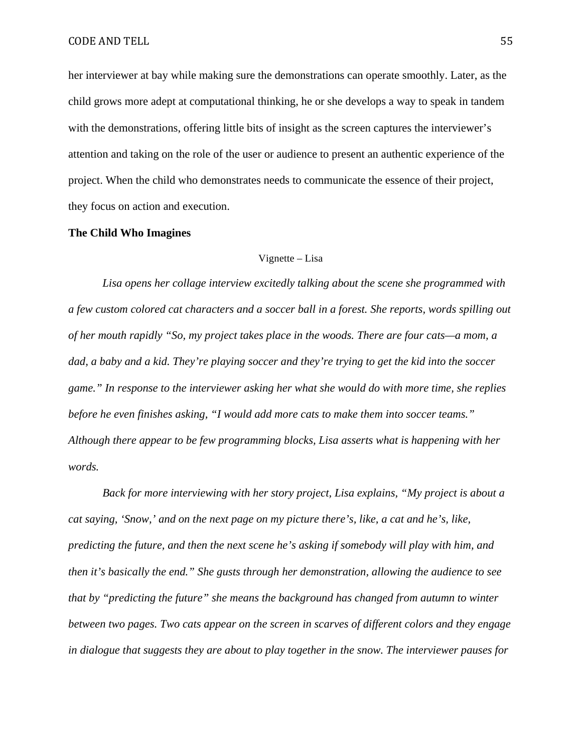her interviewer at bay while making sure the demonstrations can operate smoothly. Later, as the child grows more adept at computational thinking, he or she develops a way to speak in tandem with the demonstrations, offering little bits of insight as the screen captures the interviewer's attention and taking on the role of the user or audience to present an authentic experience of the project. When the child who demonstrates needs to communicate the essence of their project, they focus on action and execution.

**The Child Who Imagines**

Vignette – Lisa

*Lisa opens her collage interview excitedly talking about the scene she programmed with a few custom colored cat characters and a soccer ball in a forest. She reports, words spilling out of her mouth rapidly "So, my project takes place in the woods. There are four cats—a mom, a dad, a baby and a kid. They're playing soccer and they're trying to get the kid into the soccer game." In response to the interviewer asking her what she would do with more time, she replies before he even finishes asking, "I would add more cats to make them into soccer teams." Although there appear to be few programming blocks, Lisa asserts what is happening with her words.*

*Back for more interviewing with her story project, Lisa explains, "My project is about a cat saying, 'Snow,' and on the next page on my picture there's, like, a cat and he's, like, predicting the future, and then the next scene he's asking if somebody will play with him, and then it's basically the end." She gusts through her demonstration, allowing the audience to see that by "predicting the future" she means the background has changed from autumn to winter between two pages. Two cats appear on the screen in scarves of different colors and they engage in dialogue that suggests they are about to play together in the snow. The interviewer pauses for*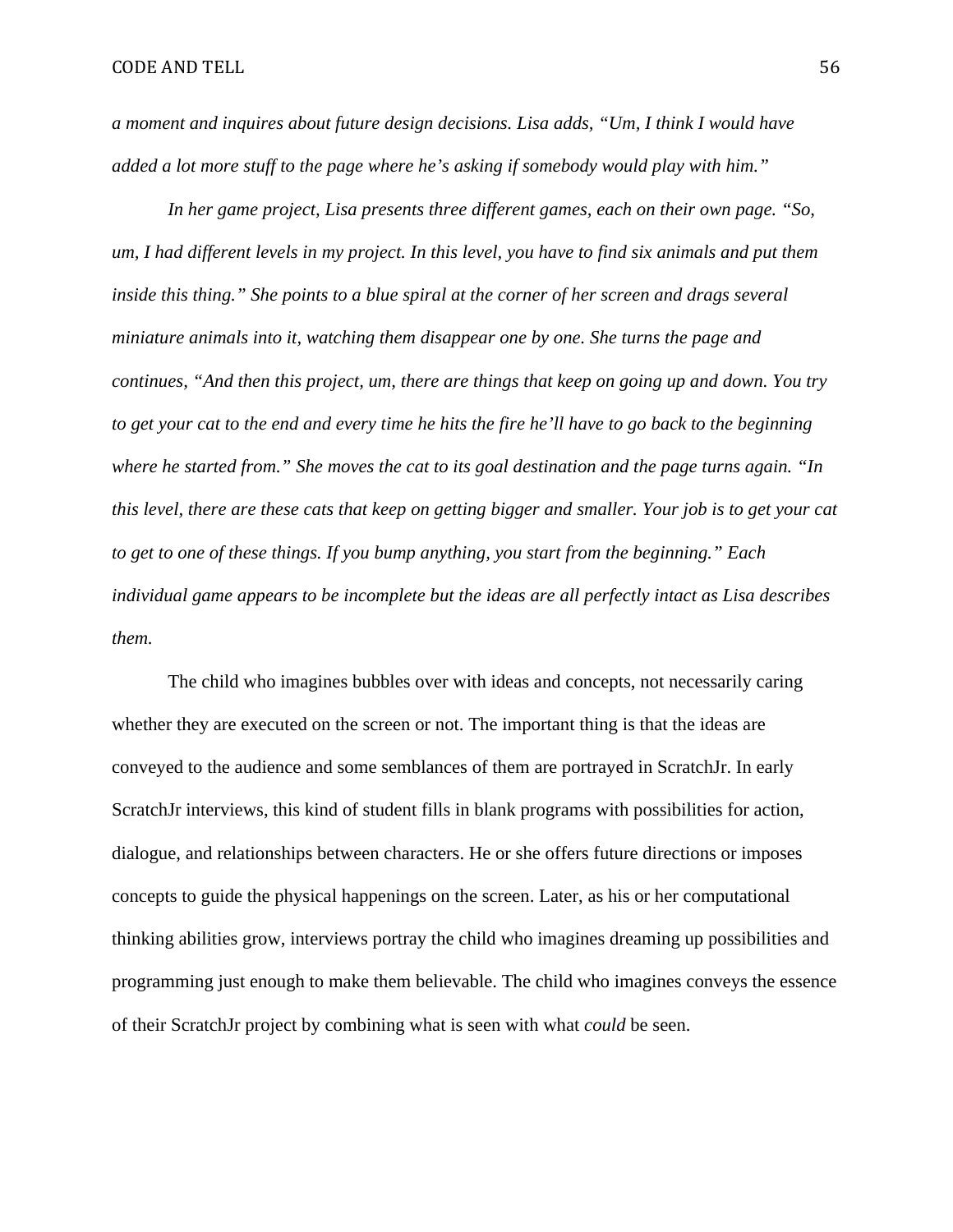*a moment and inquires about future design decisions. Lisa adds, "Um, I think I would have added a lot more stuff to the page where he's asking if somebody would play with him."*

*In her game project, Lisa presents three different games, each on their own page. "So, um, I had different levels in my project. In this level, you have to find six animals and put them inside this thing." She points to a blue spiral at the corner of her screen and drags several miniature animals into it, watching them disappear one by one. She turns the page and continues, "And then this project, um, there are things that keep on going up and down. You try to get your cat to the end and every time he hits the fire he'll have to go back to the beginning where he started from." She moves the cat to its goal destination and the page turns again. "In this level, there are these cats that keep on getting bigger and smaller. Your job is to get your cat to get to one of these things. If you bump anything, you start from the beginning." Each individual game appears to be incomplete but the ideas are all perfectly intact as Lisa describes them.*

The child who imagines bubbles over with ideas and concepts, not necessarily caring whether they are executed on the screen or not. The important thing is that the ideas are conveyed to the audience and some semblances of them are portrayed in ScratchJr. In early ScratchJr interviews, this kind of student fills in blank programs with possibilities for action, dialogue, and relationships between characters. He or she offers future directions or imposes concepts to guide the physical happenings on the screen. Later, as his or her computational thinking abilities grow, interviews portray the child who imagines dreaming up possibilities and programming just enough to make them believable. The child who imagines conveys the essence of their ScratchJr project by combining what is seen with what *could* be seen.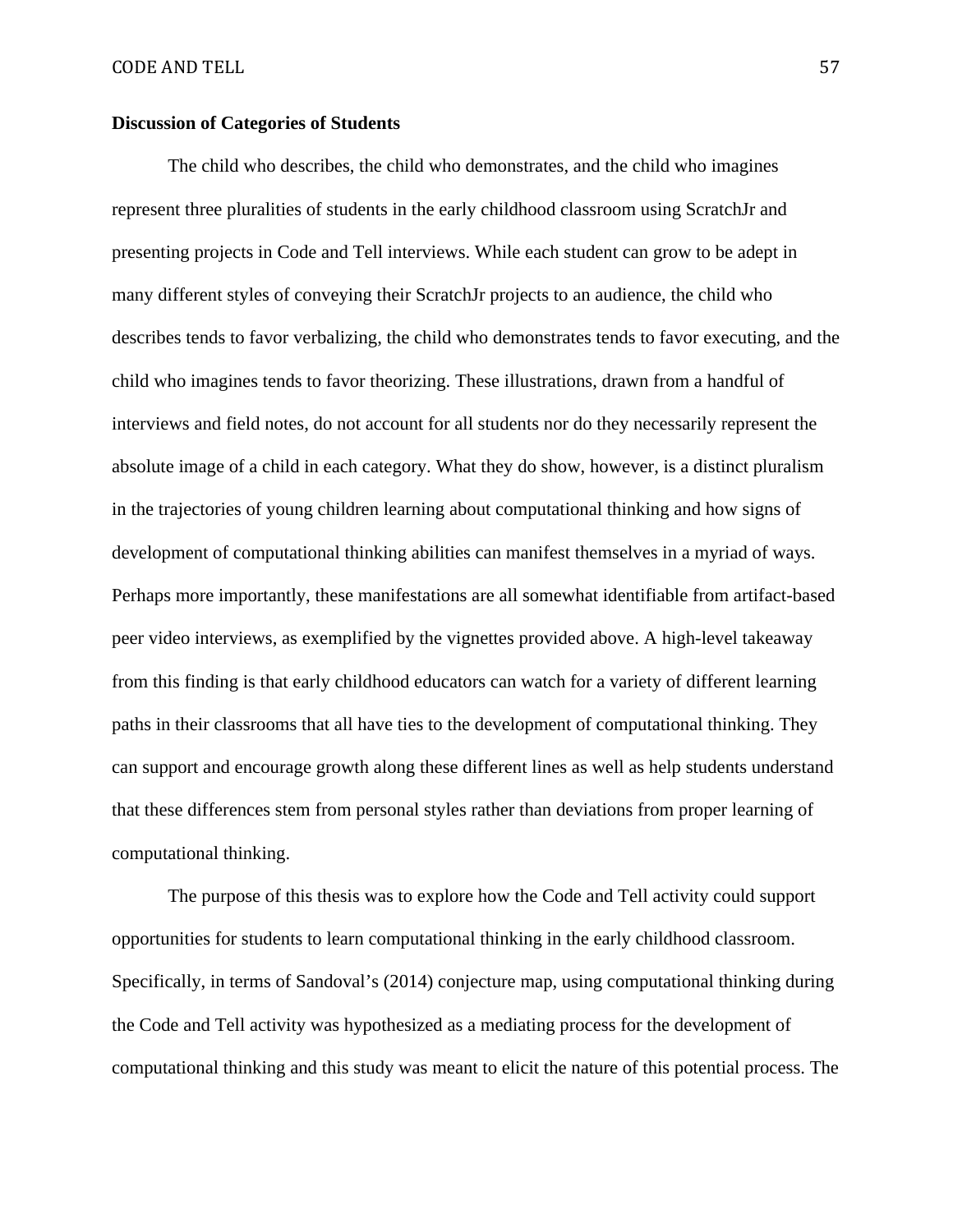### Discussion of Categories of Students

The child who describes, the child who demonstrates, and the child who imagines represent three pluralities of students in the early childhood classroom using ScratchJr and presenting projects in Code and Tell interviews. While each student can grow to be adept in many different styles of conveying their ScratchJr projects to an audience, the child who describes tends to favor verbalizing, the child who demonstrates tends to favor executing, and the child who imagines tends to favor theorizing. These illustrations, drawn from a handful of interviews and field notes, do not account for all students nor do they necessarily represent the absolute image of a child in each category. What they do show, however, is a distinct pluralism in the trajectories of young children learning about computational thinking and how signs of development of computational thinking abilities can manifest themselves in a myriad of ways. Perhaps more importantly, these manifestations are all somewhat identifiable from artifact-based peer video interviews, as exemplified by the vignettes provided above. A high-level takeaway from this finding is that early childhood educators can watch for a variety of different learning paths in their classrooms that all have ties to the development of computational thinking. They can support and encourage growth along these different lines as well as help students understand that these differences stem from personal styles rather than deviations from proper learning of computational thinking.

The purpose of this thesis was to explore how the Code and Tell activity could support opportunities for students to learn computational thinking in the early childhood classroom. Specifically, in terms of Sandoval's (2014) conjecture map, using computational thinking during the Code and Tell activity was hypothesized as a mediating process for the development of computational thinking and this study was meant to elicit the nature of this potential process. The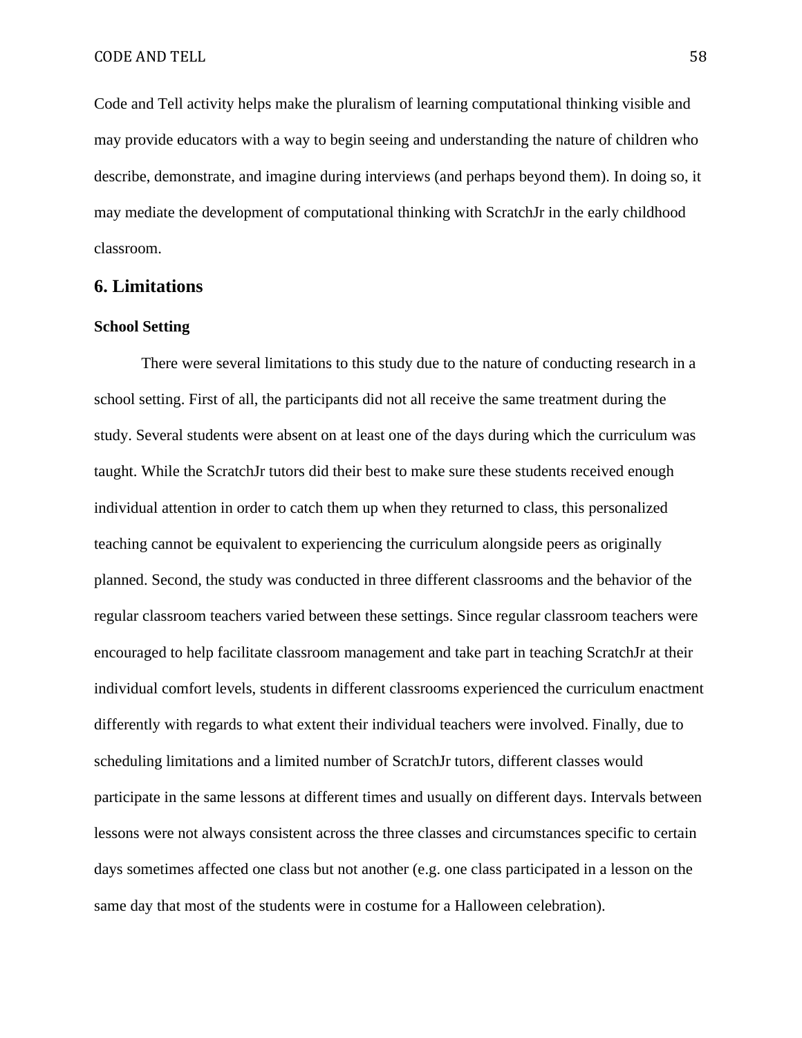Code and Tell activity helps make the pluralism of learning computational thinking visible and may provide educators with a way to begin seeing and understanding the nature of children who describe, demonstrate, and imagine during interviews (and perhaps beyond them). In doing so, it may mediate the development of computational thinking with ScratchJr in the early childhood classroom.

## 6. Limitations

### School Setting

There were several limitations to this study due to the nature of conducting research in a school setting. First of all, the participants did not all receive the same treatment during the study. Several students were absent on at least one of the days during which the curriculum was taught. While the ScratchJr tutors did their best to make sure these students received enough individual attention in order to catch them up when they returned to class, this personalized teaching cannot be equivalent to experiencing the curriculum alongside peers as originally planned. Second, the study was conducted in three different classrooms and the behavior of the regular classroom teachers varied between these settings. Since regular classroom teachers were encouraged to help facilitate classroom management and take part in teaching ScratchJr at their individual comfort levels, students in different classrooms experienced the curriculum enactment differently with regards to what extent their individual teachers were involved. Finally, due to scheduling limitations and a limited number of ScratchJr tutors, different classes would participate in the same lessons at different times and usually on different days. Intervals between lessons were not always consistent across the three classes and circumstances specific to certain days sometimes affected one class but not another (e.g. one class participated in a lesson on the same day that most of the students were in costume for a Halloween celebration).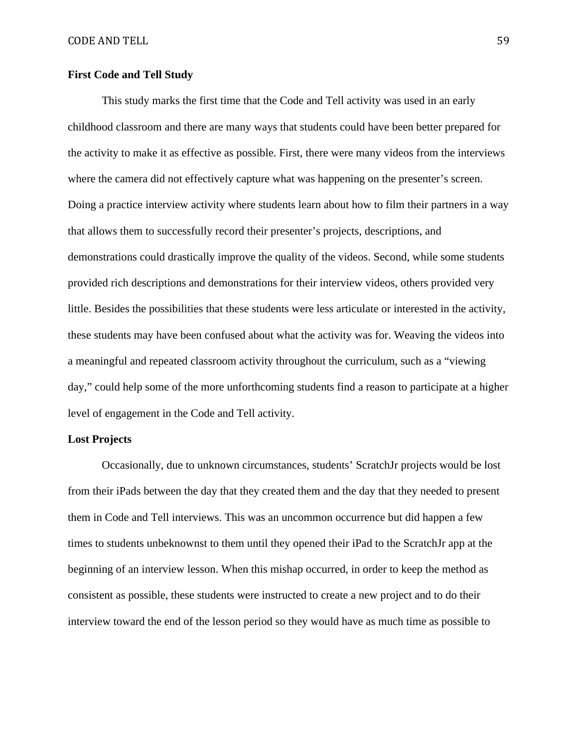### First Code and Tell Study

This study marks the first time that the Code and Tell activity was used in an early childhood classroom and there are many ways that students could have been better prepared for the activity to make it as effective as possible. First, there were many videos from the interviews where the camera did not effectively capture what was happening on the presenter's screen. Doing a practice interview activity where students learn about how to film their partners in a way that allows them to successfully record their presenter's projects, descriptions, and demonstrations could drastically improve the quality of the videos. Second, while some students provided rich descriptions and demonstrations for their interview videos, others provided very little. Besides the possibilities that these students were less articulate or interested in the activity, these students may have been confused about what the activity was for. Weaving the videos into a meaningful and repeated classroom activity throughout the curriculum, such as a "viewing day," could help some of the more unforthcoming students find a reason to participate at a higher level of engagement in the Code and Tell activity.

### Lost Projects

Occasionally, due to unknown circumstances, students' ScratchJr projects would be lost from their iPads between the day that they created them and the day that they needed to present them in Code and Tell interviews. This was an uncommon occurrence but did happen a few times to students unbeknownst to them until they opened their iPad to the ScratchJr app at the beginning of an interview lesson. When this mishap occurred, in order to keep the method as consistent as possible, these students were instructed to create a new project and to do their interview toward the end of the lesson period so they would have as much time as possible to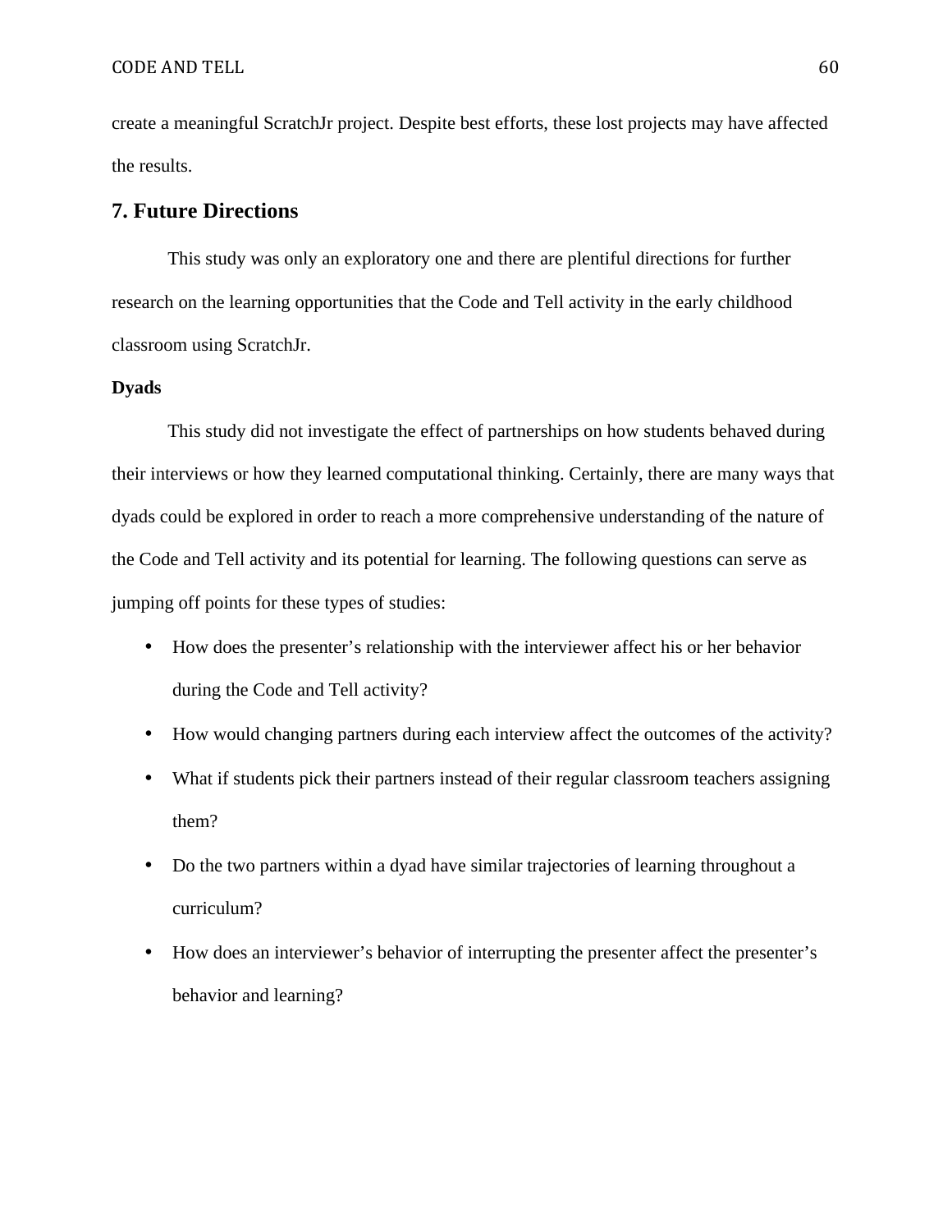create a meaningful ScratchJr project. Despite best efforts, these lost projects may have affected the results.

## 7. Future Directions

This study was only an exploratory one and there are plentiful directions for further research on the learning opportunities that the Code and Tell activity in the early childhood classroom using ScratchJr.

**Dyads**

This study did not investigate the effect of partnerships on how students behaved during their interviews or how they learned computational thinking. Certainly, there are many ways that dyads could be explored in order to reach a more comprehensive understanding of the nature of the Code and Tell activity and its potential for learning. The following questions can serve as jumping off points for these types of studies:

- How does the presenter's relationship with the interviewer affect his or her behavior during the Code and Tell activity?
- How would changing partners during each interview affect the outcomes of the activity?
- What if students pick their partners instead of their regular classroom teachers assigning them?
- Do the two partners within a dyad have similar trajectories of learning throughout a curriculum?
- How does an interviewer's behavior of interrupting the presenter affect the presenter's behavior and learning?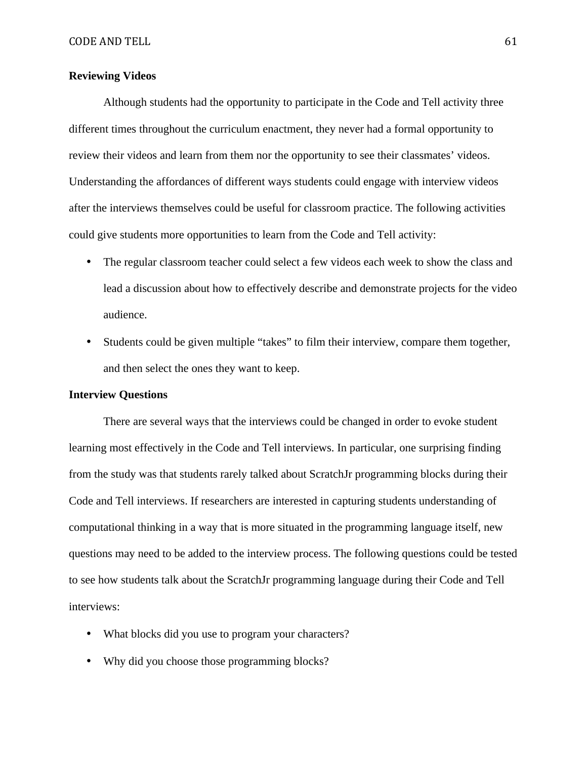**Reviewing Videos**

Although students had the opportunity to participate in the Code and Tell activity three different times throughout the curriculum enactment, they never had a formal opportunity to review their videos and learn from them nor the opportunity to see their classmates' videos. Understanding the affordances of different ways students could engage with interview videos after the interviews themselves could be useful for classroom practice. The following activities could give students more opportunities to learn from the Code and Tell activity:

- The regular classroom teacher could select a few videos each week to show the class and lead a discussion about how to effectively describe and demonstrate projects for the video audience.
- Students could be given multiple "takes" to film their interview, compare them together, and then select the ones they want to keep.

**Interview Questions**

There are several ways that the interviews could be changed in order to evoke student learning most effectively in the Code and Tell interviews. In particular, one surprising finding from the study was that students rarely talked about ScratchJr programming blocks during their Code and Tell interviews. If researchers are interested in capturing students understanding of computational thinking in a way that is more situated in the programming language itself, new questions may need to be added to the interview process. The following questions could be tested to see how students talk about the ScratchJr programming language during their Code and Tell interviews:

- What blocks did you use to program your characters?
- Why did you choose those programming blocks?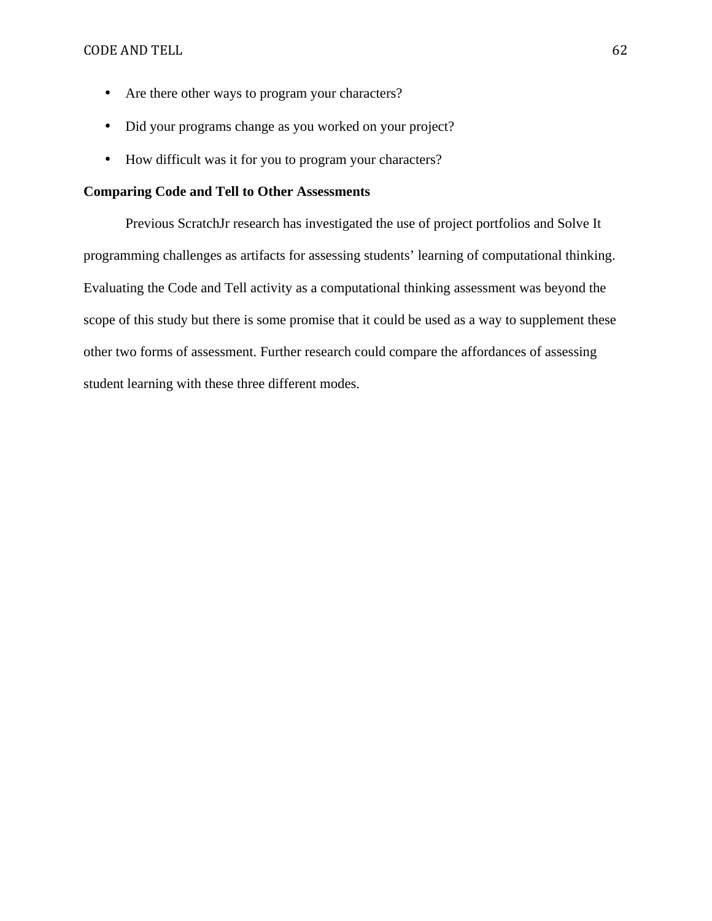- Are there other ways to program your characters?
- Did your programs change as you worked on your project?
- How difficult was it for you to program your characters?

**Comparing Code and Tell to Other Assessments**

Previous ScratchJr research has investigated the use of project portfolios and Solve It programming challenges as artifacts for assessing students' learning of computational thinking. Evaluating the Code and Tell activity as a computational thinking assessment was beyond the scope of this study but there is some promise that it could be used as a way to supplement these other two forms of assessment. Further research could compare the affordances of assessing student learning with these three different modes.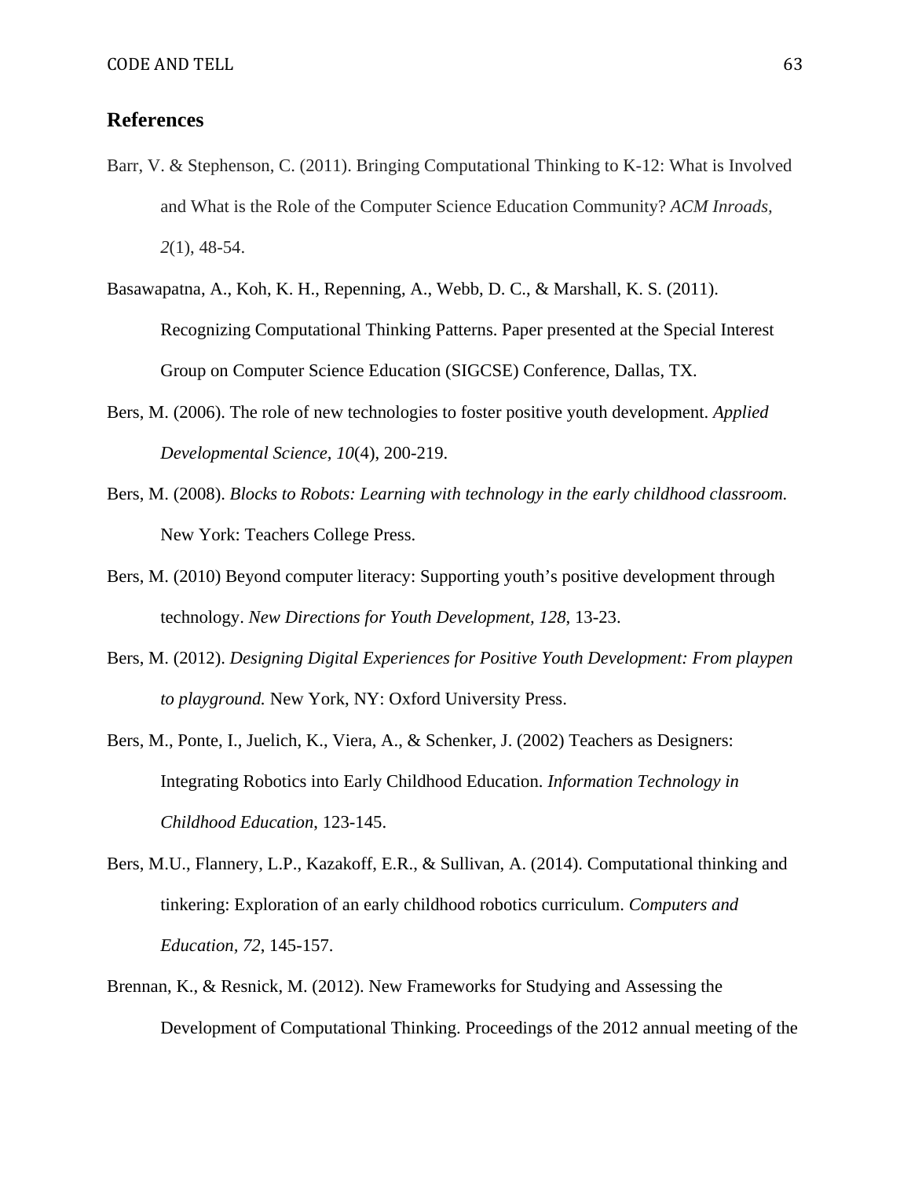## References

Barr, V. & Stephenson, C. (2011). Bringing Computational Thinking to K-12: What is Involved and What is the Role of the Computer Science Education Community? *ACM Inroads, 2*(1), 48-54.

Basawapatna, A., Koh, K. H., Repenning, A., Webb, D. C., & Marshall, K. S. (2011). Recognizing Computational Thinking Patterns. Paper presented at the Special Interest Group on Computer Science Education (SIGCSE) Conference, Dallas, TX.

Bers, M. (2006). The role of new technologies to foster positive youth development. *Applied Developmental Science, 10*(4), 200-219.

Bers, M. (2008). *Blocks to Robots: Learning with technology in the early childhood classroom.* New York: Teachers College Press.

Bers, M. (2010) Beyond computer literacy: Supporting youth's positive development through technology. *New Directions for Youth Development, 128*, 13-23.

Bers, M. (2012). *Designing Digital Experiences for Positive Youth Development: From playpen to playground.* New York, NY: Oxford University Press.

Bers, M., Ponte, I., Juelich, K., Viera, A., & Schenker, J. (2002) Teachers as Designers: Integrating Robotics into Early Childhood Education. *Information Technology in Childhood Education*, 123-145.

Bers, M.U., Flannery, L.P., Kazakoff, E.R., & Sullivan, A. (2014). Computational thinking and tinkering: Exploration of an early childhood robotics curriculum. *Computers and Education, 72*, 145-157.

Brennan, K., & Resnick, M. (2012). New Frameworks for Studying and Assessing the Development of Computational Thinking. Proceedings of the 2012 annual meeting of the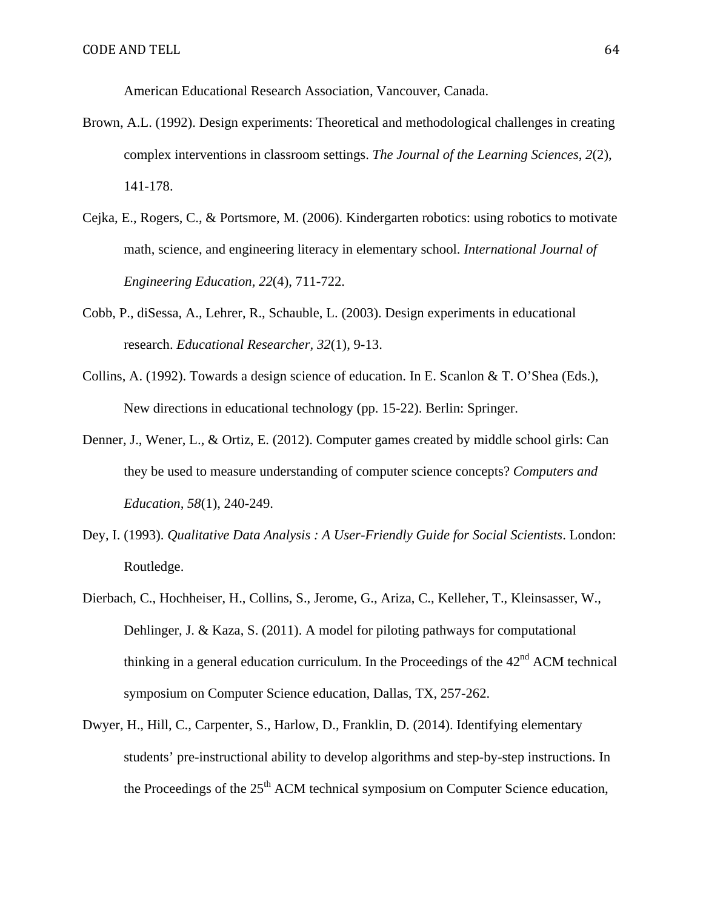American Educational Research Association, Vancouver, Canada.

Brown, A.L. (1992). Design experiments: Theoretical and methodological challenges in creating complex interventions in classroom settings. *The Journal of the Learning Sciences*, *2*(2), 141-178.

Cejka, E., Rogers, C., & Portsmore, M. (2006). Kindergarten robotics: using robotics to motivate math, science, and engineering literacy in elementary school. *International Journal of Engineering Education, 22*(4), 711-722.

Cobb, P., diSessa, A., Lehrer, R., Schauble, L. (2003). Design experiments in educational research. *Educational Researcher, 32*(1), 9-13.

Collins, A. (1992). Towards a design science of education. In E. Scanlon & T. O'Shea (Eds.), New directions in educational technology (pp. 15-22). Berlin: Springer.

Denner, J., Wener, L., & Ortiz, E. (2012). Computer games created by middle school girls: Can they be used to measure understanding of computer science concepts? *Computers and Education, 58*(1), 240-249.

Dey, I. (1993). *Qualitative Data Analysis : A User-Friendly Guide for Social Scientists*. London: Routledge.

Dierbach, C., Hochheiser, H., Collins, S., Jerome, G., Ariza, C., Kelleher, T., Kleinsasser, W., Dehlinger, J. & Kaza, S. (2011). A model for piloting pathways for computational thinking in a general education curriculum. In the Proceedings of the 42nd ACM technical symposium on Computer Science education, Dallas, TX, 257-262.

Dwyer, H., Hill, C., Carpenter, S., Harlow, D., Franklin, D. (2014). Identifying elementary students' pre-instructional ability to develop algorithms and step-by-step instructions. In the Proceedings of the 25th ACM technical symposium on Computer Science education,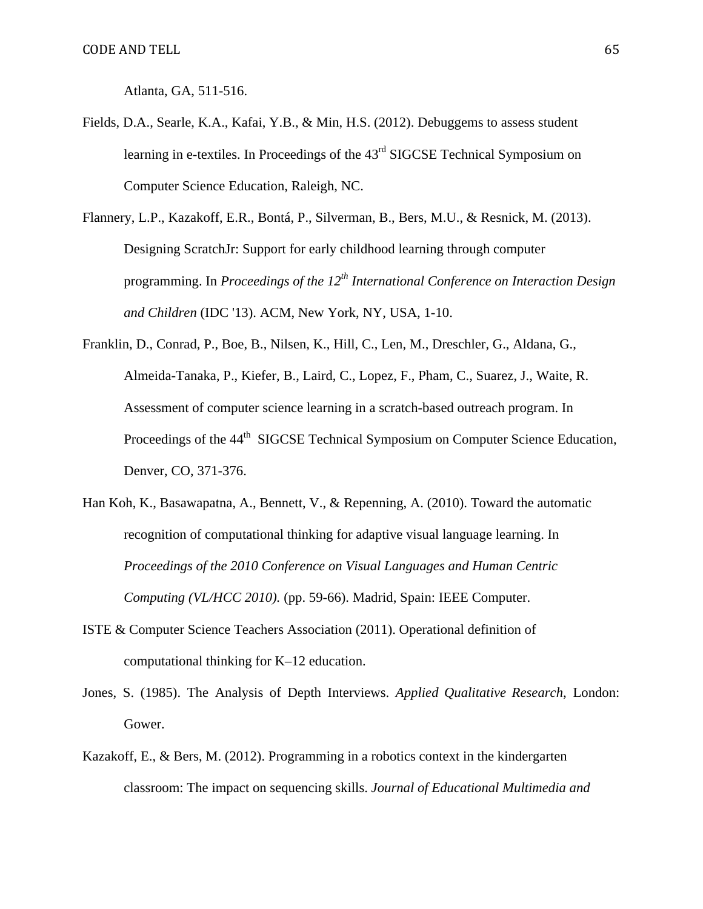Atlanta, GA, 511-516.

Fields, D.A., Searle, K.A., Kafai, Y.B., & Min, H.S. (2012). Debuggems to assess student learning in e-textiles. In Proceedings of the 43rd SIGCSE Technical Symposium on Computer Science Education, Raleigh, NC.

Flannery, L.P., Kazakoff, E.R., Bontá, P., Silverman, B., Bers, M.U., & Resnick, M. (2013). Designing ScratchJr: Support for early childhood learning through computer programming. In *Proceedings of the 12th International Conference on Interaction Design and Children* (IDC '13). ACM, New York, NY, USA, 1-10.

Franklin, D., Conrad, P., Boe, B., Nilsen, K., Hill, C., Len, M., Dreschler, G., Aldana, G., Almeida-Tanaka, P., Kiefer, B., Laird, C., Lopez, F., Pham, C., Suarez, J., Waite, R. Assessment of computer science learning in a scratch-based outreach program. In Proceedings of the 44th SIGCSE Technical Symposium on Computer Science Education, Denver, CO, 371-376.

Han Koh, K., Basawapatna, A., Bennett, V., & Repenning, A. (2010). Toward the automatic recognition of computational thinking for adaptive visual language learning. In *Proceedings of the 2010 Conference on Visual Languages and Human Centric Computing (VL/HCC 2010).* (pp. 59-66). Madrid, Spain: IEEE Computer.

ISTE & Computer Science Teachers Association (2011). Operational definition of computational thinking for K–12 education.

Jones, S. (1985). The Analysis of Depth Interviews. *Applied Qualitative Research*, London: Gower.

Kazakoff, E., & Bers, M. (2012). Programming in a robotics context in the kindergarten classroom: The impact on sequencing skills. *Journal of Educational Multimedia and*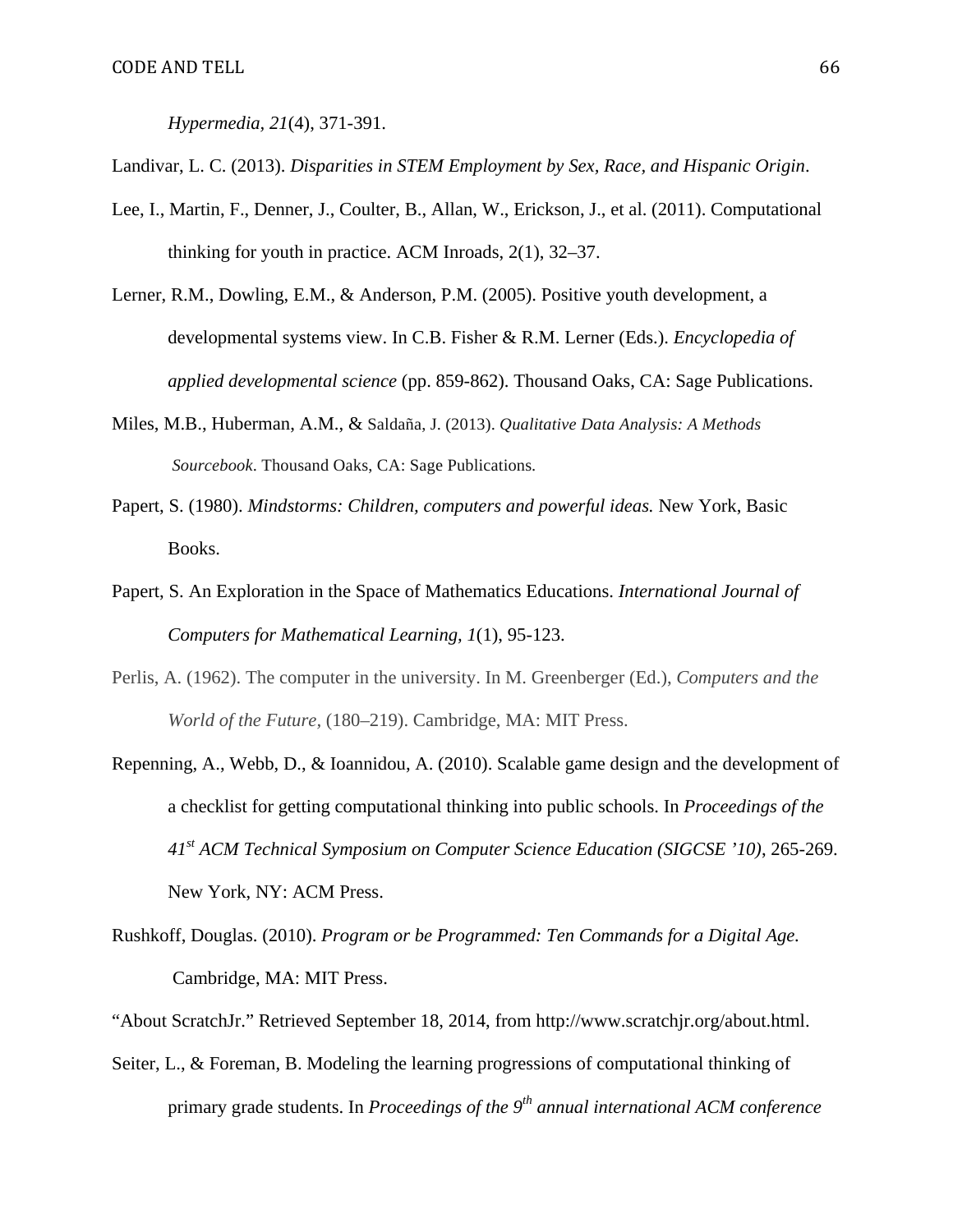*Hypermedia, 21*(4), 371-391.

Landivar, L. C. (2013). *Disparities in STEM Employment by Sex, Race, and Hispanic Origin*.

Lee, I., Martin, F., Denner, J., Coulter, B., Allan, W., Erickson, J., et al. (2011). Computational thinking for youth in practice. ACM Inroads, 2(1), 32–37.

Lerner, R.M., Dowling, E.M., & Anderson, P.M. (2005). Positive youth development, a developmental systems view. In C.B. Fisher & R.M. Lerner (Eds.). *Encyclopedia of applied developmental science* (pp. 859-862). Thousand Oaks, CA: Sage Publications.

Miles, M.B., Huberman, A.M., & Saldaña, J. (2013). *Qualitative Data Analysis: A Methods Sourcebook*. Thousand Oaks, CA: Sage Publications.

Papert, S. (1980). *Mindstorms: Children, computers and powerful ideas.* New York, Basic Books.

Papert, S. An Exploration in the Space of Mathematics Educations. *International Journal of Computers for Mathematical Learning, 1*(1), 95-123.

Perlis, A. (1962). The computer in the university. In M. Greenberger (Ed.), *Computers and the World of the Future*, (180–219). Cambridge, MA: MIT Press.

Repenning, A., Webb, D., & Ioannidou, A. (2010). Scalable game design and the development of a checklist for getting computational thinking into public schools. In *Proceedings of the 41st ACM Technical Symposium on Computer Science Education (SIGCSE '10)*, 265-269. New York, NY: ACM Press.

Rushkoff, Douglas. (2010). *Program or be Programmed: Ten Commands for a Digital Age.* Cambridge, MA: MIT Press.

"About ScratchJr." Retrieved September 18, 2014, from http://www.scratchjr.org/about.html.

Seiter, L., & Foreman, B. Modeling the learning progressions of computational thinking of primary grade students. In *Proceedings of the 9th annual international ACM conference*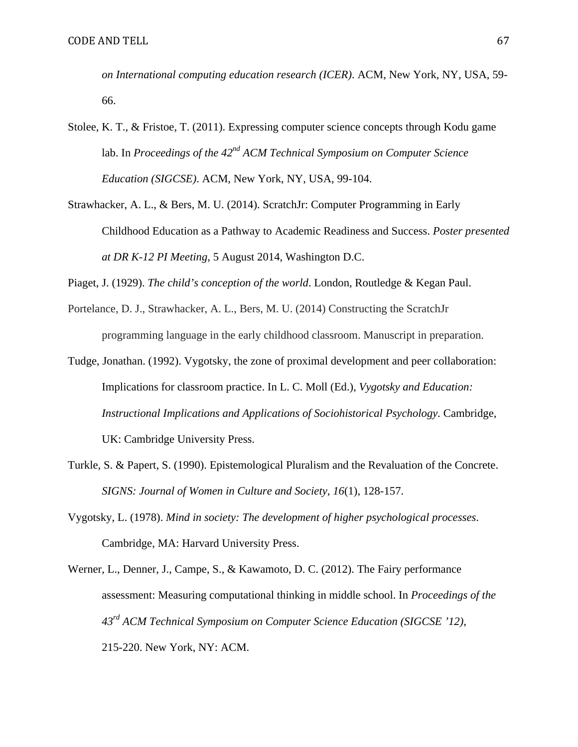*on International computing education research (ICER)*. ACM, New York, NY, USA, 59-66.

Stolee, K. T., & Fristoe, T. (2011). Expressing computer science concepts through Kodu game lab. In *Proceedings of the 42nd ACM Technical Symposium on Computer Science Education (SIGCSE)*. ACM, New York, NY, USA, 99-104.

Strawhacker, A. L., & Bers, M. U. (2014). ScratchJr: Computer Programming in Early Childhood Education as a Pathway to Academic Readiness and Success. *Poster presented at DR K-12 PI Meeting*, 5 August 2014, Washington D.C.

Piaget, J. (1929). *The child's conception of the world*. London, Routledge & Kegan Paul.

Portelance, D. J., Strawhacker, A. L., Bers, M. U. (2014) Constructing the ScratchJr programming language in the early childhood classroom. Manuscript in preparation.

Tudge, Jonathan. (1992). Vygotsky, the zone of proximal development and peer collaboration: Implications for classroom practice. In L. C. Moll (Ed.), *Vygotsky and Education: Instructional Implications and Applications of Sociohistorical Psychology*. Cambridge, UK: Cambridge University Press.

Turkle, S. & Papert, S. (1990). Epistemological Pluralism and the Revaluation of the Concrete. *SIGNS: Journal of Women in Culture and Society, 16*(1), 128-157.

Vygotsky, L. (1978). *Mind in society: The development of higher psychological processes*. Cambridge, MA: Harvard University Press.

Werner, L., Denner, J., Campe, S., & Kawamoto, D. C. (2012). The Fairy performance assessment: Measuring computational thinking in middle school. In *Proceedings of the 43rd ACM Technical Symposium on Computer Science Education (SIGCSE '12)*, 215-220. New York, NY: ACM.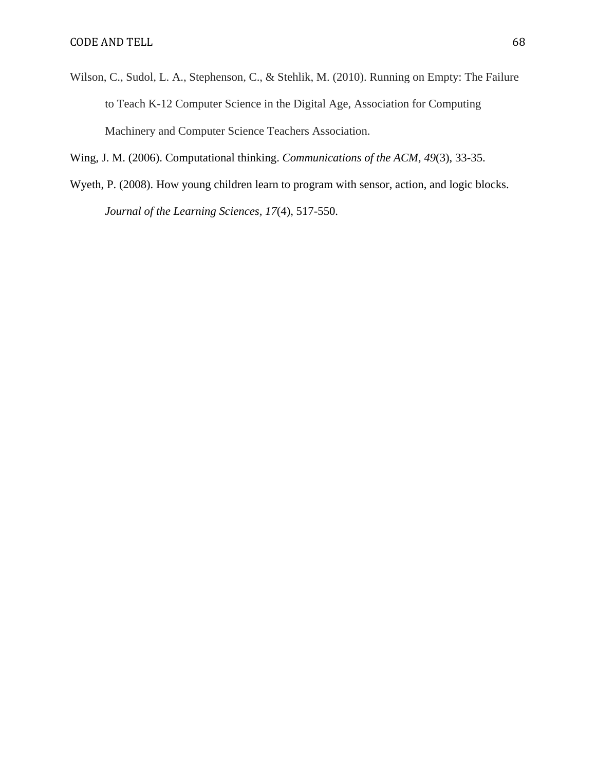Wilson, C., Sudol, L. A., Stephenson, C., & Stehlik, M. (2010). Running on Empty: The Failure to Teach K-12 Computer Science in the Digital Age, Association for Computing Machinery and Computer Science Teachers Association.

Wing, J. M. (2006). Computational thinking. *Communications of the ACM, 49*(3), 33-35.

Wyeth, P. (2008). How young children learn to program with sensor, action, and logic blocks. *Journal of the Learning Sciences*, *17*(4), 517-550.